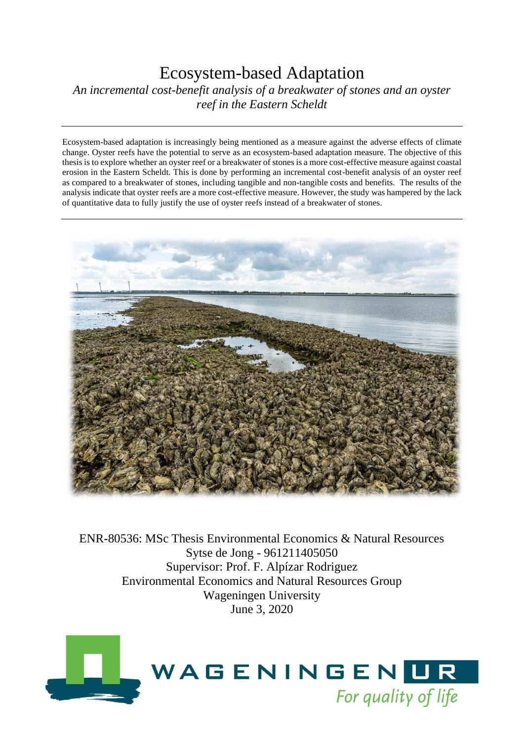# Ecosystem-based Adaptation

*An incremental cost-benefit analysis of a breakwater of stones and an oyster reef in the Eastern Scheldt*

---

Ecosystem-based adaptation is increasingly being mentioned as a measure against the adverse effects of climate change. Oyster reefs have the potential to serve as an ecosystem-based adaptation measure. The objective of this thesis is to explore whether an oyster reef or a breakwater of stones is a more cost-effective measure against coastal erosion in the Eastern Scheldt. This is done by performing an incremental cost-benefit analysis of an oyster reef as compared to a breakwater of stones, including tangible and non-tangible costs and benefits. The results of the analysis indicate that oyster reefs are a more cost-effective measure. However, the study was hampered by the lack of quantitative data to fully justify the use of oyster reefs instead of a breakwater of stones.

---

ENR-80536: MSc Thesis Environmental Economics & Natural Resources

Sytse de Jong - 961211405050

Supervisor: Prof. F. Alpízar Rodriguez

Environmental Economics and Natural Resources Group

Wageningen University

June 3, 2020

WAGENINGEN UR

*For quality of life*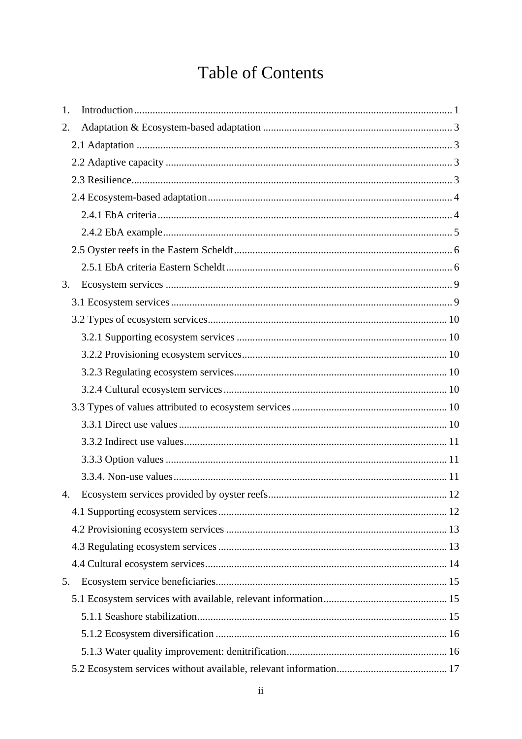# Table of Contents

1. Introduction ........ 1
2. Adaptation & Ecosystem-based adaptation ........ 3
   - 2.1 Adaptation ........ 3
   - 2.2 Adaptive capacity ........ 3
   - 2.3 Resilience ........ 3
   - 2.4 Ecosystem-based adaptation ........ 4
     - 2.4.1 EbA criteria ........ 4
     - 2.4.2 EbA example ........ 5
   - 2.5 Oyster reefs in the Eastern Scheldt ........ 6
     - 2.5.1 EbA criteria Eastern Scheldt ........ 6
3. Ecosystem services ........ 9
   - 3.1 Ecosystem services ........ 9
   - 3.2 Types of ecosystem services ........ 10
     - 3.2.1 Supporting ecosystem services ........ 10
     - 3.2.2 Provisioning ecosystem services ........ 10
     - 3.2.3 Regulating ecosystem services ........ 10
     - 3.2.4 Cultural ecosystem services ........ 10
   - 3.3 Types of values attributed to ecosystem services ........ 10
     - 3.3.1 Direct use values ........ 10
     - 3.3.2 Indirect use values ........ 11
     - 3.3.3 Option values ........ 11
     - 3.3.4. Non-use values ........ 11
4. Ecosystem services provided by oyster reefs ........ 12
   - 4.1 Supporting ecosystem services ........ 12
   - 4.2 Provisioning ecosystem services ........ 13
   - 4.3 Regulating ecosystem services ........ 13
   - 4.4 Cultural ecosystem services ........ 14
5. Ecosystem service beneficiaries ........ 15
   - 5.1 Ecosystem services with available, relevant information ........ 15
     - 5.1.1 Seashore stabilization ........ 15
     - 5.1.2 Ecosystem diversification ........ 16
     - 5.1.3 Water quality improvement: denitrification ........ 16
   - 5.2 Ecosystem services without available, relevant information ........ 17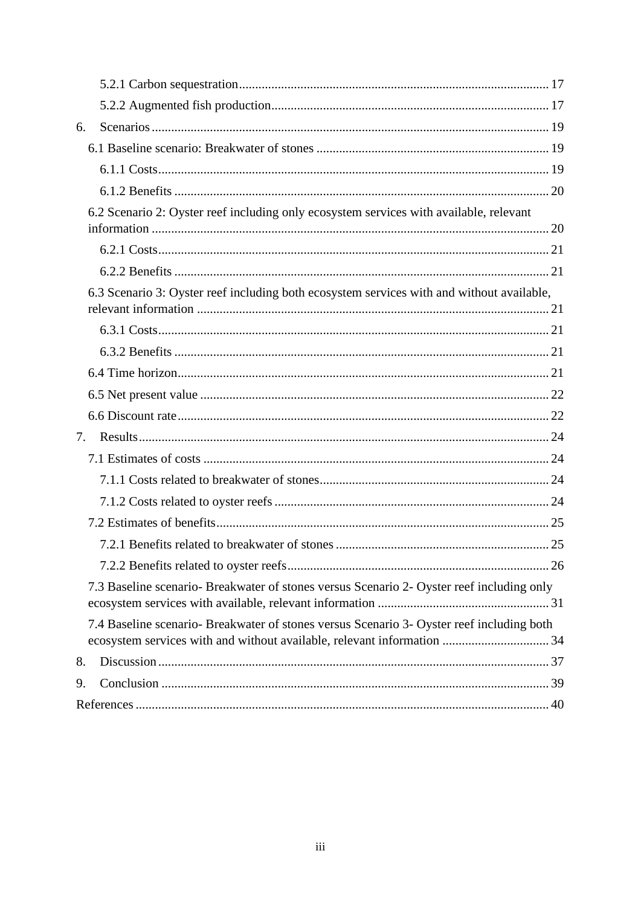- 5.2.1 Carbon sequestration ... 17
- 5.2.2 Augmented fish production ... 17

6. Scenarios ... 19
   - 6.1 Baseline scenario: Breakwater of stones ... 19
     - 6.1.1 Costs ... 19
     - 6.1.2 Benefits ... 20
   - 6.2 Scenario 2: Oyster reef including only ecosystem services with available, relevant information ... 20
     - 6.2.1 Costs ... 21
     - 6.2.2 Benefits ... 21
   - 6.3 Scenario 3: Oyster reef including both ecosystem services with and without available, relevant information ... 21
     - 6.3.1 Costs ... 21
     - 6.3.2 Benefits ... 21
   - 6.4 Time horizon ... 21
   - 6.5 Net present value ... 22
   - 6.6 Discount rate ... 22
7. Results ... 24
   - 7.1 Estimates of costs ... 24
     - 7.1.1 Costs related to breakwater of stones ... 24
     - 7.1.2 Costs related to oyster reefs ... 24
   - 7.2 Estimates of benefits ... 25
     - 7.2.1 Benefits related to breakwater of stones ... 25
     - 7.2.2 Benefits related to oyster reefs ... 26
   - 7.3 Baseline scenario- Breakwater of stones versus Scenario 2- Oyster reef including only ecosystem services with available, relevant information ... 31
   - 7.4 Baseline scenario- Breakwater of stones versus Scenario 3- Oyster reef including both ecosystem services with and without available, relevant information ... 34
8. Discussion ... 37
9. Conclusion ... 39

References ... 40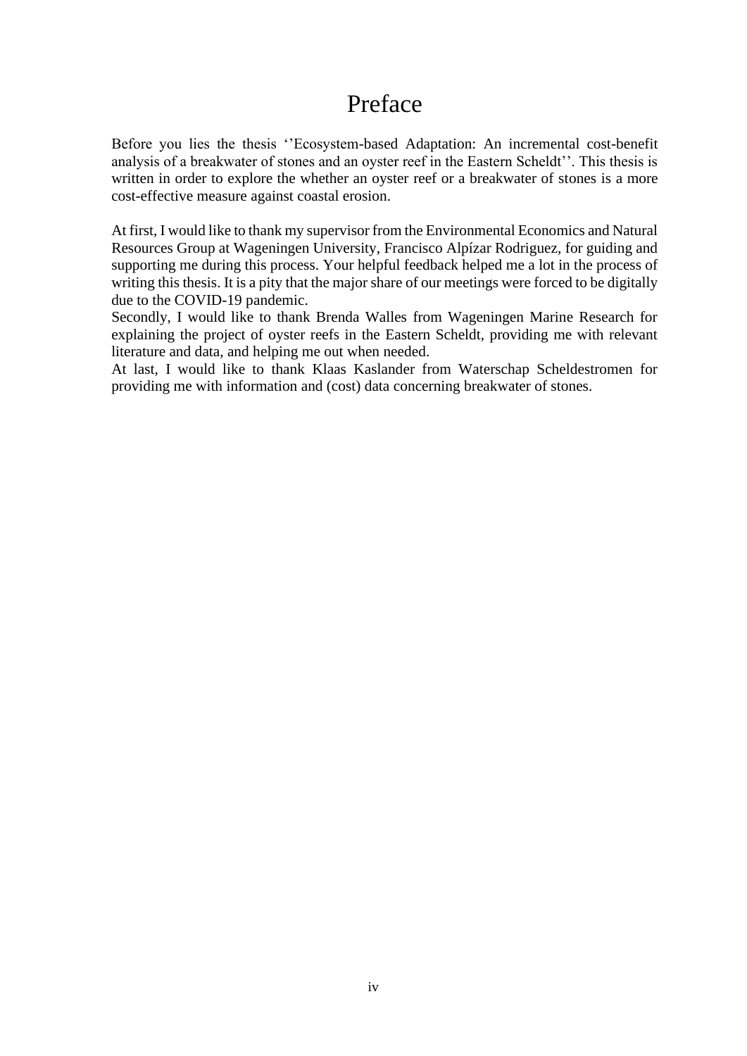# Preface

Before you lies the thesis ''Ecosystem-based Adaptation: An incremental cost-benefit analysis of a breakwater of stones and an oyster reef in the Eastern Scheldt''. This thesis is written in order to explore the whether an oyster reef or a breakwater of stones is a more cost-effective measure against coastal erosion.

At first, I would like to thank my supervisor from the Environmental Economics and Natural Resources Group at Wageningen University, Francisco Alpízar Rodriguez, for guiding and supporting me during this process. Your helpful feedback helped me a lot in the process of writing this thesis. It is a pity that the major share of our meetings were forced to be digitally due to the COVID-19 pandemic.
Secondly, I would like to thank Brenda Walles from Wageningen Marine Research for explaining the project of oyster reefs in the Eastern Scheldt, providing me with relevant literature and data, and helping me out when needed.
At last, I would like to thank Klaas Kaslander from Waterschap Scheldestromen for providing me with information and (cost) data concerning breakwater of stones.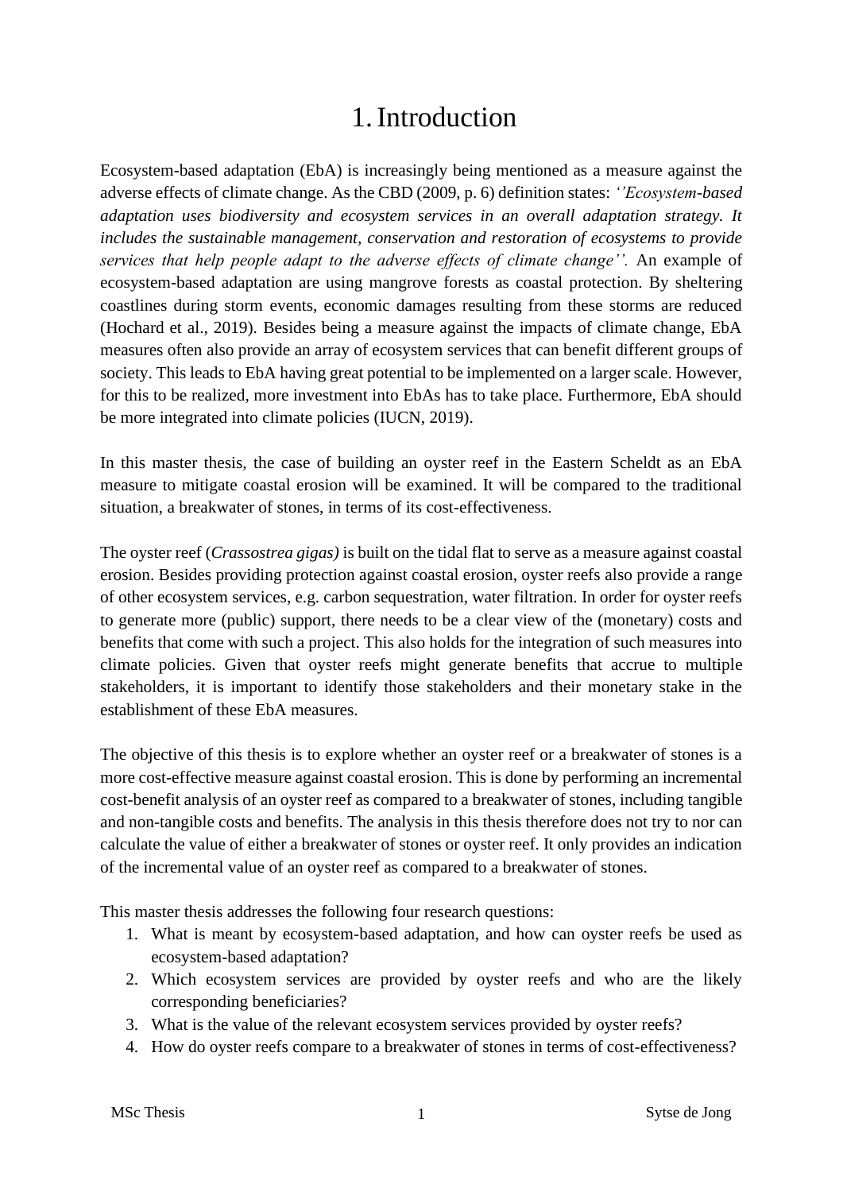# 1. Introduction

Ecosystem-based adaptation (EbA) is increasingly being mentioned as a measure against the adverse effects of climate change. As the CBD (2009, p. 6) definition states: *''Ecosystem-based adaptation uses biodiversity and ecosystem services in an overall adaptation strategy. It includes the sustainable management, conservation and restoration of ecosystems to provide services that help people adapt to the adverse effects of climate change''.* An example of ecosystem-based adaptation are using mangrove forests as coastal protection. By sheltering coastlines during storm events, economic damages resulting from these storms are reduced (Hochard et al., 2019). Besides being a measure against the impacts of climate change, EbA measures often also provide an array of ecosystem services that can benefit different groups of society. This leads to EbA having great potential to be implemented on a larger scale. However, for this to be realized, more investment into EbAs has to take place. Furthermore, EbA should be more integrated into climate policies (IUCN, 2019).

In this master thesis, the case of building an oyster reef in the Eastern Scheldt as an EbA measure to mitigate coastal erosion will be examined. It will be compared to the traditional situation, a breakwater of stones, in terms of its cost-effectiveness.

The oyster reef (*Crassostrea gigas)* is built on the tidal flat to serve as a measure against coastal erosion. Besides providing protection against coastal erosion, oyster reefs also provide a range of other ecosystem services, e.g. carbon sequestration, water filtration. In order for oyster reefs to generate more (public) support, there needs to be a clear view of the (monetary) costs and benefits that come with such a project. This also holds for the integration of such measures into climate policies. Given that oyster reefs might generate benefits that accrue to multiple stakeholders, it is important to identify those stakeholders and their monetary stake in the establishment of these EbA measures.

The objective of this thesis is to explore whether an oyster reef or a breakwater of stones is a more cost-effective measure against coastal erosion. This is done by performing an incremental cost-benefit analysis of an oyster reef as compared to a breakwater of stones, including tangible and non-tangible costs and benefits. The analysis in this thesis therefore does not try to nor can calculate the value of either a breakwater of stones or oyster reef. It only provides an indication of the incremental value of an oyster reef as compared to a breakwater of stones.

This master thesis addresses the following four research questions:

1. What is meant by ecosystem-based adaptation, and how can oyster reefs be used as ecosystem-based adaptation?
2. Which ecosystem services are provided by oyster reefs and who are the likely corresponding beneficiaries?
3. What is the value of the relevant ecosystem services provided by oyster reefs?
4. How do oyster reefs compare to a breakwater of stones in terms of cost-effectiveness?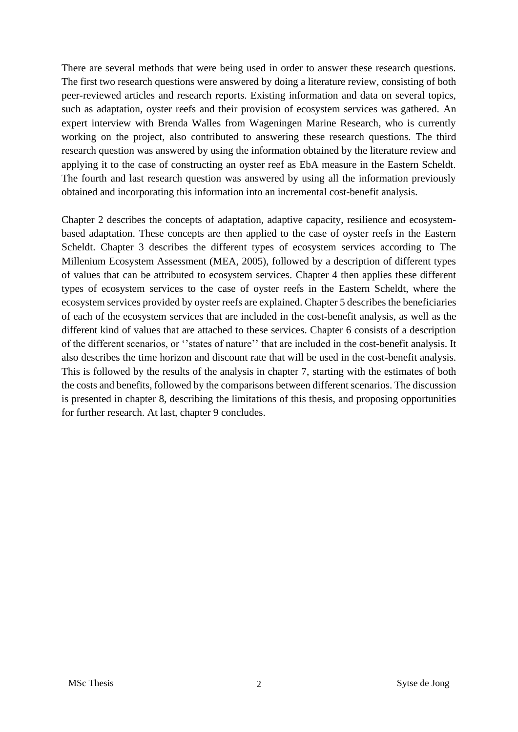There are several methods that were being used in order to answer these research questions. The first two research questions were answered by doing a literature review, consisting of both peer-reviewed articles and research reports. Existing information and data on several topics, such as adaptation, oyster reefs and their provision of ecosystem services was gathered. An expert interview with Brenda Walles from Wageningen Marine Research, who is currently working on the project, also contributed to answering these research questions. The third research question was answered by using the information obtained by the literature review and applying it to the case of constructing an oyster reef as EbA measure in the Eastern Scheldt. The fourth and last research question was answered by using all the information previously obtained and incorporating this information into an incremental cost-benefit analysis.

Chapter 2 describes the concepts of adaptation, adaptive capacity, resilience and ecosystem-based adaptation. These concepts are then applied to the case of oyster reefs in the Eastern Scheldt. Chapter 3 describes the different types of ecosystem services according to The Millenium Ecosystem Assessment (MEA, 2005), followed by a description of different types of values that can be attributed to ecosystem services. Chapter 4 then applies these different types of ecosystem services to the case of oyster reefs in the Eastern Scheldt, where the ecosystem services provided by oyster reefs are explained. Chapter 5 describes the beneficiaries of each of the ecosystem services that are included in the cost-benefit analysis, as well as the different kind of values that are attached to these services. Chapter 6 consists of a description of the different scenarios, or ''states of nature'' that are included in the cost-benefit analysis. It also describes the time horizon and discount rate that will be used in the cost-benefit analysis. This is followed by the results of the analysis in chapter 7, starting with the estimates of both the costs and benefits, followed by the comparisons between different scenarios. The discussion is presented in chapter 8, describing the limitations of this thesis, and proposing opportunities for further research. At last, chapter 9 concludes.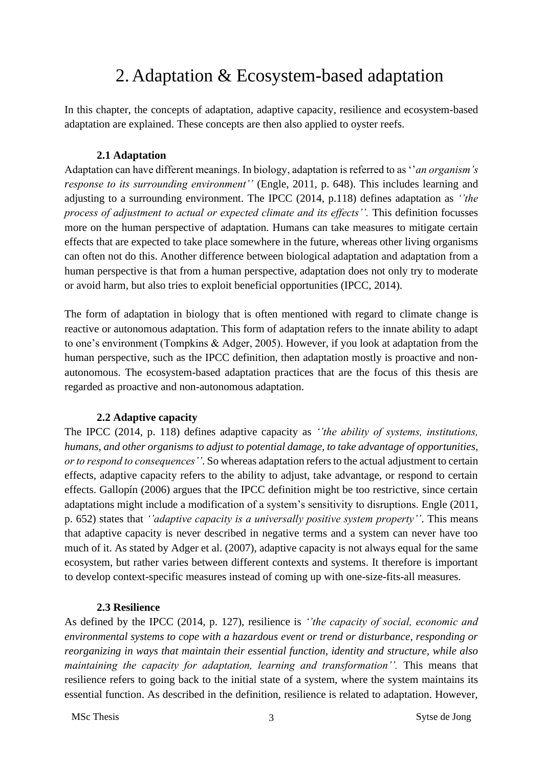# 2. Adaptation & Ecosystem-based adaptation

In this chapter, the concepts of adaptation, adaptive capacity, resilience and ecosystem-based adaptation are explained. These concepts are then also applied to oyster reefs.

### 2.1 Adaptation

Adaptation can have different meanings. In biology, adaptation is referred to as ''*an organism's response to its surrounding environment''* (Engle, 2011, p. 648). This includes learning and adjusting to a surrounding environment. The IPCC (2014, p.118) defines adaptation as *''the process of adjustment to actual or expected climate and its effects''.* This definition focusses more on the human perspective of adaptation. Humans can take measures to mitigate certain effects that are expected to take place somewhere in the future, whereas other living organisms can often not do this. Another difference between biological adaptation and adaptation from a human perspective is that from a human perspective, adaptation does not only try to moderate or avoid harm, but also tries to exploit beneficial opportunities (IPCC, 2014).

The form of adaptation in biology that is often mentioned with regard to climate change is reactive or autonomous adaptation. This form of adaptation refers to the innate ability to adapt to one's environment (Tompkins & Adger, 2005). However, if you look at adaptation from the human perspective, such as the IPCC definition, then adaptation mostly is proactive and non-autonomous. The ecosystem-based adaptation practices that are the focus of this thesis are regarded as proactive and non-autonomous adaptation.

### 2.2 Adaptive capacity

The IPCC (2014, p. 118) defines adaptive capacity as *''the ability of systems, institutions, humans, and other organisms to adjust to potential damage, to take advantage of opportunities, or to respond to consequences''*. So whereas adaptation refers to the actual adjustment to certain effects, adaptive capacity refers to the ability to adjust, take advantage, or respond to certain effects. Gallopín (2006) argues that the IPCC definition might be too restrictive, since certain adaptations might include a modification of a system's sensitivity to disruptions. Engle (2011, p. 652) states that *''adaptive capacity is a universally positive system property''*. This means that adaptive capacity is never described in negative terms and a system can never have too much of it. As stated by Adger et al. (2007), adaptive capacity is not always equal for the same ecosystem, but rather varies between different contexts and systems. It therefore is important to develop context-specific measures instead of coming up with one-size-fits-all measures.

### 2.3 Resilience

As defined by the IPCC (2014, p. 127), resilience is *''the capacity of social, economic and environmental systems to cope with a hazardous event or trend or disturbance, responding or reorganizing in ways that maintain their essential function, identity and structure, while also maintaining the capacity for adaptation, learning and transformation''.* This means that resilience refers to going back to the initial state of a system, where the system maintains its essential function. As described in the definition, resilience is related to adaptation. However,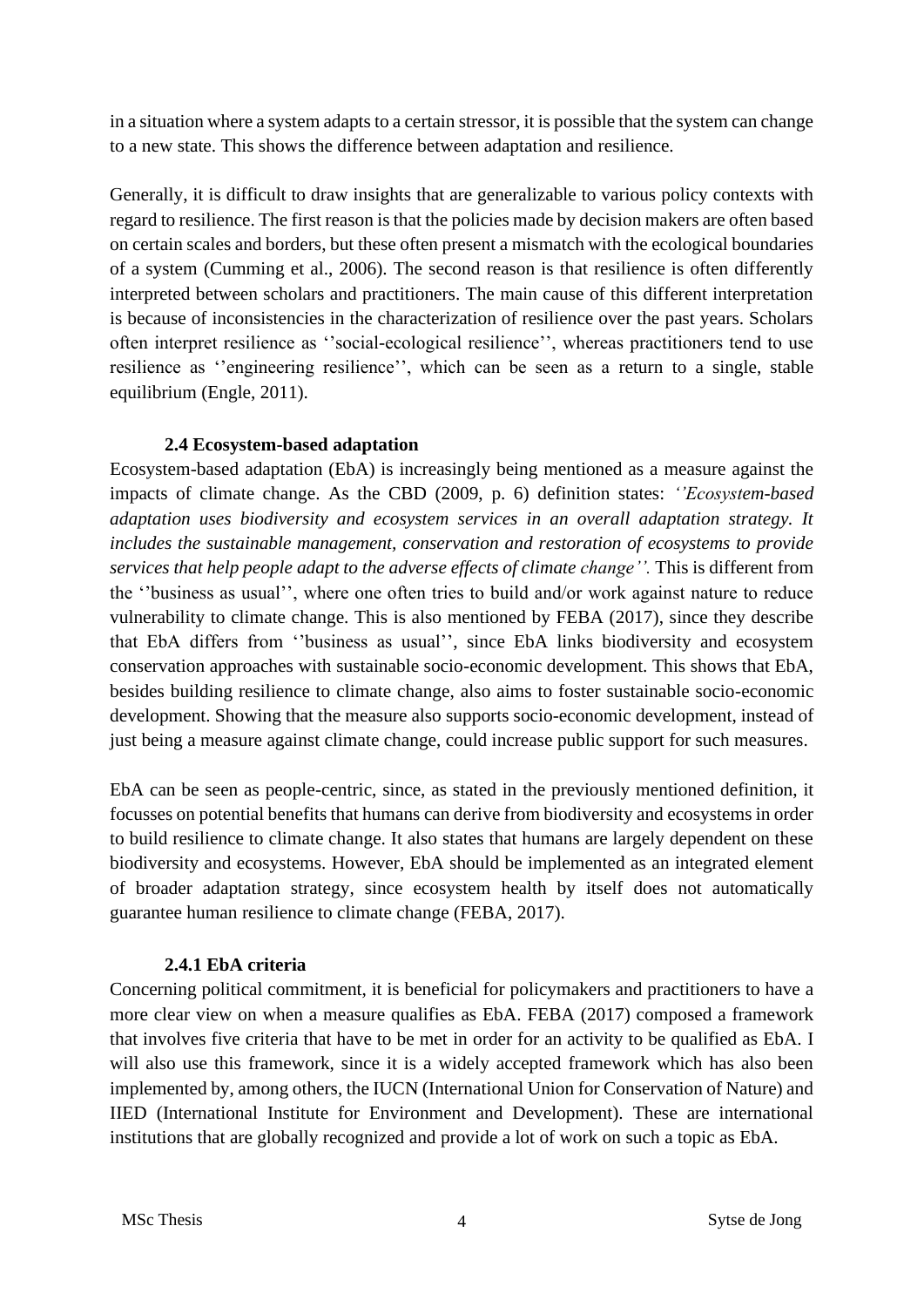in a situation where a system adapts to a certain stressor, it is possible that the system can change to a new state. This shows the difference between adaptation and resilience.

Generally, it is difficult to draw insights that are generalizable to various policy contexts with regard to resilience. The first reason is that the policies made by decision makers are often based on certain scales and borders, but these often present a mismatch with the ecological boundaries of a system (Cumming et al., 2006). The second reason is that resilience is often differently interpreted between scholars and practitioners. The main cause of this different interpretation is because of inconsistencies in the characterization of resilience over the past years. Scholars often interpret resilience as ''social-ecological resilience'', whereas practitioners tend to use resilience as ''engineering resilience'', which can be seen as a return to a single, stable equilibrium (Engle, 2011).

### 2.4 Ecosystem-based adaptation

Ecosystem-based adaptation (EbA) is increasingly being mentioned as a measure against the impacts of climate change. As the CBD (2009, p. 6) definition states: *''Ecosystem-based adaptation uses biodiversity and ecosystem services in an overall adaptation strategy. It includes the sustainable management, conservation and restoration of ecosystems to provide services that help people adapt to the adverse effects of climate change''.* This is different from the ''business as usual'', where one often tries to build and/or work against nature to reduce vulnerability to climate change. This is also mentioned by FEBA (2017), since they describe that EbA differs from ''business as usual'', since EbA links biodiversity and ecosystem conservation approaches with sustainable socio-economic development. This shows that EbA, besides building resilience to climate change, also aims to foster sustainable socio-economic development. Showing that the measure also supports socio-economic development, instead of just being a measure against climate change, could increase public support for such measures.

EbA can be seen as people-centric, since, as stated in the previously mentioned definition, it focusses on potential benefits that humans can derive from biodiversity and ecosystems in order to build resilience to climate change. It also states that humans are largely dependent on these biodiversity and ecosystems. However, EbA should be implemented as an integrated element of broader adaptation strategy, since ecosystem health by itself does not automatically guarantee human resilience to climate change (FEBA, 2017).

#### 2.4.1 EbA criteria

Concerning political commitment, it is beneficial for policymakers and practitioners to have a more clear view on when a measure qualifies as EbA. FEBA (2017) composed a framework that involves five criteria that have to be met in order for an activity to be qualified as EbA. I will also use this framework, since it is a widely accepted framework which has also been implemented by, among others, the IUCN (International Union for Conservation of Nature) and IIED (International Institute for Environment and Development). These are international institutions that are globally recognized and provide a lot of work on such a topic as EbA.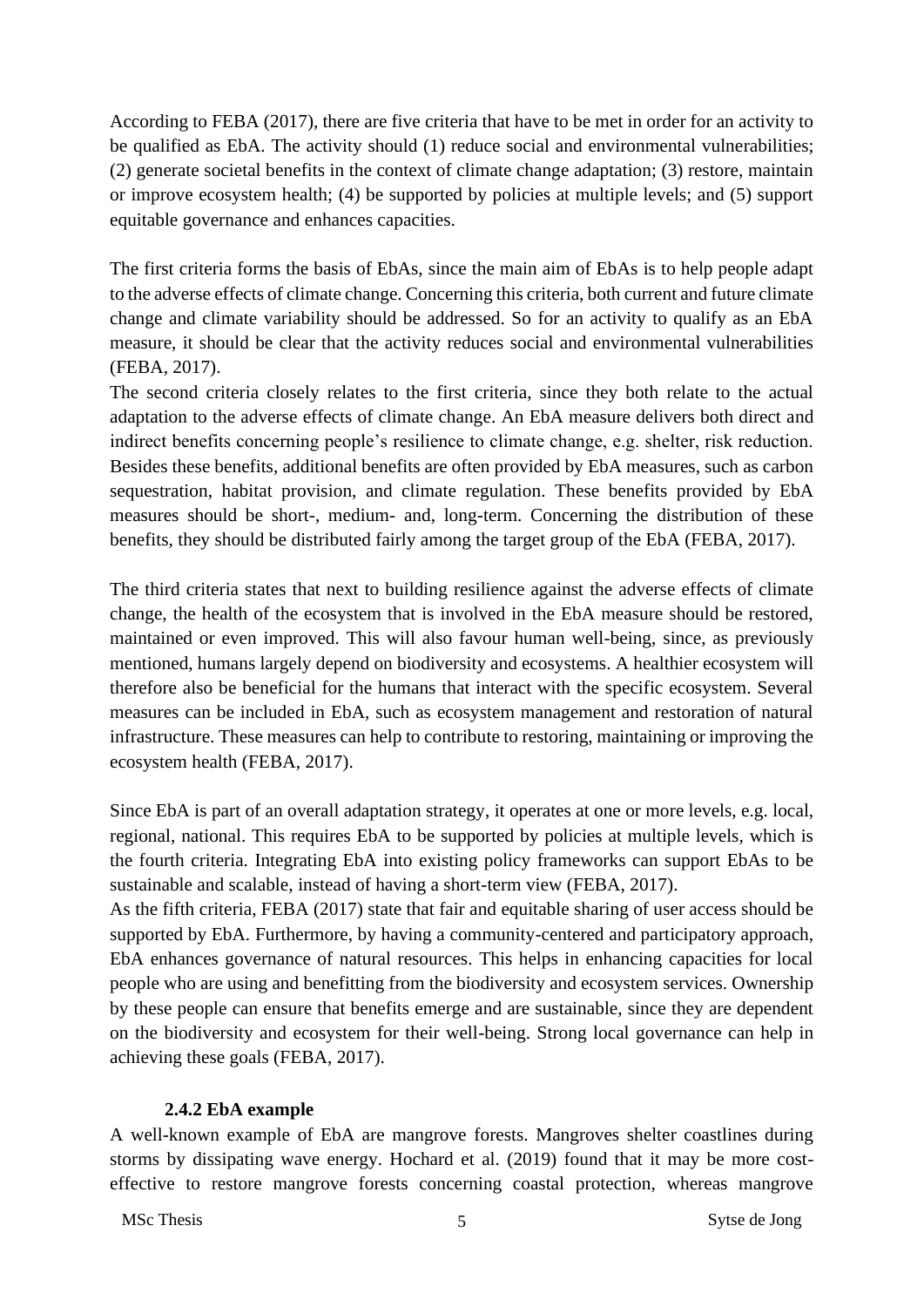According to FEBA (2017), there are five criteria that have to be met in order for an activity to be qualified as EbA. The activity should (1) reduce social and environmental vulnerabilities; (2) generate societal benefits in the context of climate change adaptation; (3) restore, maintain or improve ecosystem health; (4) be supported by policies at multiple levels; and (5) support equitable governance and enhances capacities.

The first criteria forms the basis of EbAs, since the main aim of EbAs is to help people adapt to the adverse effects of climate change. Concerning this criteria, both current and future climate change and climate variability should be addressed. So for an activity to qualify as an EbA measure, it should be clear that the activity reduces social and environmental vulnerabilities (FEBA, 2017).

The second criteria closely relates to the first criteria, since they both relate to the actual adaptation to the adverse effects of climate change. An EbA measure delivers both direct and indirect benefits concerning people's resilience to climate change, e.g. shelter, risk reduction. Besides these benefits, additional benefits are often provided by EbA measures, such as carbon sequestration, habitat provision, and climate regulation. These benefits provided by EbA measures should be short-, medium- and, long-term. Concerning the distribution of these benefits, they should be distributed fairly among the target group of the EbA (FEBA, 2017).

The third criteria states that next to building resilience against the adverse effects of climate change, the health of the ecosystem that is involved in the EbA measure should be restored, maintained or even improved. This will also favour human well-being, since, as previously mentioned, humans largely depend on biodiversity and ecosystems. A healthier ecosystem will therefore also be beneficial for the humans that interact with the specific ecosystem. Several measures can be included in EbA, such as ecosystem management and restoration of natural infrastructure. These measures can help to contribute to restoring, maintaining or improving the ecosystem health (FEBA, 2017).

Since EbA is part of an overall adaptation strategy, it operates at one or more levels, e.g. local, regional, national. This requires EbA to be supported by policies at multiple levels, which is the fourth criteria. Integrating EbA into existing policy frameworks can support EbAs to be sustainable and scalable, instead of having a short-term view (FEBA, 2017).

As the fifth criteria, FEBA (2017) state that fair and equitable sharing of user access should be supported by EbA. Furthermore, by having a community-centered and participatory approach, EbA enhances governance of natural resources. This helps in enhancing capacities for local people who are using and benefitting from the biodiversity and ecosystem services. Ownership by these people can ensure that benefits emerge and are sustainable, since they are dependent on the biodiversity and ecosystem for their well-being. Strong local governance can help in achieving these goals (FEBA, 2017).

### 2.4.2 EbA example

A well-known example of EbA are mangrove forests. Mangroves shelter coastlines during storms by dissipating wave energy. Hochard et al. (2019) found that it may be more cost-effective to restore mangrove forests concerning coastal protection, whereas mangrove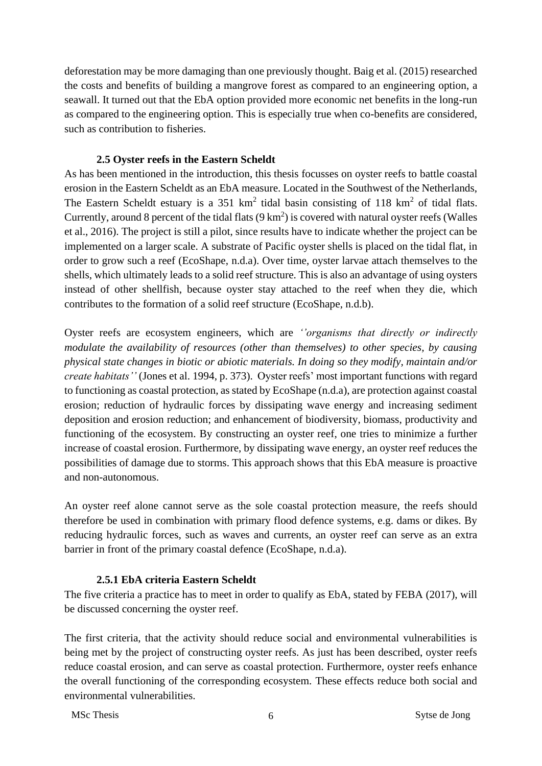deforestation may be more damaging than one previously thought. Baig et al. (2015) researched the costs and benefits of building a mangrove forest as compared to an engineering option, a seawall. It turned out that the EbA option provided more economic net benefits in the long-run as compared to the engineering option. This is especially true when co-benefits are considered, such as contribution to fisheries.

### 2.5 Oyster reefs in the Eastern Scheldt

As has been mentioned in the introduction, this thesis focusses on oyster reefs to battle coastal erosion in the Eastern Scheldt as an EbA measure. Located in the Southwest of the Netherlands, The Eastern Scheldt estuary is a 351 $km^2$ tidal basin consisting of 118 $km^2$ of tidal flats. Currently, around 8 percent of the tidal flats (9 $km^2$) is covered with natural oyster reefs (Walles et al., 2016). The project is still a pilot, since results have to indicate whether the project can be implemented on a larger scale. A substrate of Pacific oyster shells is placed on the tidal flat, in order to grow such a reef (EcoShape, n.d.a). Over time, oyster larvae attach themselves to the shells, which ultimately leads to a solid reef structure. This is also an advantage of using oysters instead of other shellfish, because oyster stay attached to the reef when they die, which contributes to the formation of a solid reef structure (EcoShape, n.d.b).

Oyster reefs are ecosystem engineers, which are *''organisms that directly or indirectly modulate the availability of resources (other than themselves) to other species, by causing physical state changes in biotic or abiotic materials. In doing so they modify, maintain and/or create habitats''* (Jones et al. 1994, p. 373). Oyster reefs' most important functions with regard to functioning as coastal protection, as stated by EcoShape (n.d.a), are protection against coastal erosion; reduction of hydraulic forces by dissipating wave energy and increasing sediment deposition and erosion reduction; and enhancement of biodiversity, biomass, productivity and functioning of the ecosystem. By constructing an oyster reef, one tries to minimize a further increase of coastal erosion. Furthermore, by dissipating wave energy, an oyster reef reduces the possibilities of damage due to storms. This approach shows that this EbA measure is proactive and non-autonomous.

An oyster reef alone cannot serve as the sole coastal protection measure, the reefs should therefore be used in combination with primary flood defence systems, e.g. dams or dikes. By reducing hydraulic forces, such as waves and currents, an oyster reef can serve as an extra barrier in front of the primary coastal defence (EcoShape, n.d.a).

#### 2.5.1 EbA criteria Eastern Scheldt

The five criteria a practice has to meet in order to qualify as EbA, stated by FEBA (2017), will be discussed concerning the oyster reef.

The first criteria, that the activity should reduce social and environmental vulnerabilities is being met by the project of constructing oyster reefs. As just has been described, oyster reefs reduce coastal erosion, and can serve as coastal protection. Furthermore, oyster reefs enhance the overall functioning of the corresponding ecosystem. These effects reduce both social and environmental vulnerabilities.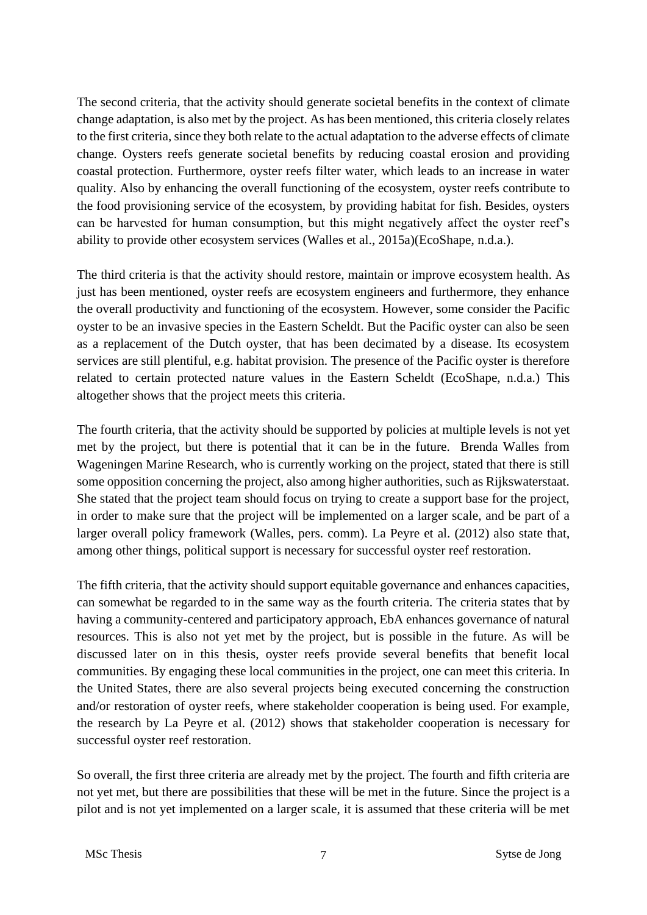The second criteria, that the activity should generate societal benefits in the context of climate change adaptation, is also met by the project. As has been mentioned, this criteria closely relates to the first criteria, since they both relate to the actual adaptation to the adverse effects of climate change. Oysters reefs generate societal benefits by reducing coastal erosion and providing coastal protection. Furthermore, oyster reefs filter water, which leads to an increase in water quality. Also by enhancing the overall functioning of the ecosystem, oyster reefs contribute to the food provisioning service of the ecosystem, by providing habitat for fish. Besides, oysters can be harvested for human consumption, but this might negatively affect the oyster reef's ability to provide other ecosystem services (Walles et al., 2015a)(EcoShape, n.d.a.).

The third criteria is that the activity should restore, maintain or improve ecosystem health. As just has been mentioned, oyster reefs are ecosystem engineers and furthermore, they enhance the overall productivity and functioning of the ecosystem. However, some consider the Pacific oyster to be an invasive species in the Eastern Scheldt. But the Pacific oyster can also be seen as a replacement of the Dutch oyster, that has been decimated by a disease. Its ecosystem services are still plentiful, e.g. habitat provision. The presence of the Pacific oyster is therefore related to certain protected nature values in the Eastern Scheldt (EcoShape, n.d.a.) This altogether shows that the project meets this criteria.

The fourth criteria, that the activity should be supported by policies at multiple levels is not yet met by the project, but there is potential that it can be in the future. Brenda Walles from Wageningen Marine Research, who is currently working on the project, stated that there is still some opposition concerning the project, also among higher authorities, such as Rijkswaterstaat. She stated that the project team should focus on trying to create a support base for the project, in order to make sure that the project will be implemented on a larger scale, and be part of a larger overall policy framework (Walles, pers. comm). La Peyre et al. (2012) also state that, among other things, political support is necessary for successful oyster reef restoration.

The fifth criteria, that the activity should support equitable governance and enhances capacities, can somewhat be regarded to in the same way as the fourth criteria. The criteria states that by having a community-centered and participatory approach, EbA enhances governance of natural resources. This is also not yet met by the project, but is possible in the future. As will be discussed later on in this thesis, oyster reefs provide several benefits that benefit local communities. By engaging these local communities in the project, one can meet this criteria. In the United States, there are also several projects being executed concerning the construction and/or restoration of oyster reefs, where stakeholder cooperation is being used. For example, the research by La Peyre et al. (2012) shows that stakeholder cooperation is necessary for successful oyster reef restoration.

So overall, the first three criteria are already met by the project. The fourth and fifth criteria are not yet met, but there are possibilities that these will be met in the future. Since the project is a pilot and is not yet implemented on a larger scale, it is assumed that these criteria will be met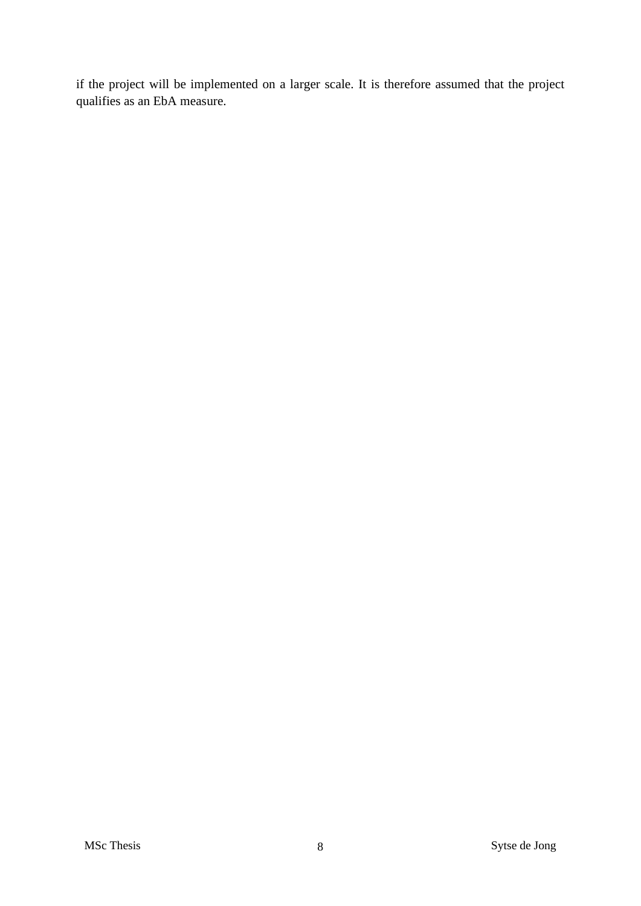if the project will be implemented on a larger scale. It is therefore assumed that the project qualifies as an EbA measure.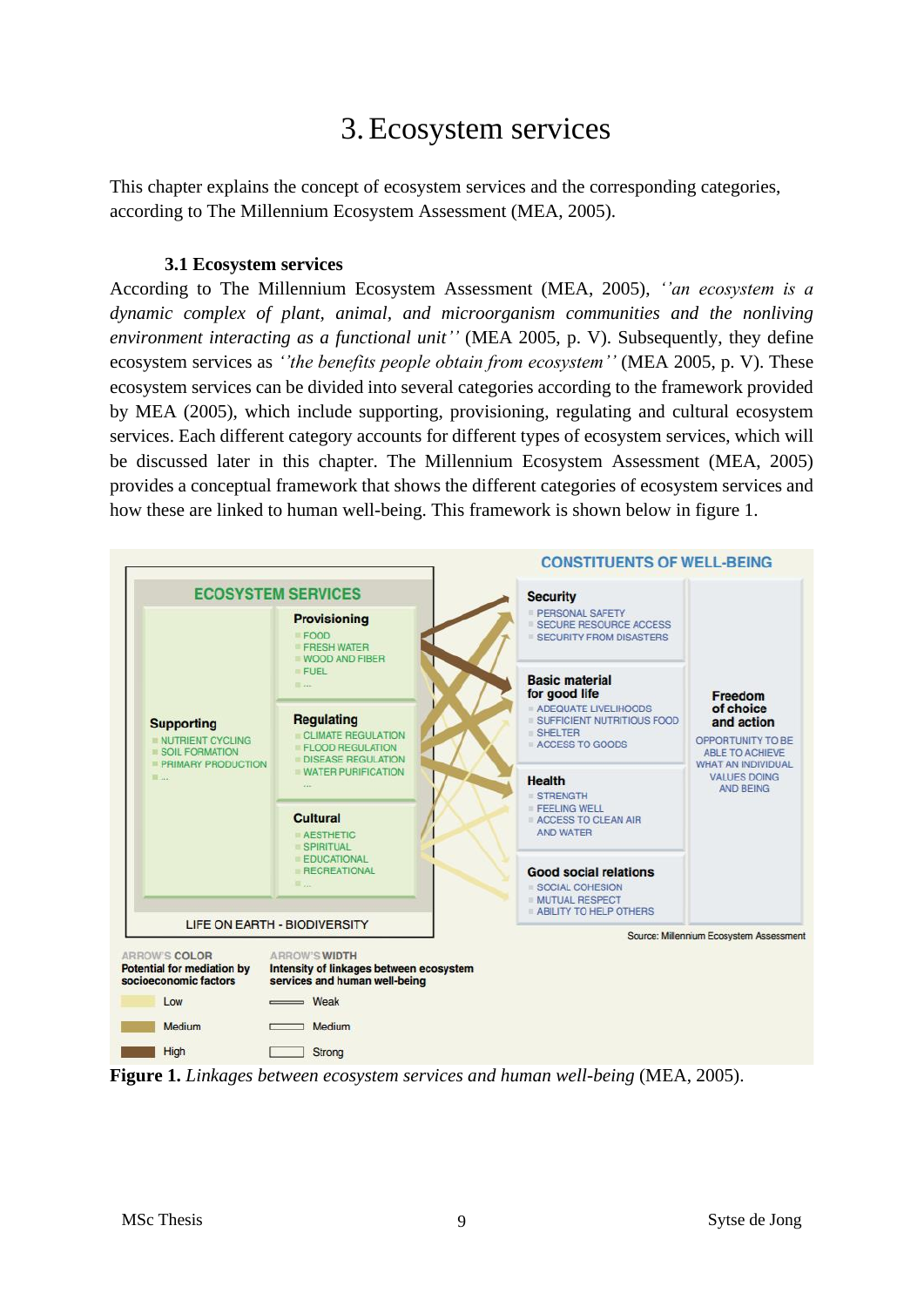#  3. Ecosystem services

This chapter explains the concept of ecosystem services and the corresponding categories, according to The Millennium Ecosystem Assessment (MEA, 2005).

## 3.1 Ecosystem services

According to The Millennium Ecosystem Assessment (MEA, 2005), *''an ecosystem is a dynamic complex of plant, animal, and microorganism communities and the nonliving environment interacting as a functional unit''* (MEA 2005, p. V). Subsequently, they define ecosystem services as *''the benefits people obtain from ecosystem''* (MEA 2005, p. V). These ecosystem services can be divided into several categories according to the framework provided by MEA (2005), which include supporting, provisioning, regulating and cultural ecosystem services. Each different category accounts for different types of ecosystem services, which will be discussed later in this chapter. The Millennium Ecosystem Assessment (MEA, 2005) provides a conceptual framework that shows the different categories of ecosystem services and how these are linked to human well-being. This framework is shown below in figure 1.

**Figure 1.** *Linkages between ecosystem services and human well-being* (MEA, 2005).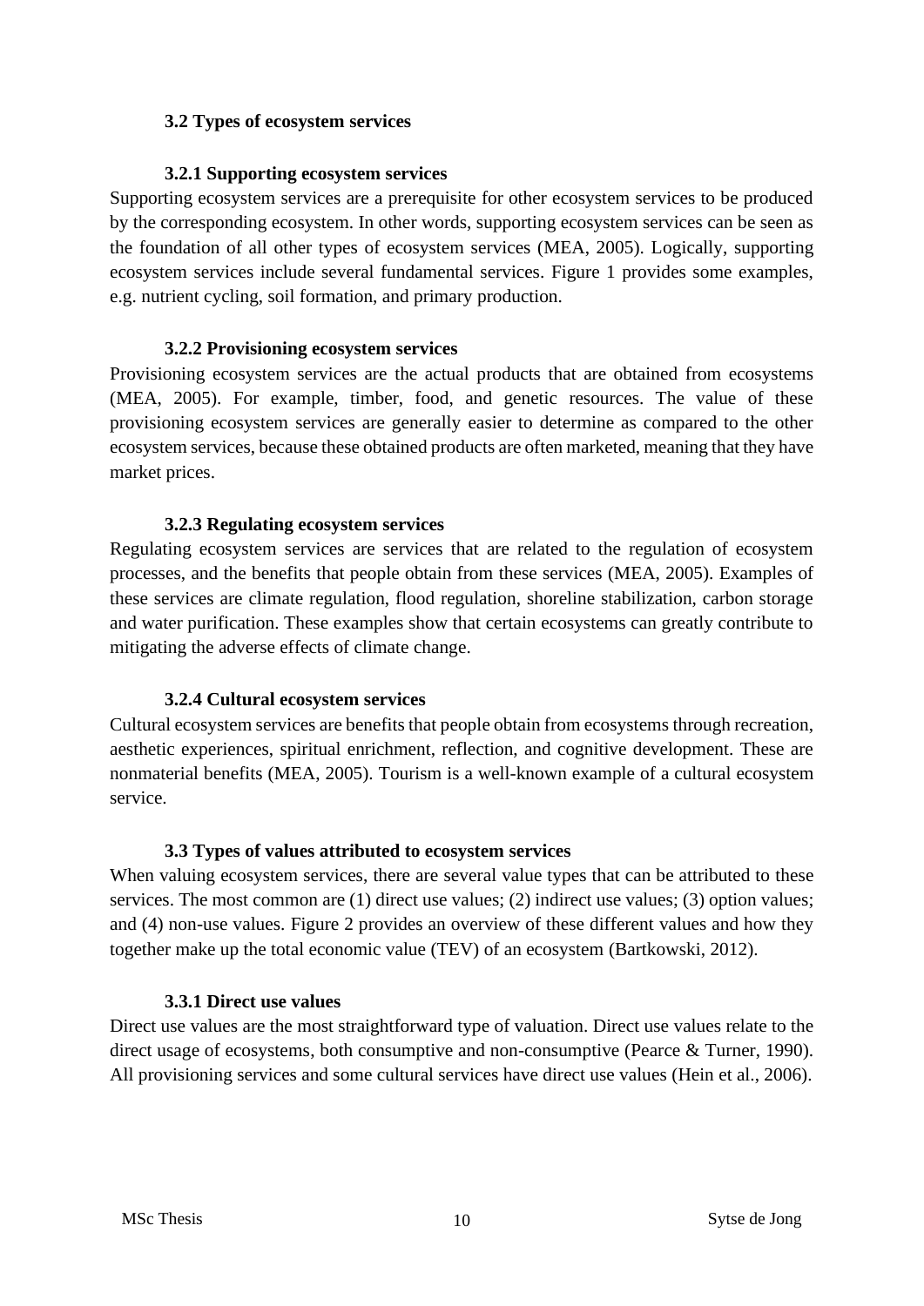## 3.2 Types of ecosystem services

### 3.2.1 Supporting ecosystem services

Supporting ecosystem services are a prerequisite for other ecosystem services to be produced by the corresponding ecosystem. In other words, supporting ecosystem services can be seen as the foundation of all other types of ecosystem services (MEA, 2005). Logically, supporting ecosystem services include several fundamental services. Figure 1 provides some examples, e.g. nutrient cycling, soil formation, and primary production.

### 3.2.2 Provisioning ecosystem services

Provisioning ecosystem services are the actual products that are obtained from ecosystems (MEA, 2005). For example, timber, food, and genetic resources. The value of these provisioning ecosystem services are generally easier to determine as compared to the other ecosystem services, because these obtained products are often marketed, meaning that they have market prices.

### 3.2.3 Regulating ecosystem services

Regulating ecosystem services are services that are related to the regulation of ecosystem processes, and the benefits that people obtain from these services (MEA, 2005). Examples of these services are climate regulation, flood regulation, shoreline stabilization, carbon storage and water purification. These examples show that certain ecosystems can greatly contribute to mitigating the adverse effects of climate change.

### 3.2.4 Cultural ecosystem services

Cultural ecosystem services are benefits that people obtain from ecosystems through recreation, aesthetic experiences, spiritual enrichment, reflection, and cognitive development. These are nonmaterial benefits (MEA, 2005). Tourism is a well-known example of a cultural ecosystem service.

## 3.3 Types of values attributed to ecosystem services

When valuing ecosystem services, there are several value types that can be attributed to these services. The most common are (1) direct use values; (2) indirect use values; (3) option values; and (4) non-use values. Figure 2 provides an overview of these different values and how they together make up the total economic value (TEV) of an ecosystem (Bartkowski, 2012).

### 3.3.1 Direct use values

Direct use values are the most straightforward type of valuation. Direct use values relate to the direct usage of ecosystems, both consumptive and non-consumptive (Pearce & Turner, 1990). All provisioning services and some cultural services have direct use values (Hein et al., 2006).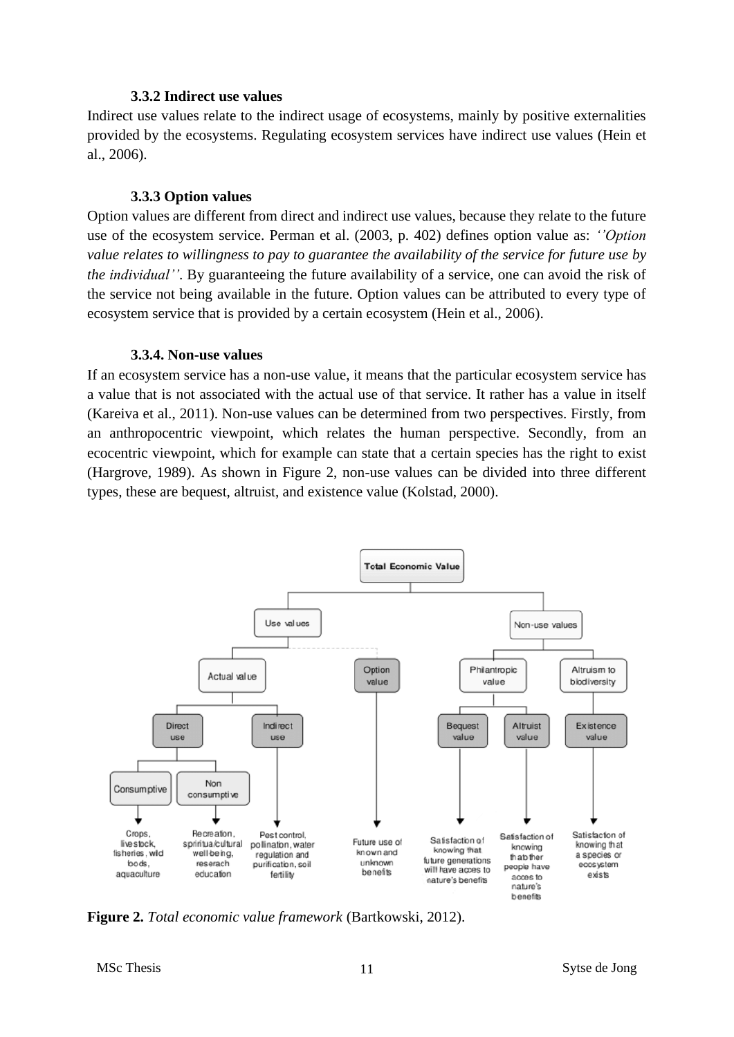### 3.3.2 Indirect use values

Indirect use values relate to the indirect usage of ecosystems, mainly by positive externalities provided by the ecosystems. Regulating ecosystem services have indirect use values (Hein et al., 2006).

### 3.3.3 Option values

Option values are different from direct and indirect use values, because they relate to the future use of the ecosystem service. Perman et al. (2003, p. 402) defines option value as: *''Option value relates to willingness to pay to guarantee the availability of the service for future use by the individual''*. By guaranteeing the future availability of a service, one can avoid the risk of the service not being available in the future. Option values can be attributed to every type of ecosystem service that is provided by a certain ecosystem (Hein et al., 2006).

### 3.3.4. Non-use values

If an ecosystem service has a non-use value, it means that the particular ecosystem service has a value that is not associated with the actual use of that service. It rather has a value in itself (Kareiva et al., 2011). Non-use values can be determined from two perspectives. Firstly, from an anthropocentric viewpoint, which relates the human perspective. Secondly, from an ecocentric viewpoint, which for example can state that a certain species has the right to exist (Hargrove, 1989). As shown in Figure 2, non-use values can be divided into three different types, these are bequest, altruist, and existence value (Kolstad, 2000).

**Figure 2.** *Total economic value framework* (Bartkowski, 2012).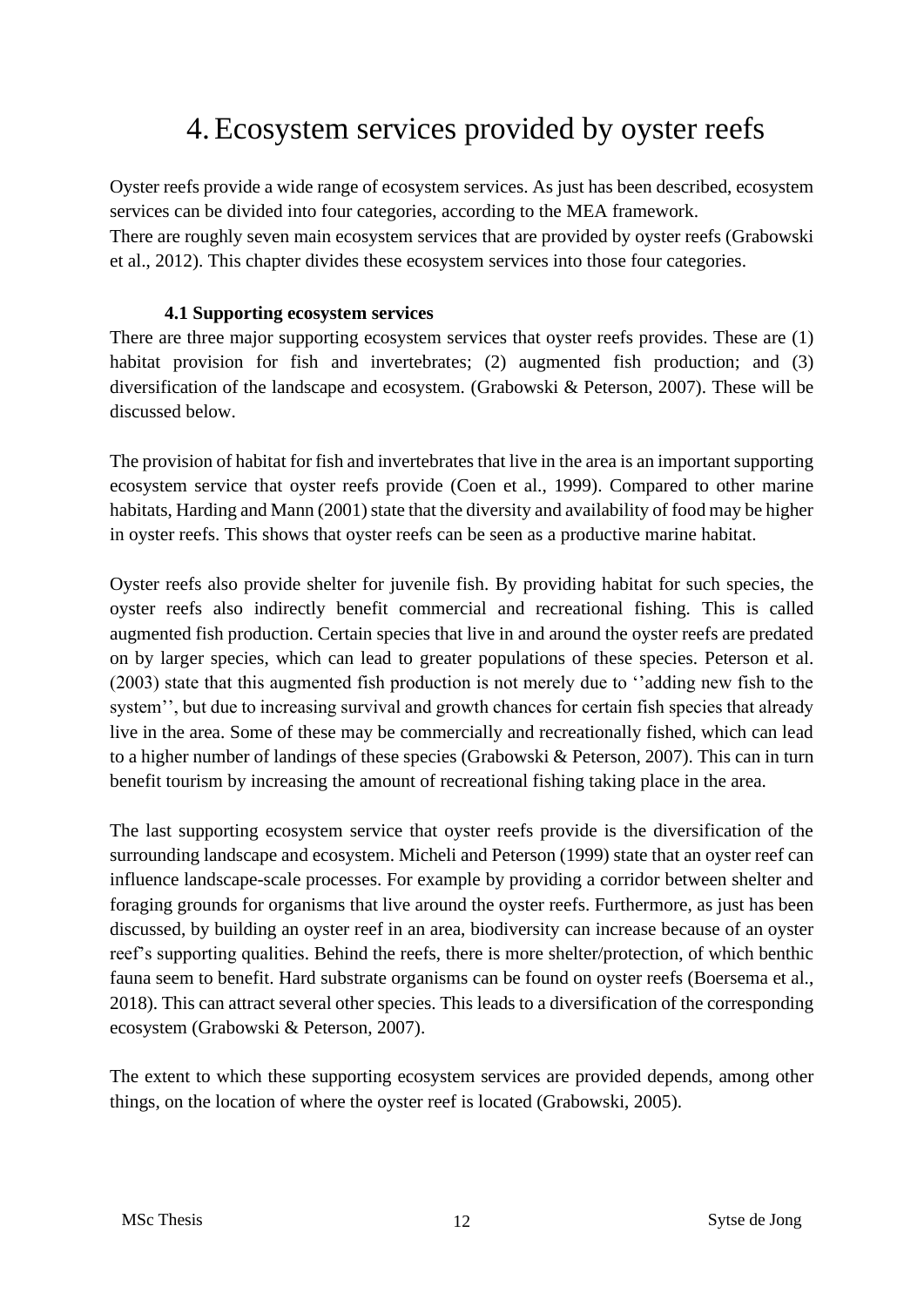# 4. Ecosystem services provided by oyster reefs

Oyster reefs provide a wide range of ecosystem services. As just has been described, ecosystem services can be divided into four categories, according to the MEA framework.
There are roughly seven main ecosystem services that are provided by oyster reefs (Grabowski et al., 2012). This chapter divides these ecosystem services into those four categories.

## 4.1 Supporting ecosystem services

There are three major supporting ecosystem services that oyster reefs provides. These are (1) habitat provision for fish and invertebrates; (2) augmented fish production; and (3) diversification of the landscape and ecosystem. (Grabowski & Peterson, 2007). These will be discussed below.

The provision of habitat for fish and invertebrates that live in the area is an important supporting ecosystem service that oyster reefs provide (Coen et al., 1999). Compared to other marine habitats, Harding and Mann (2001) state that the diversity and availability of food may be higher in oyster reefs. This shows that oyster reefs can be seen as a productive marine habitat.

Oyster reefs also provide shelter for juvenile fish. By providing habitat for such species, the oyster reefs also indirectly benefit commercial and recreational fishing. This is called augmented fish production. Certain species that live in and around the oyster reefs are predated on by larger species, which can lead to greater populations of these species. Peterson et al. (2003) state that this augmented fish production is not merely due to ''adding new fish to the system'', but due to increasing survival and growth chances for certain fish species that already live in the area. Some of these may be commercially and recreationally fished, which can lead to a higher number of landings of these species (Grabowski & Peterson, 2007). This can in turn benefit tourism by increasing the amount of recreational fishing taking place in the area.

The last supporting ecosystem service that oyster reefs provide is the diversification of the surrounding landscape and ecosystem. Micheli and Peterson (1999) state that an oyster reef can influence landscape-scale processes. For example by providing a corridor between shelter and foraging grounds for organisms that live around the oyster reefs. Furthermore, as just has been discussed, by building an oyster reef in an area, biodiversity can increase because of an oyster reef's supporting qualities. Behind the reefs, there is more shelter/protection, of which benthic fauna seem to benefit. Hard substrate organisms can be found on oyster reefs (Boersema et al., 2018). This can attract several other species. This leads to a diversification of the corresponding ecosystem (Grabowski & Peterson, 2007).

The extent to which these supporting ecosystem services are provided depends, among other things, on the location of where the oyster reef is located (Grabowski, 2005).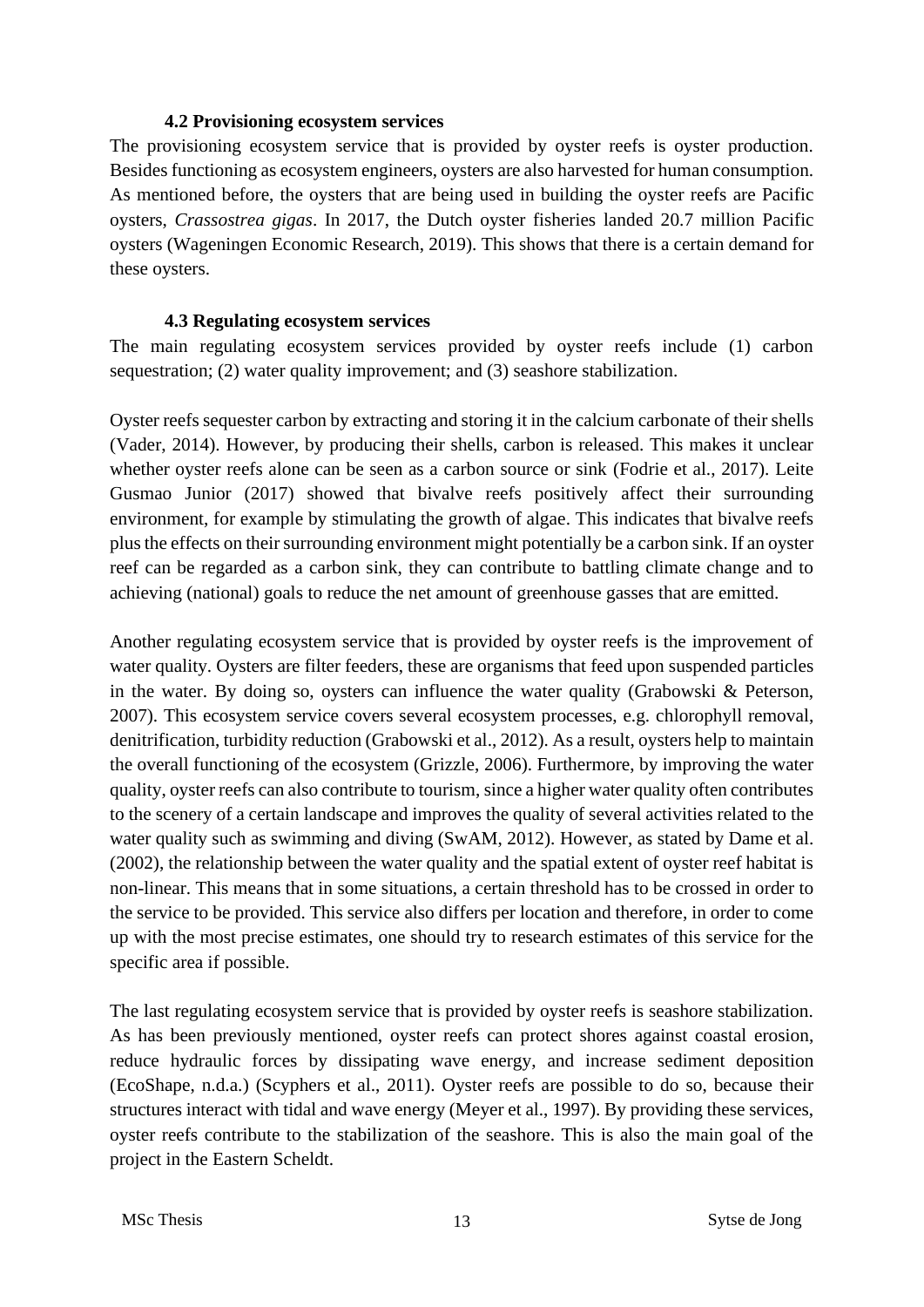### 4.2 Provisioning ecosystem services

The provisioning ecosystem service that is provided by oyster reefs is oyster production. Besides functioning as ecosystem engineers, oysters are also harvested for human consumption. As mentioned before, the oysters that are being used in building the oyster reefs are Pacific oysters, *Crassostrea gigas*. In 2017, the Dutch oyster fisheries landed 20.7 million Pacific oysters (Wageningen Economic Research, 2019). This shows that there is a certain demand for these oysters.

### 4.3 Regulating ecosystem services

The main regulating ecosystem services provided by oyster reefs include (1) carbon sequestration; (2) water quality improvement; and (3) seashore stabilization.

Oyster reefs sequester carbon by extracting and storing it in the calcium carbonate of their shells (Vader, 2014). However, by producing their shells, carbon is released. This makes it unclear whether oyster reefs alone can be seen as a carbon source or sink (Fodrie et al., 2017). Leite Gusmao Junior (2017) showed that bivalve reefs positively affect their surrounding environment, for example by stimulating the growth of algae. This indicates that bivalve reefs plus the effects on their surrounding environment might potentially be a carbon sink. If an oyster reef can be regarded as a carbon sink, they can contribute to battling climate change and to achieving (national) goals to reduce the net amount of greenhouse gasses that are emitted.

Another regulating ecosystem service that is provided by oyster reefs is the improvement of water quality. Oysters are filter feeders, these are organisms that feed upon suspended particles in the water. By doing so, oysters can influence the water quality (Grabowski & Peterson, 2007). This ecosystem service covers several ecosystem processes, e.g. chlorophyll removal, denitrification, turbidity reduction (Grabowski et al., 2012). As a result, oysters help to maintain the overall functioning of the ecosystem (Grizzle, 2006). Furthermore, by improving the water quality, oyster reefs can also contribute to tourism, since a higher water quality often contributes to the scenery of a certain landscape and improves the quality of several activities related to the water quality such as swimming and diving (SwAM, 2012). However, as stated by Dame et al. (2002), the relationship between the water quality and the spatial extent of oyster reef habitat is non-linear. This means that in some situations, a certain threshold has to be crossed in order to the service to be provided. This service also differs per location and therefore, in order to come up with the most precise estimates, one should try to research estimates of this service for the specific area if possible.

The last regulating ecosystem service that is provided by oyster reefs is seashore stabilization. As has been previously mentioned, oyster reefs can protect shores against coastal erosion, reduce hydraulic forces by dissipating wave energy, and increase sediment deposition (EcoShape, n.d.a.) (Scyphers et al., 2011). Oyster reefs are possible to do so, because their structures interact with tidal and wave energy (Meyer et al., 1997). By providing these services, oyster reefs contribute to the stabilization of the seashore. This is also the main goal of the project in the Eastern Scheldt.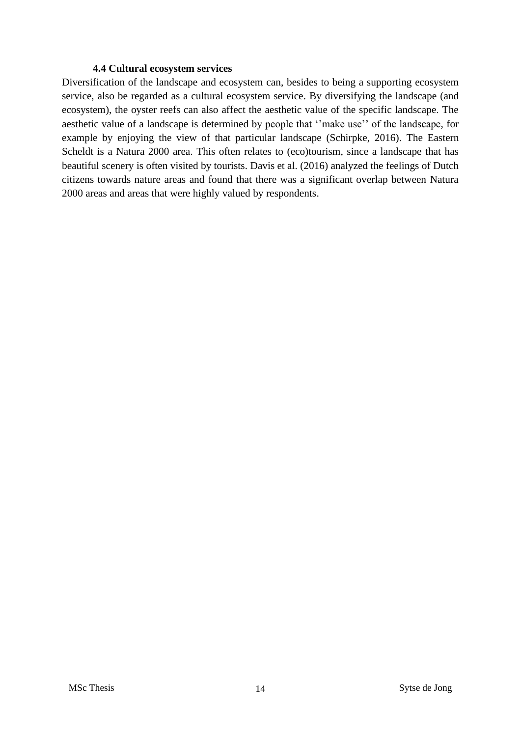### 4.4 Cultural ecosystem services

Diversification of the landscape and ecosystem can, besides to being a supporting ecosystem service, also be regarded as a cultural ecosystem service. By diversifying the landscape (and ecosystem), the oyster reefs can also affect the aesthetic value of the specific landscape. The aesthetic value of a landscape is determined by people that ‘’make use’’ of the landscape, for example by enjoying the view of that particular landscape (Schirpke, 2016). The Eastern Scheldt is a Natura 2000 area. This often relates to (eco)tourism, since a landscape that has beautiful scenery is often visited by tourists. Davis et al. (2016) analyzed the feelings of Dutch citizens towards nature areas and found that there was a significant overlap between Natura 2000 areas and areas that were highly valued by respondents.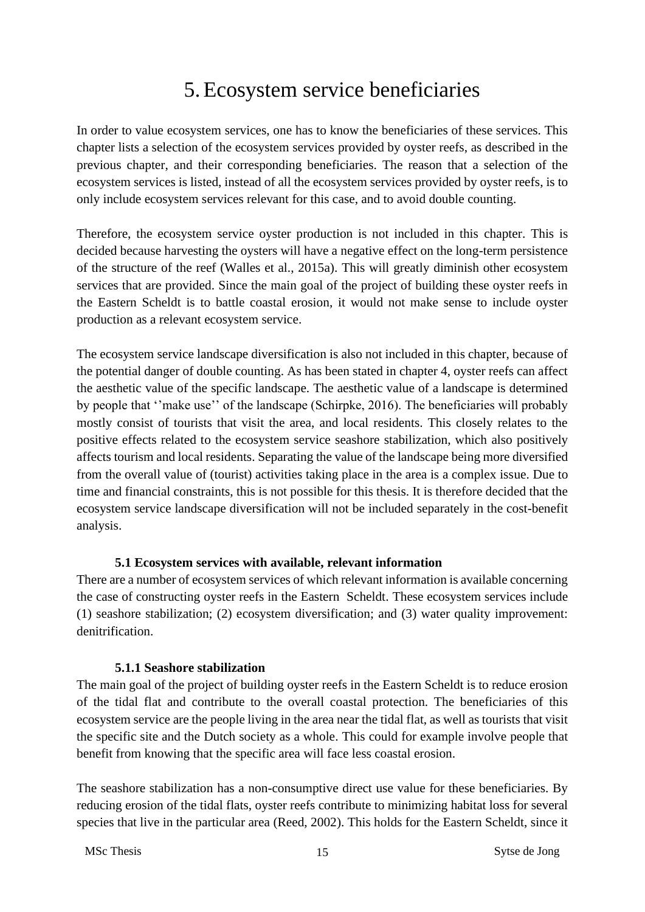# 5. Ecosystem service beneficiaries

In order to value ecosystem services, one has to know the beneficiaries of these services. This chapter lists a selection of the ecosystem services provided by oyster reefs, as described in the previous chapter, and their corresponding beneficiaries. The reason that a selection of the ecosystem services is listed, instead of all the ecosystem services provided by oyster reefs, is to only include ecosystem services relevant for this case, and to avoid double counting.

Therefore, the ecosystem service oyster production is not included in this chapter. This is decided because harvesting the oysters will have a negative effect on the long-term persistence of the structure of the reef (Walles et al., 2015a). This will greatly diminish other ecosystem services that are provided. Since the main goal of the project of building these oyster reefs in the Eastern Scheldt is to battle coastal erosion, it would not make sense to include oyster production as a relevant ecosystem service.

The ecosystem service landscape diversification is also not included in this chapter, because of the potential danger of double counting. As has been stated in chapter 4, oyster reefs can affect the aesthetic value of the specific landscape. The aesthetic value of a landscape is determined by people that ''make use'' of the landscape (Schirpke, 2016). The beneficiaries will probably mostly consist of tourists that visit the area, and local residents. This closely relates to the positive effects related to the ecosystem service seashore stabilization, which also positively affects tourism and local residents. Separating the value of the landscape being more diversified from the overall value of (tourist) activities taking place in the area is a complex issue. Due to time and financial constraints, this is not possible for this thesis. It is therefore decided that the ecosystem service landscape diversification will not be included separately in the cost-benefit analysis.

### 5.1 Ecosystem services with available, relevant information

There are a number of ecosystem services of which relevant information is available concerning the case of constructing oyster reefs in the Eastern Scheldt. These ecosystem services include (1) seashore stabilization; (2) ecosystem diversification; and (3) water quality improvement: denitrification.

#### 5.1.1 Seashore stabilization

The main goal of the project of building oyster reefs in the Eastern Scheldt is to reduce erosion of the tidal flat and contribute to the overall coastal protection. The beneficiaries of this ecosystem service are the people living in the area near the tidal flat, as well as tourists that visit the specific site and the Dutch society as a whole. This could for example involve people that benefit from knowing that the specific area will face less coastal erosion.

The seashore stabilization has a non-consumptive direct use value for these beneficiaries. By reducing erosion of the tidal flats, oyster reefs contribute to minimizing habitat loss for several species that live in the particular area (Reed, 2002). This holds for the Eastern Scheldt, since it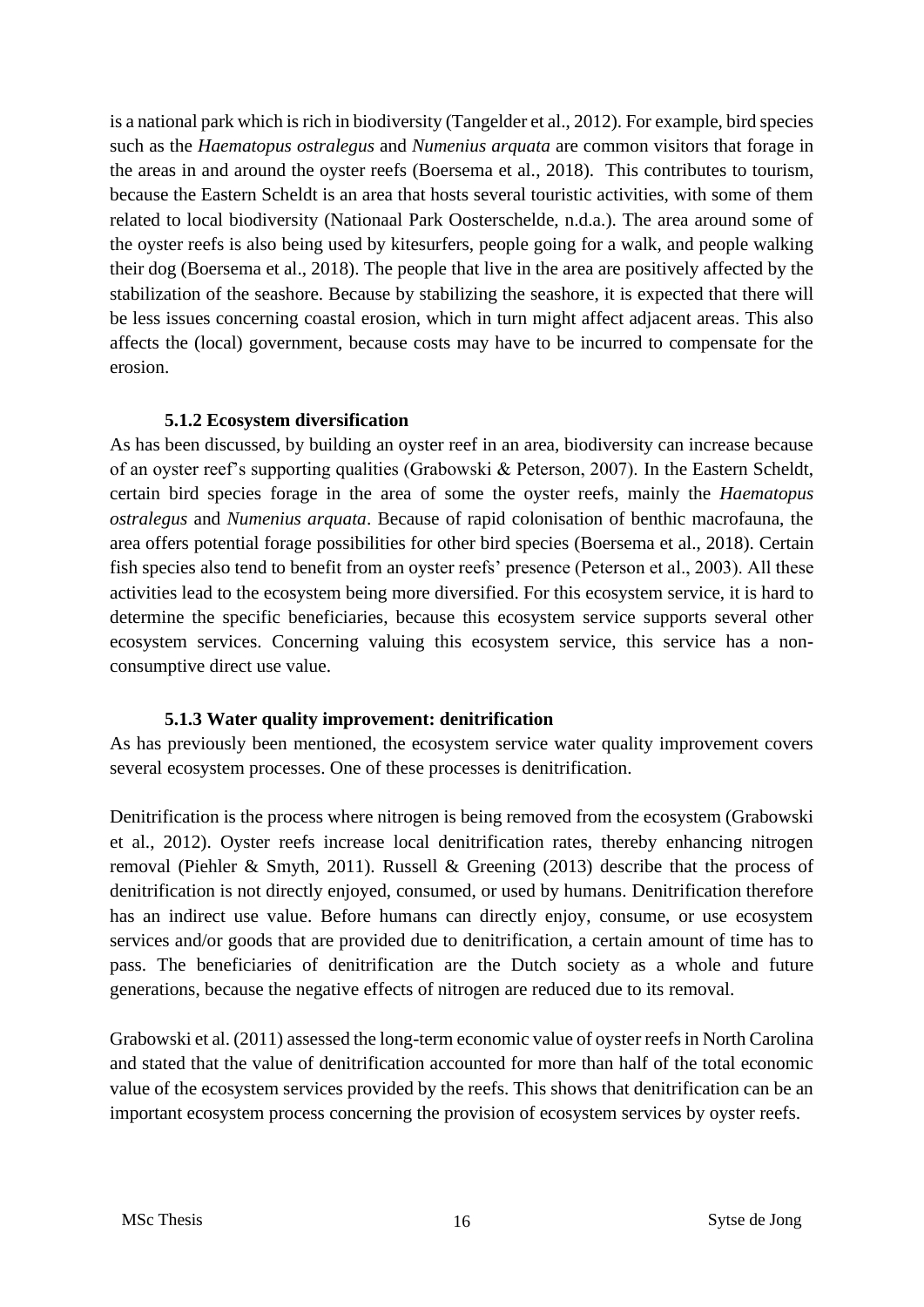is a national park which is rich in biodiversity (Tangelder et al., 2012). For example, bird species such as the *Haematopus ostralegus* and *Numenius arquata* are common visitors that forage in the areas in and around the oyster reefs (Boersema et al., 2018). This contributes to tourism, because the Eastern Scheldt is an area that hosts several touristic activities, with some of them related to local biodiversity (Nationaal Park Oosterschelde, n.d.a.). The area around some of the oyster reefs is also being used by kitesurfers, people going for a walk, and people walking their dog (Boersema et al., 2018). The people that live in the area are positively affected by the stabilization of the seashore. Because by stabilizing the seashore, it is expected that there will be less issues concerning coastal erosion, which in turn might affect adjacent areas. This also affects the (local) government, because costs may have to be incurred to compensate for the erosion.

### 5.1.2 Ecosystem diversification

As has been discussed, by building an oyster reef in an area, biodiversity can increase because of an oyster reef's supporting qualities (Grabowski & Peterson, 2007). In the Eastern Scheldt, certain bird species forage in the area of some the oyster reefs, mainly the *Haematopus ostralegus* and *Numenius arquata*. Because of rapid colonisation of benthic macrofauna, the area offers potential forage possibilities for other bird species (Boersema et al., 2018). Certain fish species also tend to benefit from an oyster reefs' presence (Peterson et al., 2003). All these activities lead to the ecosystem being more diversified. For this ecosystem service, it is hard to determine the specific beneficiaries, because this ecosystem service supports several other ecosystem services. Concerning valuing this ecosystem service, this service has a non-consumptive direct use value.

### 5.1.3 Water quality improvement: denitrification

As has previously been mentioned, the ecosystem service water quality improvement covers several ecosystem processes. One of these processes is denitrification.

Denitrification is the process where nitrogen is being removed from the ecosystem (Grabowski et al., 2012). Oyster reefs increase local denitrification rates, thereby enhancing nitrogen removal (Piehler & Smyth, 2011). Russell & Greening (2013) describe that the process of denitrification is not directly enjoyed, consumed, or used by humans. Denitrification therefore has an indirect use value. Before humans can directly enjoy, consume, or use ecosystem services and/or goods that are provided due to denitrification, a certain amount of time has to pass. The beneficiaries of denitrification are the Dutch society as a whole and future generations, because the negative effects of nitrogen are reduced due to its removal.

Grabowski et al. (2011) assessed the long-term economic value of oyster reefs in North Carolina and stated that the value of denitrification accounted for more than half of the total economic value of the ecosystem services provided by the reefs. This shows that denitrification can be an important ecosystem process concerning the provision of ecosystem services by oyster reefs.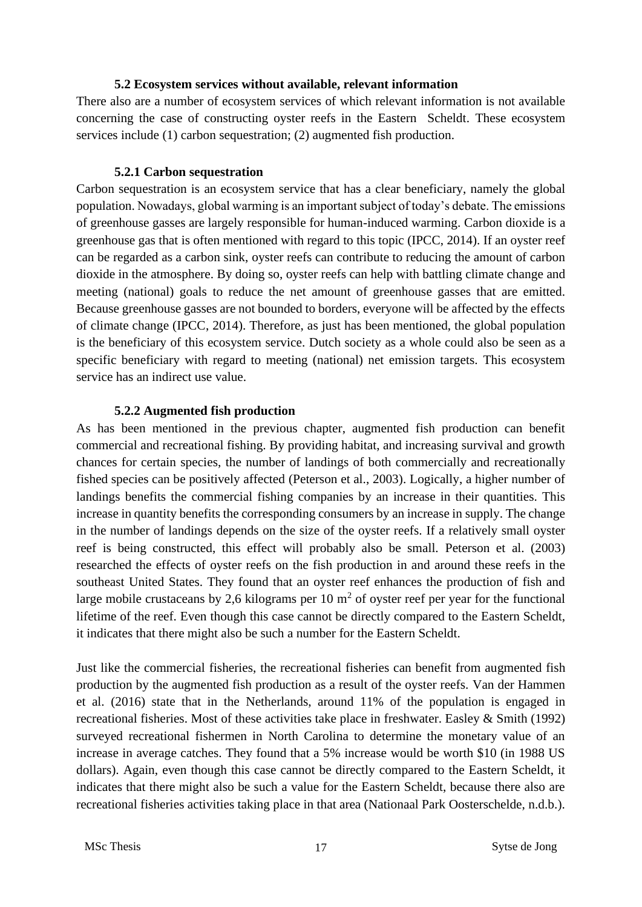### 5.2 Ecosystem services without available, relevant information

There also are a number of ecosystem services of which relevant information is not available concerning the case of constructing oyster reefs in the Eastern Scheldt. These ecosystem services include (1) carbon sequestration; (2) augmented fish production.

#### 5.2.1 Carbon sequestration

Carbon sequestration is an ecosystem service that has a clear beneficiary, namely the global population. Nowadays, global warming is an important subject of today's debate. The emissions of greenhouse gasses are largely responsible for human-induced warming. Carbon dioxide is a greenhouse gas that is often mentioned with regard to this topic (IPCC, 2014). If an oyster reef can be regarded as a carbon sink, oyster reefs can contribute to reducing the amount of carbon dioxide in the atmosphere. By doing so, oyster reefs can help with battling climate change and meeting (national) goals to reduce the net amount of greenhouse gasses that are emitted. Because greenhouse gasses are not bounded to borders, everyone will be affected by the effects of climate change (IPCC, 2014). Therefore, as just has been mentioned, the global population is the beneficiary of this ecosystem service. Dutch society as a whole could also be seen as a specific beneficiary with regard to meeting (national) net emission targets. This ecosystem service has an indirect use value.

#### 5.2.2 Augmented fish production

As has been mentioned in the previous chapter, augmented fish production can benefit commercial and recreational fishing. By providing habitat, and increasing survival and growth chances for certain species, the number of landings of both commercially and recreationally fished species can be positively affected (Peterson et al., 2003). Logically, a higher number of landings benefits the commercial fishing companies by an increase in their quantities. This increase in quantity benefits the corresponding consumers by an increase in supply. The change in the number of landings depends on the size of the oyster reefs. If a relatively small oyster reef is being constructed, this effect will probably also be small. Peterson et al. (2003) researched the effects of oyster reefs on the fish production in and around these reefs in the southeast United States. They found that an oyster reef enhances the production of fish and large mobile crustaceans by 2,6 kilograms per 10 $m^2$ of oyster reef per year for the functional lifetime of the reef. Even though this case cannot be directly compared to the Eastern Scheldt, it indicates that there might also be such a number for the Eastern Scheldt.

Just like the commercial fisheries, the recreational fisheries can benefit from augmented fish production by the augmented fish production as a result of the oyster reefs. Van der Hammen et al. (2016) state that in the Netherlands, around 11% of the population is engaged in recreational fisheries. Most of these activities take place in freshwater. Easley & Smith (1992) surveyed recreational fishermen in North Carolina to determine the monetary value of an increase in average catches. They found that a 5% increase would be worth $10 (in 1988 US dollars). Again, even though this case cannot be directly compared to the Eastern Scheldt, it indicates that there might also be such a value for the Eastern Scheldt, because there also are recreational fisheries activities taking place in that area (Nationaal Park Oosterschelde, n.d.b.).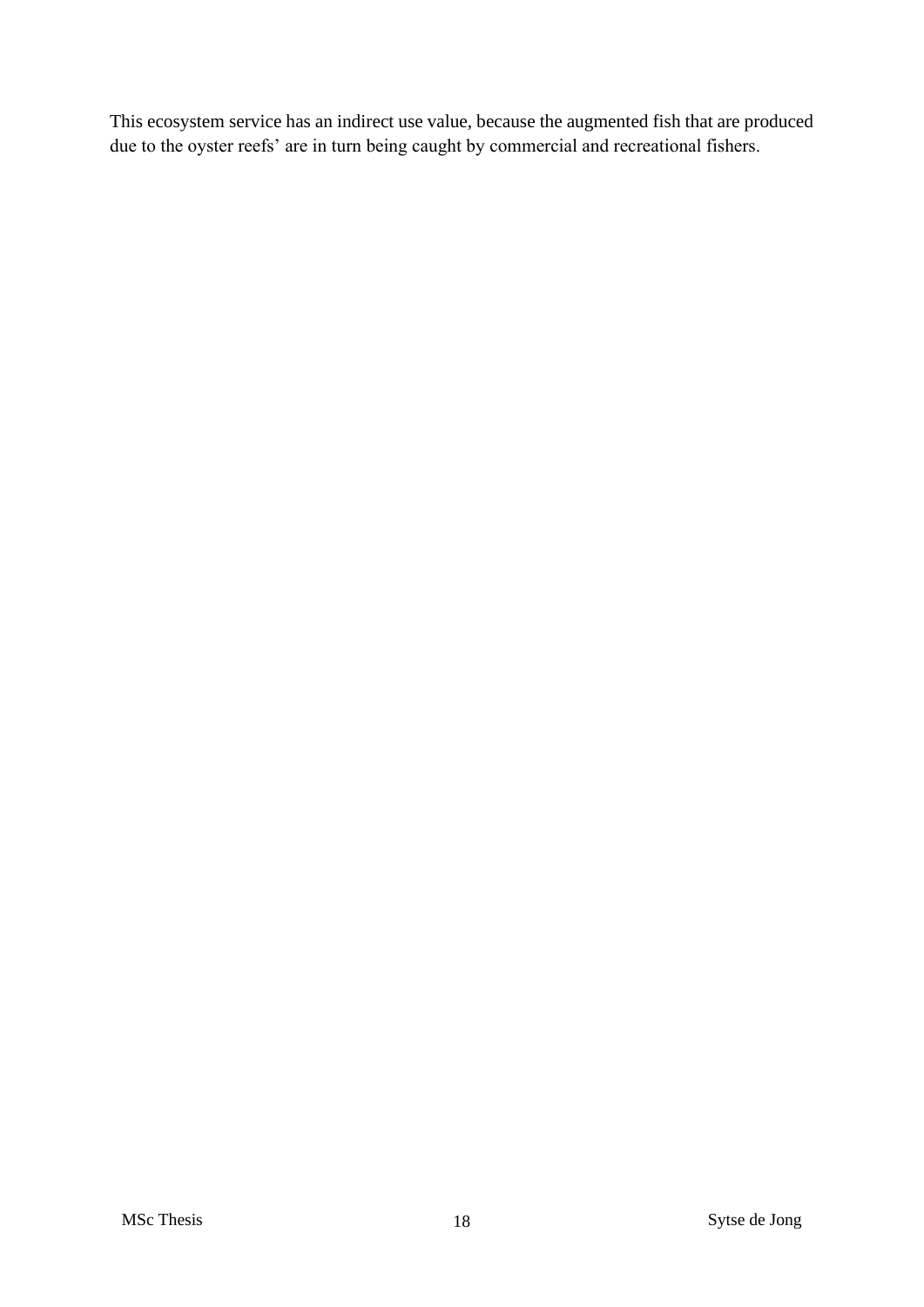This ecosystem service has an indirect use value, because the augmented fish that are produced due to the oyster reefs' are in turn being caught by commercial and recreational fishers.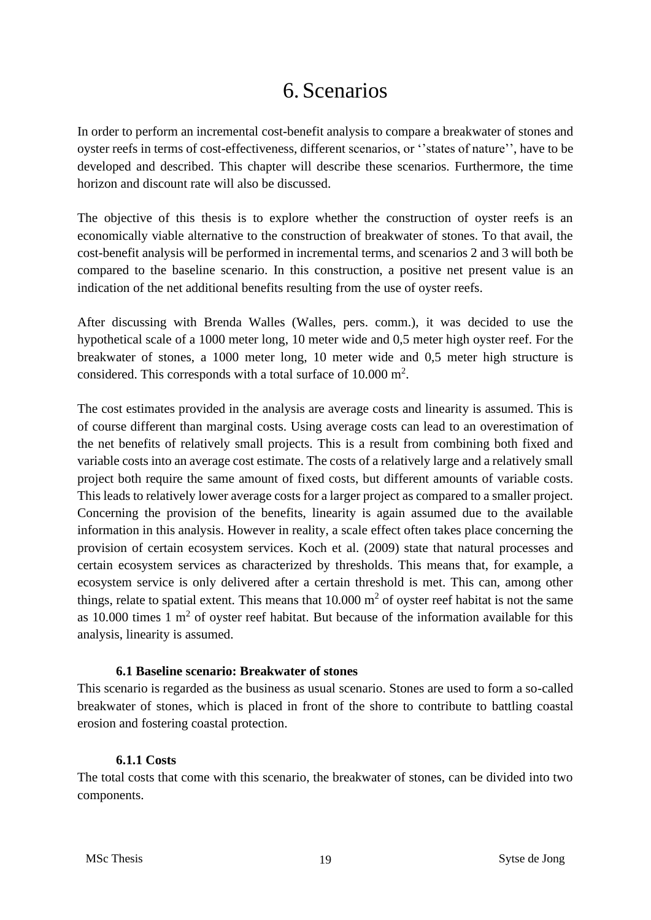# 6. Scenarios

In order to perform an incremental cost-benefit analysis to compare a breakwater of stones and oyster reefs in terms of cost-effectiveness, different scenarios, or ''states of nature'', have to be developed and described. This chapter will describe these scenarios. Furthermore, the time horizon and discount rate will also be discussed.

The objective of this thesis is to explore whether the construction of oyster reefs is an economically viable alternative to the construction of breakwater of stones. To that avail, the cost-benefit analysis will be performed in incremental terms, and scenarios 2 and 3 will both be compared to the baseline scenario. In this construction, a positive net present value is an indication of the net additional benefits resulting from the use of oyster reefs.

After discussing with Brenda Walles (Walles, pers. comm.), it was decided to use the hypothetical scale of a 1000 meter long, 10 meter wide and 0,5 meter high oyster reef. For the breakwater of stones, a 1000 meter long, 10 meter wide and 0,5 meter high structure is considered. This corresponds with a total surface of 10.000 $m^2$.

The cost estimates provided in the analysis are average costs and linearity is assumed. This is of course different than marginal costs. Using average costs can lead to an overestimation of the net benefits of relatively small projects. This is a result from combining both fixed and variable costs into an average cost estimate. The costs of a relatively large and a relatively small project both require the same amount of fixed costs, but different amounts of variable costs. This leads to relatively lower average costs for a larger project as compared to a smaller project. Concerning the provision of the benefits, linearity is again assumed due to the available information in this analysis. However in reality, a scale effect often takes place concerning the provision of certain ecosystem services. Koch et al. (2009) state that natural processes and certain ecosystem services as characterized by thresholds. This means that, for example, a ecosystem service is only delivered after a certain threshold is met. This can, among other things, relate to spatial extent. This means that 10.000 $m^2$ of oyster reef habitat is not the same as 10.000 times 1 $m^2$ of oyster reef habitat. But because of the information available for this analysis, linearity is assumed.

### 6.1 Baseline scenario: Breakwater of stones

This scenario is regarded as the business as usual scenario. Stones are used to form a so-called breakwater of stones, which is placed in front of the shore to contribute to battling coastal erosion and fostering coastal protection.

#### 6.1.1 Costs

The total costs that come with this scenario, the breakwater of stones, can be divided into two components.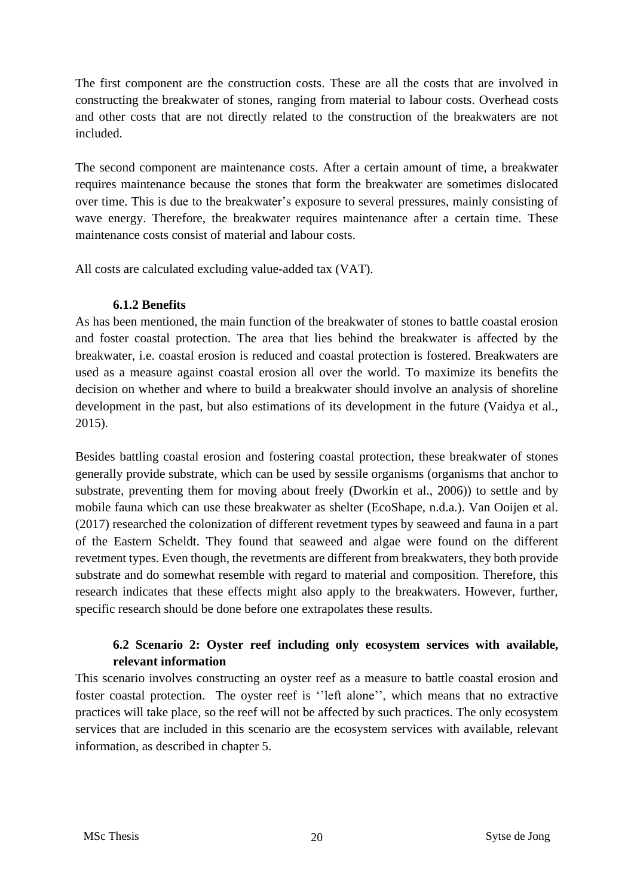The first component are the construction costs. These are all the costs that are involved in constructing the breakwater of stones, ranging from material to labour costs. Overhead costs and other costs that are not directly related to the construction of the breakwaters are not included.

The second component are maintenance costs. After a certain amount of time, a breakwater requires maintenance because the stones that form the breakwater are sometimes dislocated over time. This is due to the breakwater's exposure to several pressures, mainly consisting of wave energy. Therefore, the breakwater requires maintenance after a certain time. These maintenance costs consist of material and labour costs.

All costs are calculated excluding value-added tax (VAT).

#### 6.1.2 Benefits

As has been mentioned, the main function of the breakwater of stones to battle coastal erosion and foster coastal protection. The area that lies behind the breakwater is affected by the breakwater, i.e. coastal erosion is reduced and coastal protection is fostered. Breakwaters are used as a measure against coastal erosion all over the world. To maximize its benefits the decision on whether and where to build a breakwater should involve an analysis of shoreline development in the past, but also estimations of its development in the future (Vaidya et al., 2015).

Besides battling coastal erosion and fostering coastal protection, these breakwater of stones generally provide substrate, which can be used by sessile organisms (organisms that anchor to substrate, preventing them for moving about freely (Dworkin et al., 2006)) to settle and by mobile fauna which can use these breakwater as shelter (EcoShape, n.d.a.). Van Ooijen et al. (2017) researched the colonization of different revetment types by seaweed and fauna in a part of the Eastern Scheldt. They found that seaweed and algae were found on the different revetment types. Even though, the revetments are different from breakwaters, they both provide substrate and do somewhat resemble with regard to material and composition. Therefore, this research indicates that these effects might also apply to the breakwaters. However, further, specific research should be done before one extrapolates these results.

### 6.2 Scenario 2: Oyster reef including only ecosystem services with available, relevant information

This scenario involves constructing an oyster reef as a measure to battle coastal erosion and foster coastal protection. The oyster reef is ''left alone'', which means that no extractive practices will take place, so the reef will not be affected by such practices. The only ecosystem services that are included in this scenario are the ecosystem services with available, relevant information, as described in chapter 5.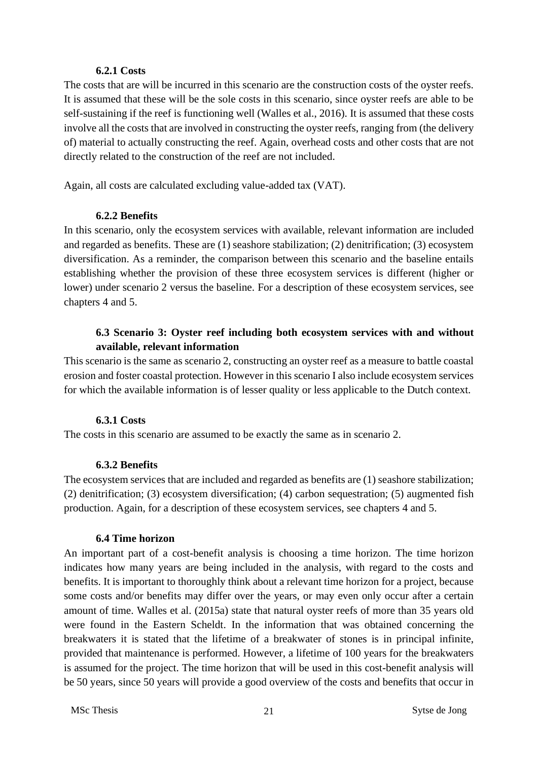#### 6.2.1 Costs

The costs that are will be incurred in this scenario are the construction costs of the oyster reefs. It is assumed that these will be the sole costs in this scenario, since oyster reefs are able to be self-sustaining if the reef is functioning well (Walles et al., 2016). It is assumed that these costs involve all the costs that are involved in constructing the oyster reefs, ranging from (the delivery of) material to actually constructing the reef. Again, overhead costs and other costs that are not directly related to the construction of the reef are not included.

Again, all costs are calculated excluding value-added tax (VAT).

#### 6.2.2 Benefits

In this scenario, only the ecosystem services with available, relevant information are included and regarded as benefits. These are (1) seashore stabilization; (2) denitrification; (3) ecosystem diversification. As a reminder, the comparison between this scenario and the baseline entails establishing whether the provision of these three ecosystem services is different (higher or lower) under scenario 2 versus the baseline. For a description of these ecosystem services, see chapters 4 and 5.

### 6.3 Scenario 3: Oyster reef including both ecosystem services with and without available, relevant information

This scenario is the same as scenario 2, constructing an oyster reef as a measure to battle coastal erosion and foster coastal protection. However in this scenario I also include ecosystem services for which the available information is of lesser quality or less applicable to the Dutch context.

#### 6.3.1 Costs

The costs in this scenario are assumed to be exactly the same as in scenario 2.

#### 6.3.2 Benefits

The ecosystem services that are included and regarded as benefits are (1) seashore stabilization; (2) denitrification; (3) ecosystem diversification; (4) carbon sequestration; (5) augmented fish production. Again, for a description of these ecosystem services, see chapters 4 and 5.

### 6.4 Time horizon

An important part of a cost-benefit analysis is choosing a time horizon. The time horizon indicates how many years are being included in the analysis, with regard to the costs and benefits. It is important to thoroughly think about a relevant time horizon for a project, because some costs and/or benefits may differ over the years, or may even only occur after a certain amount of time. Walles et al. (2015a) state that natural oyster reefs of more than 35 years old were found in the Eastern Scheldt. In the information that was obtained concerning the breakwaters it is stated that the lifetime of a breakwater of stones is in principal infinite, provided that maintenance is performed. However, a lifetime of 100 years for the breakwaters is assumed for the project. The time horizon that will be used in this cost-benefit analysis will be 50 years, since 50 years will provide a good overview of the costs and benefits that occur in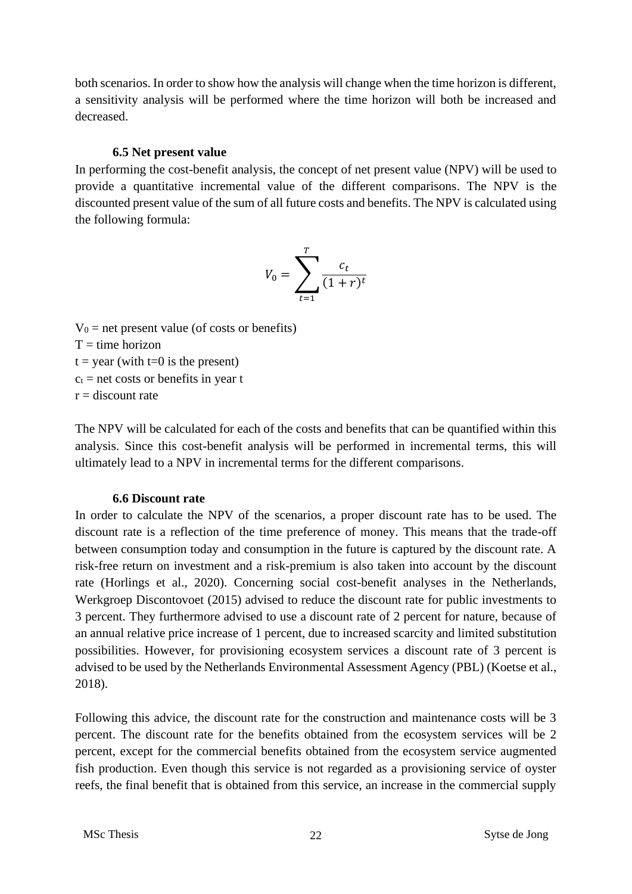both scenarios. In order to show how the analysis will change when the time horizon is different, a sensitivity analysis will be performed where the time horizon will both be increased and decreased.

### 6.5 Net present value

In performing the cost-benefit analysis, the concept of net present value (NPV) will be used to provide a quantitative incremental value of the different comparisons. The NPV is the discounted present value of the sum of all future costs and benefits. The NPV is calculated using the following formula:

$$V_0 = \sum_{t=1}^{T} \frac{c_t}{(1+r)^t}$$

$V_0$ = net present value (of costs or benefits)
T = time horizon
t = year (with t=0 is the present)
$c_t$ = net costs or benefits in year t
r = discount rate

The NPV will be calculated for each of the costs and benefits that can be quantified within this analysis. Since this cost-benefit analysis will be performed in incremental terms, this will ultimately lead to a NPV in incremental terms for the different comparisons.

### 6.6 Discount rate

In order to calculate the NPV of the scenarios, a proper discount rate has to be used. The discount rate is a reflection of the time preference of money. This means that the trade-off between consumption today and consumption in the future is captured by the discount rate. A risk-free return on investment and a risk-premium is also taken into account by the discount rate (Horlings et al., 2020). Concerning social cost-benefit analyses in the Netherlands, Werkgroep Discontovoet (2015) advised to reduce the discount rate for public investments to 3 percent. They furthermore advised to use a discount rate of 2 percent for nature, because of an annual relative price increase of 1 percent, due to increased scarcity and limited substitution possibilities. However, for provisioning ecosystem services a discount rate of 3 percent is advised to be used by the Netherlands Environmental Assessment Agency (PBL) (Koetse et al., 2018).

Following this advice, the discount rate for the construction and maintenance costs will be 3 percent. The discount rate for the benefits obtained from the ecosystem services will be 2 percent, except for the commercial benefits obtained from the ecosystem service augmented fish production. Even though this service is not regarded as a provisioning service of oyster reefs, the final benefit that is obtained from this service, an increase in the commercial supply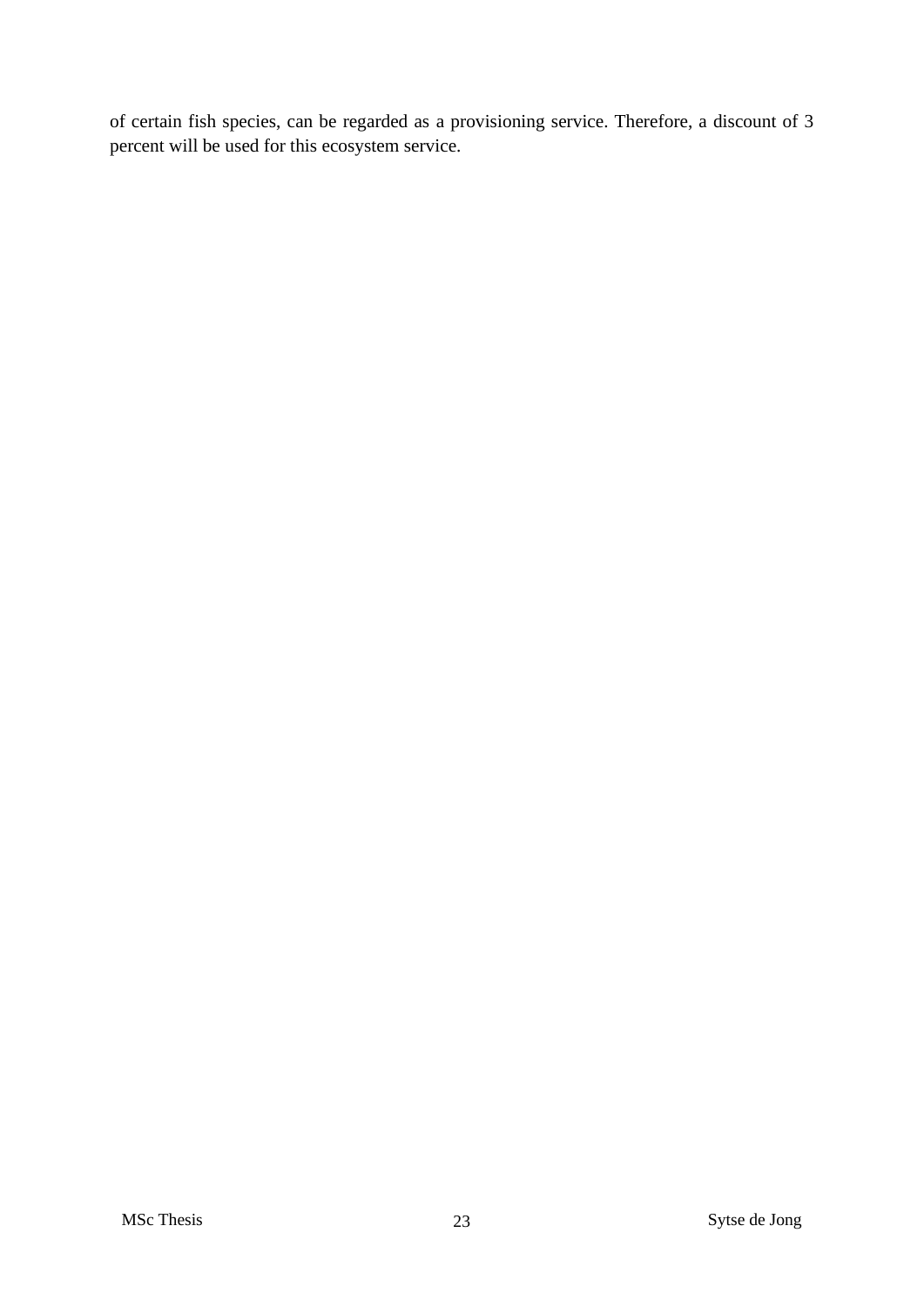of certain fish species, can be regarded as a provisioning service. Therefore, a discount of 3 percent will be used for this ecosystem service.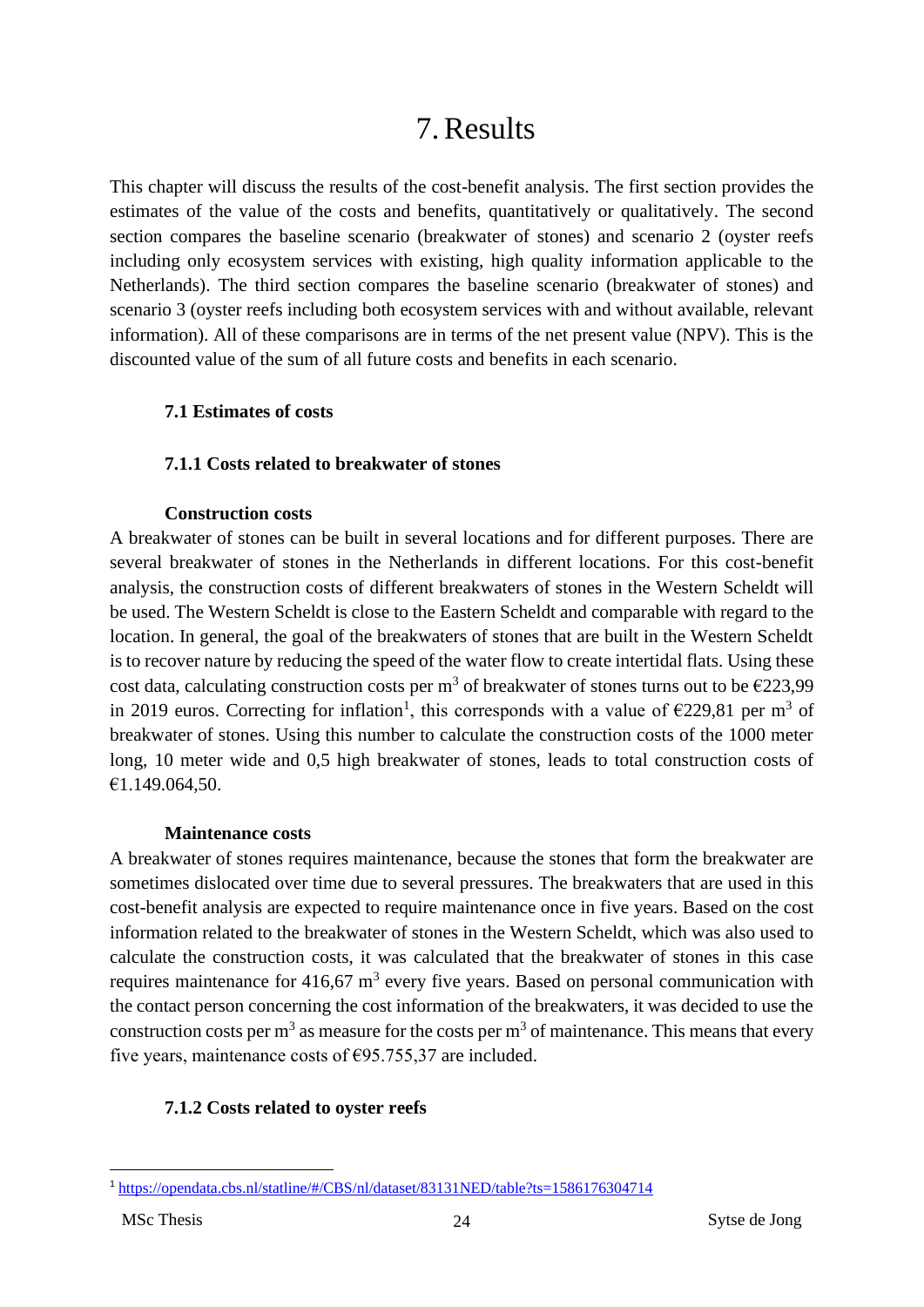# 7. Results

This chapter will discuss the results of the cost-benefit analysis. The first section provides the estimates of the value of the costs and benefits, quantitatively or qualitatively. The second section compares the baseline scenario (breakwater of stones) and scenario 2 (oyster reefs including only ecosystem services with existing, high quality information applicable to the Netherlands). The third section compares the baseline scenario (breakwater of stones) and scenario 3 (oyster reefs including both ecosystem services with and without available, relevant information). All of these comparisons are in terms of the net present value (NPV). This is the discounted value of the sum of all future costs and benefits in each scenario.

### 7.1 Estimates of costs

#### 7.1.1 Costs related to breakwater of stones

**Construction costs**

A breakwater of stones can be built in several locations and for different purposes. There are several breakwater of stones in the Netherlands in different locations. For this cost-benefit analysis, the construction costs of different breakwaters of stones in the Western Scheldt will be used. The Western Scheldt is close to the Eastern Scheldt and comparable with regard to the location. In general, the goal of the breakwaters of stones that are built in the Western Scheldt is to recover nature by reducing the speed of the water flow to create intertidal flats. Using these cost data, calculating construction costs per $m^3$ of breakwater of stones turns out to be €223,99 in 2019 euros. Correcting for inflation[1], this corresponds with a value of €229,81 per $m^3$ of breakwater of stones. Using this number to calculate the construction costs of the 1000 meter long, 10 meter wide and 0,5 high breakwater of stones, leads to total construction costs of €1.149.064,50.

**Maintenance costs**

A breakwater of stones requires maintenance, because the stones that form the breakwater are sometimes dislocated over time due to several pressures. The breakwaters that are used in this cost-benefit analysis are expected to require maintenance once in five years. Based on the cost information related to the breakwater of stones in the Western Scheldt, which was also used to calculate the construction costs, it was calculated that the breakwater of stones in this case requires maintenance for 416,67 $m^3$ every five years. Based on personal communication with the contact person concerning the cost information of the breakwaters, it was decided to use the construction costs per $m^3$ as measure for the costs per $m^3$ of maintenance. This means that every five years, maintenance costs of €95.755,37 are included.

#### 7.1.2 Costs related to oyster reefs

[1] https://opendata.cbs.nl/statline/#/CBS/nl/dataset/83131NED/table?ts=1586176304714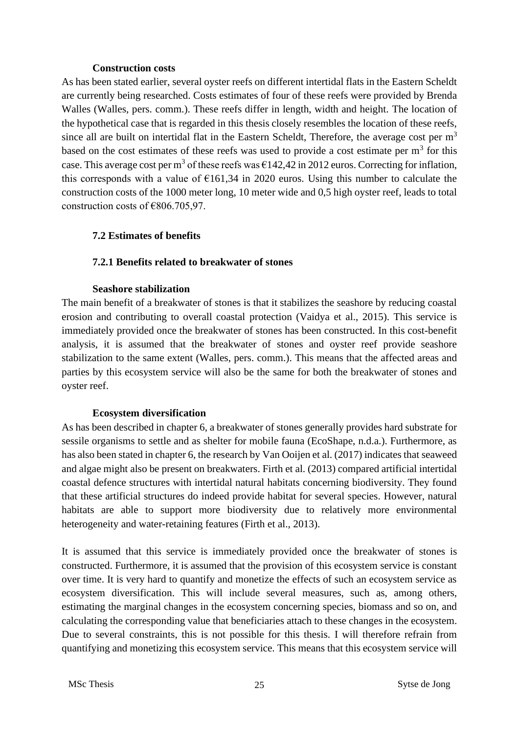#### Construction costs

As has been stated earlier, several oyster reefs on different intertidal flats in the Eastern Scheldt are currently being researched. Costs estimates of four of these reefs were provided by Brenda Walles (Walles, pers. comm.). These reefs differ in length, width and height. The location of the hypothetical case that is regarded in this thesis closely resembles the location of these reefs, since all are built on intertidal flat in the Eastern Scheldt, Therefore, the average cost per $m^3$ based on the cost estimates of these reefs was used to provide a cost estimate per $m^3$ for this case. This average cost per $m^3$ of these reefs was €142,42 in 2012 euros. Correcting for inflation, this corresponds with a value of €161,34 in 2020 euros. Using this number to calculate the construction costs of the 1000 meter long, 10 meter wide and 0,5 high oyster reef, leads to total construction costs of €806.705,97.

## 7.2 Estimates of benefits

### 7.2.1 Benefits related to breakwater of stones

#### Seashore stabilization

The main benefit of a breakwater of stones is that it stabilizes the seashore by reducing coastal erosion and contributing to overall coastal protection (Vaidya et al., 2015). This service is immediately provided once the breakwater of stones has been constructed. In this cost-benefit analysis, it is assumed that the breakwater of stones and oyster reef provide seashore stabilization to the same extent (Walles, pers. comm.). This means that the affected areas and parties by this ecosystem service will also be the same for both the breakwater of stones and oyster reef.

#### Ecosystem diversification

As has been described in chapter 6, a breakwater of stones generally provides hard substrate for sessile organisms to settle and as shelter for mobile fauna (EcoShape, n.d.a.). Furthermore, as has also been stated in chapter 6, the research by Van Ooijen et al. (2017) indicates that seaweed and algae might also be present on breakwaters. Firth et al. (2013) compared artificial intertidal coastal defence structures with intertidal natural habitats concerning biodiversity. They found that these artificial structures do indeed provide habitat for several species. However, natural habitats are able to support more biodiversity due to relatively more environmental heterogeneity and water-retaining features (Firth et al., 2013).

It is assumed that this service is immediately provided once the breakwater of stones is constructed. Furthermore, it is assumed that the provision of this ecosystem service is constant over time. It is very hard to quantify and monetize the effects of such an ecosystem service as ecosystem diversification. This will include several measures, such as, among others, estimating the marginal changes in the ecosystem concerning species, biomass and so on, and calculating the corresponding value that beneficiaries attach to these changes in the ecosystem. Due to several constraints, this is not possible for this thesis. I will therefore refrain from quantifying and monetizing this ecosystem service. This means that this ecosystem service will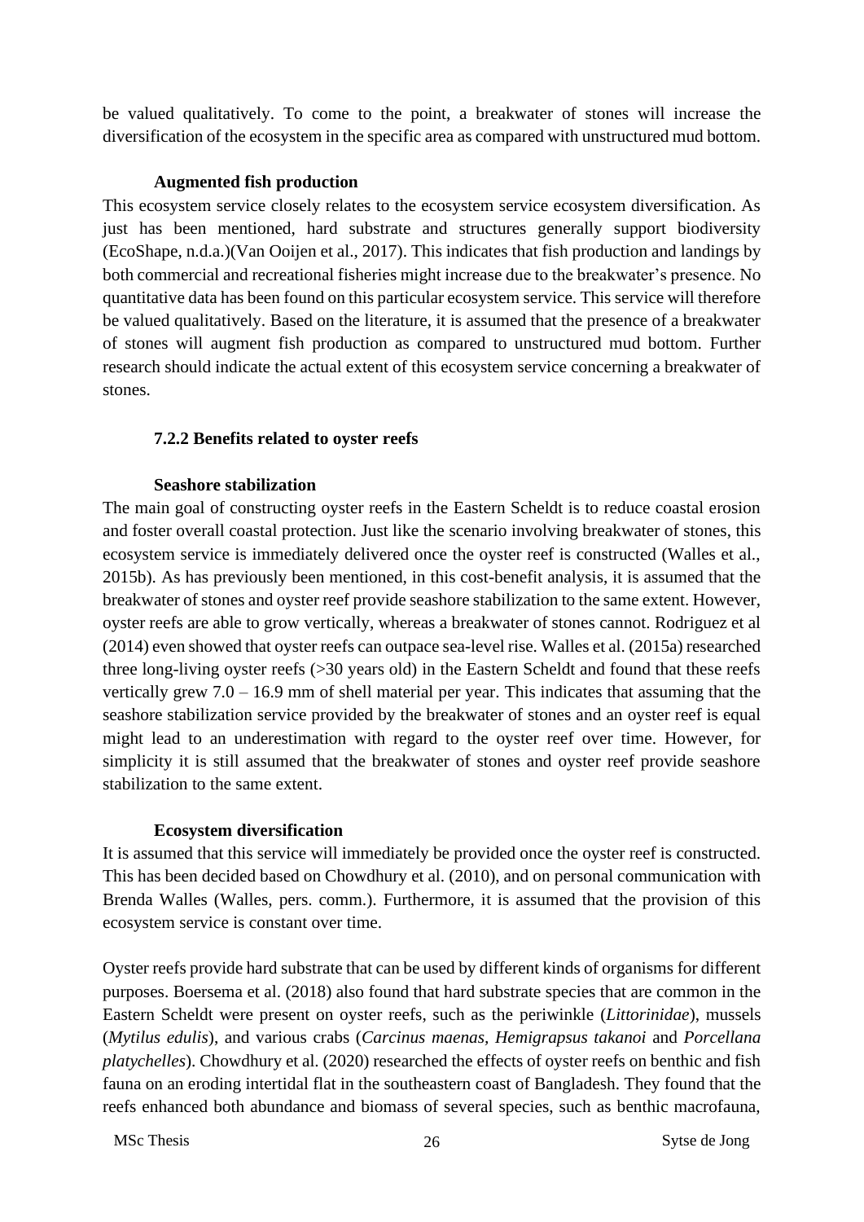be valued qualitatively. To come to the point, a breakwater of stones will increase the diversification of the ecosystem in the specific area as compared with unstructured mud bottom.

**Augmented fish production**

This ecosystem service closely relates to the ecosystem service ecosystem diversification. As just has been mentioned, hard substrate and structures generally support biodiversity (EcoShape, n.d.a.)(Van Ooijen et al., 2017). This indicates that fish production and landings by both commercial and recreational fisheries might increase due to the breakwater's presence. No quantitative data has been found on this particular ecosystem service. This service will therefore be valued qualitatively. Based on the literature, it is assumed that the presence of a breakwater of stones will augment fish production as compared to unstructured mud bottom. Further research should indicate the actual extent of this ecosystem service concerning a breakwater of stones.

### 7.2.2 Benefits related to oyster reefs

**Seashore stabilization**

The main goal of constructing oyster reefs in the Eastern Scheldt is to reduce coastal erosion and foster overall coastal protection. Just like the scenario involving breakwater of stones, this ecosystem service is immediately delivered once the oyster reef is constructed (Walles et al., 2015b). As has previously been mentioned, in this cost-benefit analysis, it is assumed that the breakwater of stones and oyster reef provide seashore stabilization to the same extent. However, oyster reefs are able to grow vertically, whereas a breakwater of stones cannot. Rodriguez et al (2014) even showed that oyster reefs can outpace sea-level rise. Walles et al. (2015a) researched three long-living oyster reefs (>30 years old) in the Eastern Scheldt and found that these reefs vertically grew 7.0 – 16.9 mm of shell material per year. This indicates that assuming that the seashore stabilization service provided by the breakwater of stones and an oyster reef is equal might lead to an underestimation with regard to the oyster reef over time. However, for simplicity it is still assumed that the breakwater of stones and oyster reef provide seashore stabilization to the same extent.

**Ecosystem diversification**

It is assumed that this service will immediately be provided once the oyster reef is constructed. This has been decided based on Chowdhury et al. (2010), and on personal communication with Brenda Walles (Walles, pers. comm.). Furthermore, it is assumed that the provision of this ecosystem service is constant over time.

Oyster reefs provide hard substrate that can be used by different kinds of organisms for different purposes. Boersema et al. (2018) also found that hard substrate species that are common in the Eastern Scheldt were present on oyster reefs, such as the periwinkle (*Littorinidae*), mussels (*Mytilus edulis*), and various crabs (*Carcinus maenas, Hemigrapsus takanoi* and *Porcellana platychelles*). Chowdhury et al. (2020) researched the effects of oyster reefs on benthic and fish fauna on an eroding intertidal flat in the southeastern coast of Bangladesh. They found that the reefs enhanced both abundance and biomass of several species, such as benthic macrofauna,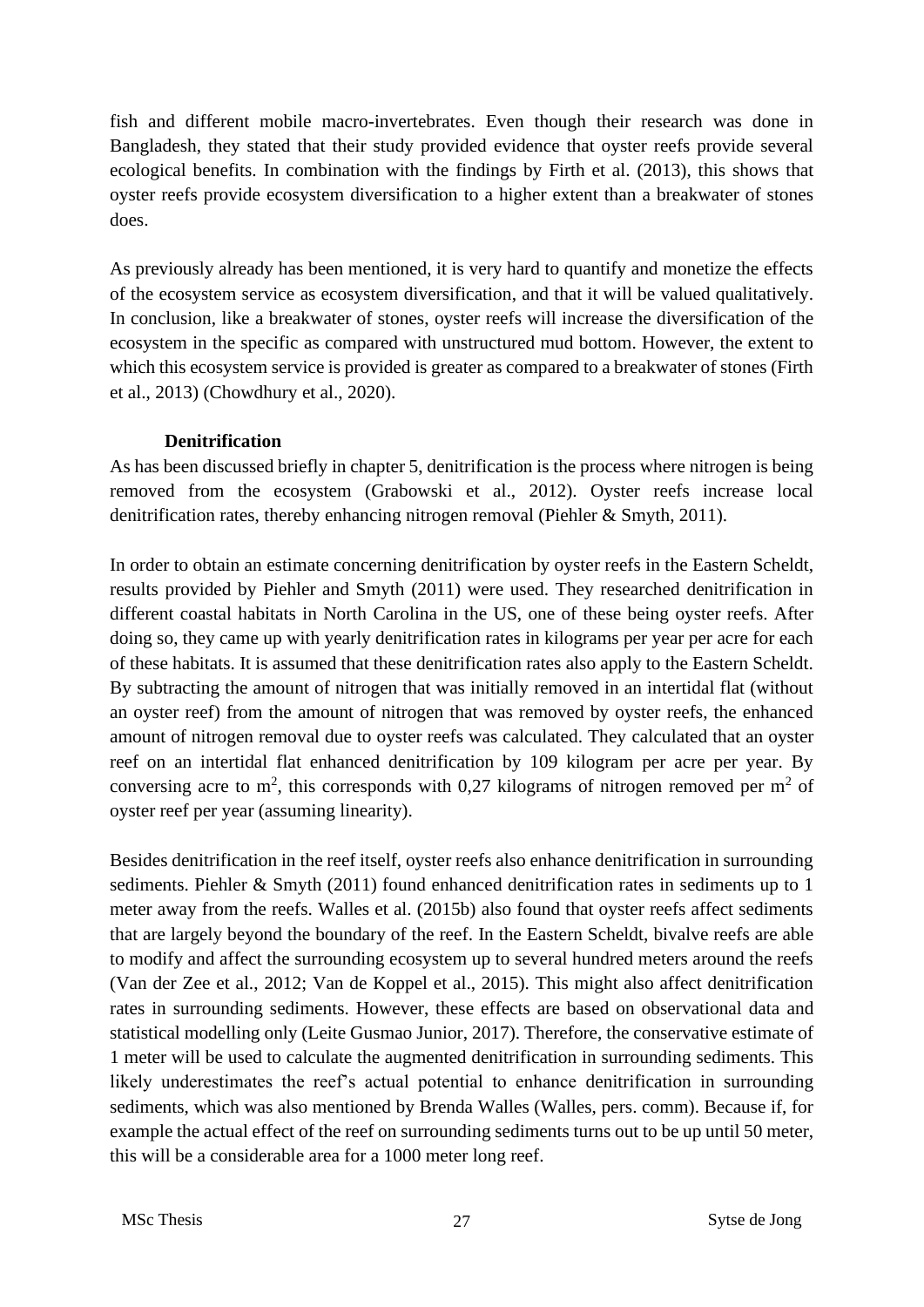fish and different mobile macro-invertebrates. Even though their research was done in Bangladesh, they stated that their study provided evidence that oyster reefs provide several ecological benefits. In combination with the findings by Firth et al. (2013), this shows that oyster reefs provide ecosystem diversification to a higher extent than a breakwater of stones does.

As previously already has been mentioned, it is very hard to quantify and monetize the effects of the ecosystem service as ecosystem diversification, and that it will be valued qualitatively. In conclusion, like a breakwater of stones, oyster reefs will increase the diversification of the ecosystem in the specific as compared with unstructured mud bottom. However, the extent to which this ecosystem service is provided is greater as compared to a breakwater of stones (Firth et al., 2013) (Chowdhury et al., 2020).

**Denitrification**

As has been discussed briefly in chapter 5, denitrification is the process where nitrogen is being removed from the ecosystem (Grabowski et al., 2012). Oyster reefs increase local denitrification rates, thereby enhancing nitrogen removal (Piehler & Smyth, 2011).

In order to obtain an estimate concerning denitrification by oyster reefs in the Eastern Scheldt, results provided by Piehler and Smyth (2011) were used. They researched denitrification in different coastal habitats in North Carolina in the US, one of these being oyster reefs. After doing so, they came up with yearly denitrification rates in kilograms per year per acre for each of these habitats. It is assumed that these denitrification rates also apply to the Eastern Scheldt. By subtracting the amount of nitrogen that was initially removed in an intertidal flat (without an oyster reef) from the amount of nitrogen that was removed by oyster reefs, the enhanced amount of nitrogen removal due to oyster reefs was calculated. They calculated that an oyster reef on an intertidal flat enhanced denitrification by 109 kilogram per acre per year. By conversing acre to $m^2$, this corresponds with 0,27 kilograms of nitrogen removed per $m^2$ of oyster reef per year (assuming linearity).

Besides denitrification in the reef itself, oyster reefs also enhance denitrification in surrounding sediments. Piehler & Smyth (2011) found enhanced denitrification rates in sediments up to 1 meter away from the reefs. Walles et al. (2015b) also found that oyster reefs affect sediments that are largely beyond the boundary of the reef. In the Eastern Scheldt, bivalve reefs are able to modify and affect the surrounding ecosystem up to several hundred meters around the reefs (Van der Zee et al., 2012; Van de Koppel et al., 2015). This might also affect denitrification rates in surrounding sediments. However, these effects are based on observational data and statistical modelling only (Leite Gusmao Junior, 2017). Therefore, the conservative estimate of 1 meter will be used to calculate the augmented denitrification in surrounding sediments. This likely underestimates the reef's actual potential to enhance denitrification in surrounding sediments, which was also mentioned by Brenda Walles (Walles, pers. comm). Because if, for example the actual effect of the reef on surrounding sediments turns out to be up until 50 meter, this will be a considerable area for a 1000 meter long reef.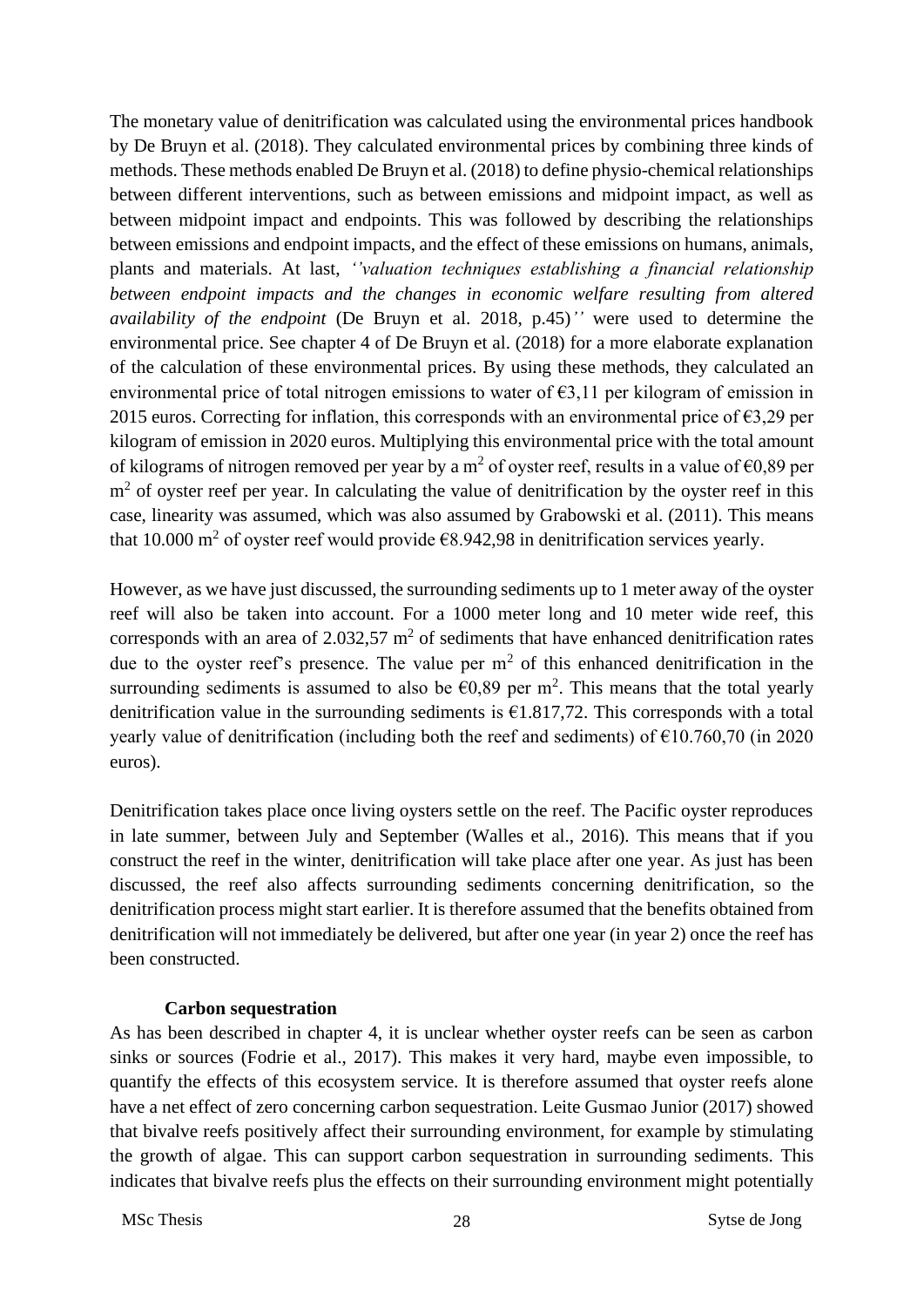The monetary value of denitrification was calculated using the environmental prices handbook by De Bruyn et al. (2018). They calculated environmental prices by combining three kinds of methods. These methods enabled De Bruyn et al. (2018) to define physio-chemical relationships between different interventions, such as between emissions and midpoint impact, as well as between midpoint impact and endpoints. This was followed by describing the relationships between emissions and endpoint impacts, and the effect of these emissions on humans, animals, plants and materials. At last, *‘’valuation techniques establishing a financial relationship between endpoint impacts and the changes in economic welfare resulting from altered availability of the endpoint* (De Bruyn et al. 2018, p.45)*’’* were used to determine the environmental price. See chapter 4 of De Bruyn et al. (2018) for a more elaborate explanation of the calculation of these environmental prices. By using these methods, they calculated an environmental price of total nitrogen emissions to water of €3,11 per kilogram of emission in 2015 euros. Correcting for inflation, this corresponds with an environmental price of €3,29 per kilogram of emission in 2020 euros. Multiplying this environmental price with the total amount of kilograms of nitrogen removed per year by a $m^2$ of oyster reef, results in a value of €0,89 per $m^2$ of oyster reef per year. In calculating the value of denitrification by the oyster reef in this case, linearity was assumed, which was also assumed by Grabowski et al. (2011). This means that 10.000 $m^2$ of oyster reef would provide €8.942,98 in denitrification services yearly.

However, as we have just discussed, the surrounding sediments up to 1 meter away of the oyster reef will also be taken into account. For a 1000 meter long and 10 meter wide reef, this corresponds with an area of 2.032,57 $m^2$ of sediments that have enhanced denitrification rates due to the oyster reef’s presence. The value per $m^2$ of this enhanced denitrification in the surrounding sediments is assumed to also be €0,89 per $m^2$. This means that the total yearly denitrification value in the surrounding sediments is €1.817,72. This corresponds with a total yearly value of denitrification (including both the reef and sediments) of €10.760,70 (in 2020 euros).

Denitrification takes place once living oysters settle on the reef. The Pacific oyster reproduces in late summer, between July and September (Walles et al., 2016). This means that if you construct the reef in the winter, denitrification will take place after one year. As just has been discussed, the reef also affects surrounding sediments concerning denitrification, so the denitrification process might start earlier. It is therefore assumed that the benefits obtained from denitrification will not immediately be delivered, but after one year (in year 2) once the reef has been constructed.

**Carbon sequestration**

As has been described in chapter 4, it is unclear whether oyster reefs can be seen as carbon sinks or sources (Fodrie et al., 2017). This makes it very hard, maybe even impossible, to quantify the effects of this ecosystem service. It is therefore assumed that oyster reefs alone have a net effect of zero concerning carbon sequestration. Leite Gusmao Junior (2017) showed that bivalve reefs positively affect their surrounding environment, for example by stimulating the growth of algae. This can support carbon sequestration in surrounding sediments. This indicates that bivalve reefs plus the effects on their surrounding environment might potentially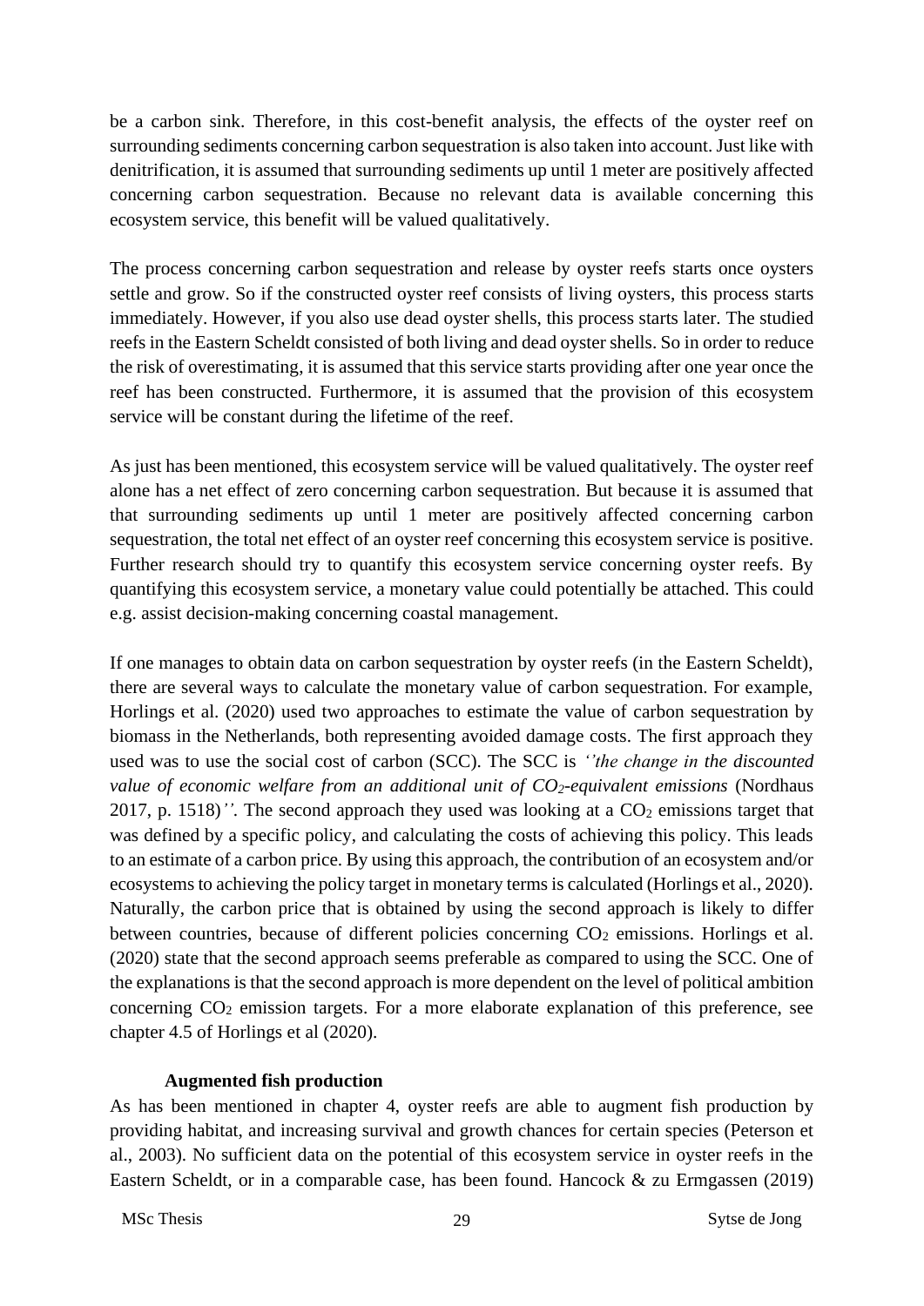be a carbon sink. Therefore, in this cost-benefit analysis, the effects of the oyster reef on surrounding sediments concerning carbon sequestration is also taken into account. Just like with denitrification, it is assumed that surrounding sediments up until 1 meter are positively affected concerning carbon sequestration. Because no relevant data is available concerning this ecosystem service, this benefit will be valued qualitatively.

The process concerning carbon sequestration and release by oyster reefs starts once oysters settle and grow. So if the constructed oyster reef consists of living oysters, this process starts immediately. However, if you also use dead oyster shells, this process starts later. The studied reefs in the Eastern Scheldt consisted of both living and dead oyster shells. So in order to reduce the risk of overestimating, it is assumed that this service starts providing after one year once the reef has been constructed. Furthermore, it is assumed that the provision of this ecosystem service will be constant during the lifetime of the reef.

As just has been mentioned, this ecosystem service will be valued qualitatively. The oyster reef alone has a net effect of zero concerning carbon sequestration. But because it is assumed that that surrounding sediments up until 1 meter are positively affected concerning carbon sequestration, the total net effect of an oyster reef concerning this ecosystem service is positive. Further research should try to quantify this ecosystem service concerning oyster reefs. By quantifying this ecosystem service, a monetary value could potentially be attached. This could e.g. assist decision-making concerning coastal management.

If one manages to obtain data on carbon sequestration by oyster reefs (in the Eastern Scheldt), there are several ways to calculate the monetary value of carbon sequestration. For example, Horlings et al. (2020) used two approaches to estimate the value of carbon sequestration by biomass in the Netherlands, both representing avoided damage costs. The first approach they used was to use the social cost of carbon (SCC). The SCC is *''the change in the discounted value of economic welfare from an additional unit of $CO_2$-equivalent emissions* (Nordhaus 2017, p. 1518)*''*. The second approach they used was looking at a $CO_2$ emissions target that was defined by a specific policy, and calculating the costs of achieving this policy. This leads to an estimate of a carbon price. By using this approach, the contribution of an ecosystem and/or ecosystems to achieving the policy target in monetary terms is calculated (Horlings et al., 2020). Naturally, the carbon price that is obtained by using the second approach is likely to differ between countries, because of different policies concerning $CO_2$ emissions. Horlings et al. (2020) state that the second approach seems preferable as compared to using the SCC. One of the explanations is that the second approach is more dependent on the level of political ambition concerning $CO_2$ emission targets. For a more elaborate explanation of this preference, see chapter 4.5 of Horlings et al (2020).

**Augmented fish production**

As has been mentioned in chapter 4, oyster reefs are able to augment fish production by providing habitat, and increasing survival and growth chances for certain species (Peterson et al., 2003). No sufficient data on the potential of this ecosystem service in oyster reefs in the Eastern Scheldt, or in a comparable case, has been found. Hancock & zu Ermgassen (2019)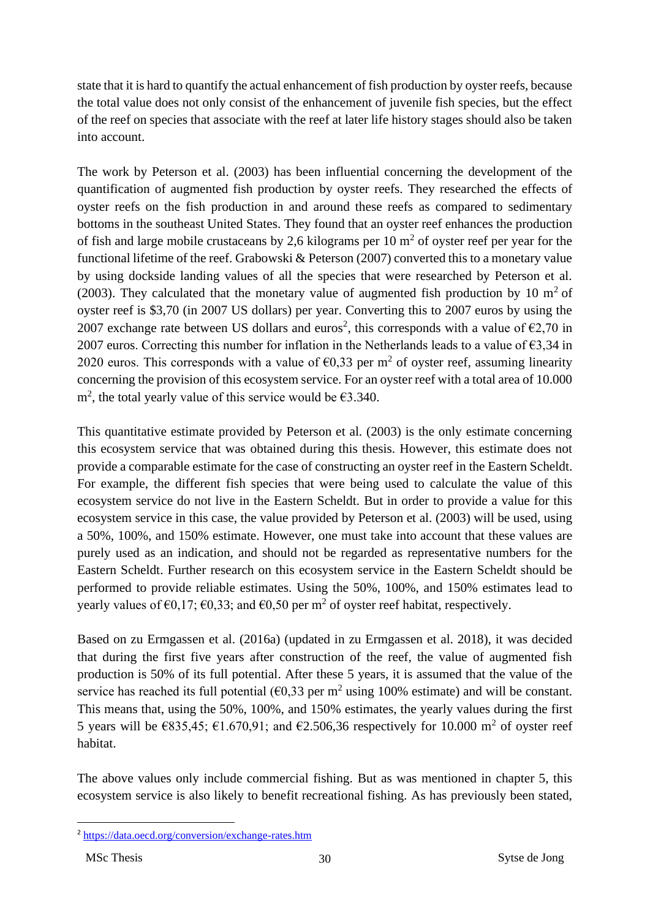state that it is hard to quantify the actual enhancement of fish production by oyster reefs, because the total value does not only consist of the enhancement of juvenile fish species, but the effect of the reef on species that associate with the reef at later life history stages should also be taken into account.

The work by Peterson et al. (2003) has been influential concerning the development of the quantification of augmented fish production by oyster reefs. They researched the effects of oyster reefs on the fish production in and around these reefs as compared to sedimentary bottoms in the southeast United States. They found that an oyster reef enhances the production of fish and large mobile crustaceans by 2,6 kilograms per 10 $m^2$ of oyster reef per year for the functional lifetime of the reef. Grabowski & Peterson (2007) converted this to a monetary value by using dockside landing values of all the species that were researched by Peterson et al. (2003). They calculated that the monetary value of augmented fish production by 10 $m^2$ of oyster reef is \$3,70 (in 2007 US dollars) per year. Converting this to 2007 euros by using the 2007 exchange rate between US dollars and euros[2], this corresponds with a value of €2,70 in 2007 euros. Correcting this number for inflation in the Netherlands leads to a value of €3,34 in 2020 euros. This corresponds with a value of €0,33 per $m^2$ of oyster reef, assuming linearity concerning the provision of this ecosystem service. For an oyster reef with a total area of 10.000 $m^2$, the total yearly value of this service would be €3.340.

This quantitative estimate provided by Peterson et al. (2003) is the only estimate concerning this ecosystem service that was obtained during this thesis. However, this estimate does not provide a comparable estimate for the case of constructing an oyster reef in the Eastern Scheldt. For example, the different fish species that were being used to calculate the value of this ecosystem service do not live in the Eastern Scheldt. But in order to provide a value for this ecosystem service in this case, the value provided by Peterson et al. (2003) will be used, using a 50%, 100%, and 150% estimate. However, one must take into account that these values are purely used as an indication, and should not be regarded as representative numbers for the Eastern Scheldt. Further research on this ecosystem service in the Eastern Scheldt should be performed to provide reliable estimates. Using the 50%, 100%, and 150% estimates lead to yearly values of €0,17; €0,33; and €0,50 per $m^2$ of oyster reef habitat, respectively.

Based on zu Ermgassen et al. (2016a) (updated in zu Ermgassen et al. 2018), it was decided that during the first five years after construction of the reef, the value of augmented fish production is 50% of its full potential. After these 5 years, it is assumed that the value of the service has reached its full potential (€0,33 per $m^2$ using 100% estimate) and will be constant. This means that, using the 50%, 100%, and 150% estimates, the yearly values during the first 5 years will be €835,45; €1.670,91; and €2.506,36 respectively for 10.000 $m^2$ of oyster reef habitat.

The above values only include commercial fishing. But as was mentioned in chapter 5, this ecosystem service is also likely to benefit recreational fishing. As has previously been stated,

[2] https://data.oecd.org/conversion/exchange-rates.htm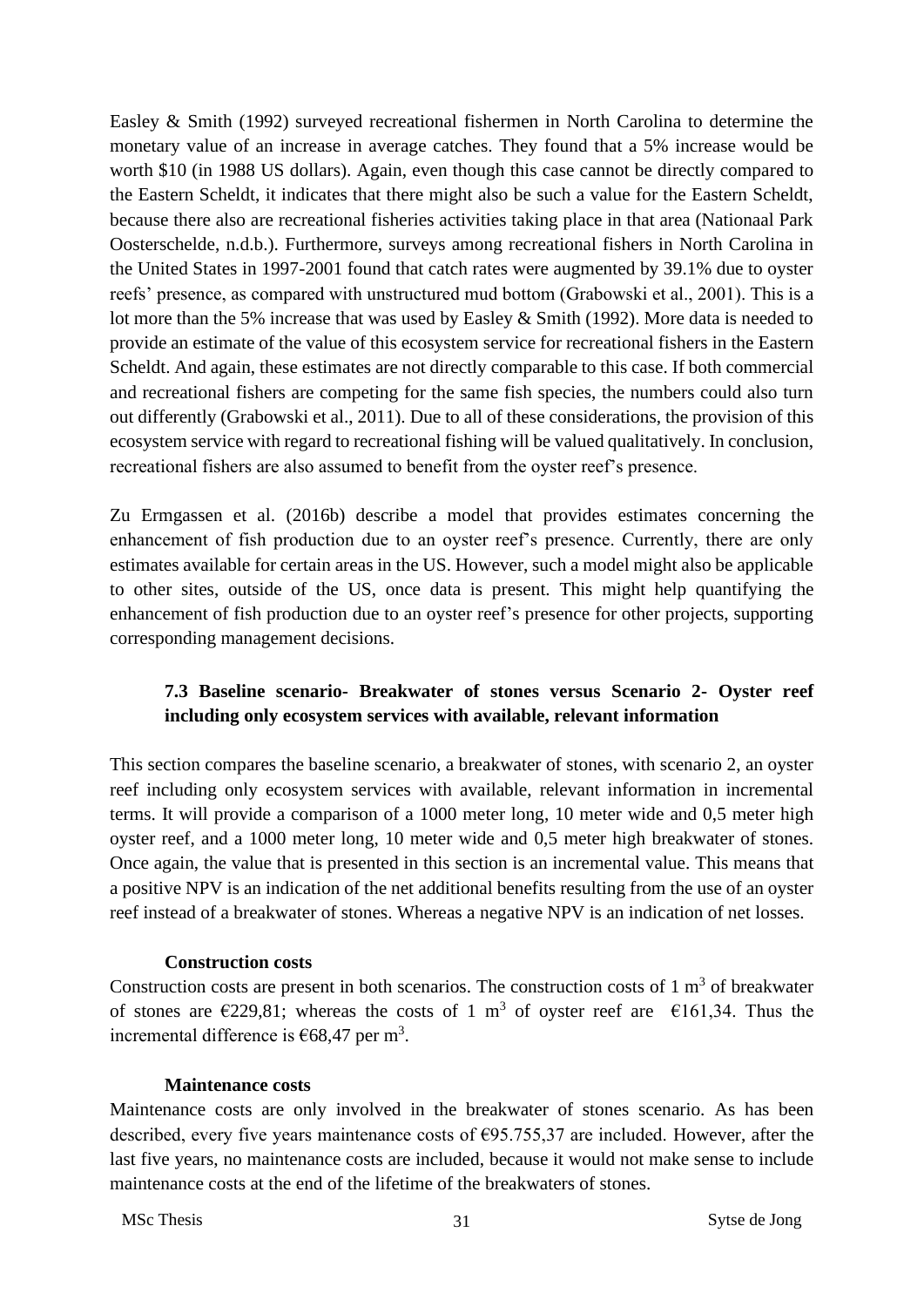Easley & Smith (1992) surveyed recreational fishermen in North Carolina to determine the monetary value of an increase in average catches. They found that a 5% increase would be worth \$10 (in 1988 US dollars). Again, even though this case cannot be directly compared to the Eastern Scheldt, it indicates that there might also be such a value for the Eastern Scheldt, because there also are recreational fisheries activities taking place in that area (Nationaal Park Oosterschelde, n.d.b.). Furthermore, surveys among recreational fishers in North Carolina in the United States in 1997-2001 found that catch rates were augmented by 39.1% due to oyster reefs' presence, as compared with unstructured mud bottom (Grabowski et al., 2001). This is a lot more than the 5% increase that was used by Easley & Smith (1992). More data is needed to provide an estimate of the value of this ecosystem service for recreational fishers in the Eastern Scheldt. And again, these estimates are not directly comparable to this case. If both commercial and recreational fishers are competing for the same fish species, the numbers could also turn out differently (Grabowski et al., 2011). Due to all of these considerations, the provision of this ecosystem service with regard to recreational fishing will be valued qualitatively. In conclusion, recreational fishers are also assumed to benefit from the oyster reef's presence.

Zu Ermgassen et al. (2016b) describe a model that provides estimates concerning the enhancement of fish production due to an oyster reef's presence. Currently, there are only estimates available for certain areas in the US. However, such a model might also be applicable to other sites, outside of the US, once data is present. This might help quantifying the enhancement of fish production due to an oyster reef's presence for other projects, supporting corresponding management decisions.

### 7.3 Baseline scenario- Breakwater of stones versus Scenario 2- Oyster reef including only ecosystem services with available, relevant information

This section compares the baseline scenario, a breakwater of stones, with scenario 2, an oyster reef including only ecosystem services with available, relevant information in incremental terms. It will provide a comparison of a 1000 meter long, 10 meter wide and 0,5 meter high oyster reef, and a 1000 meter long, 10 meter wide and 0,5 meter high breakwater of stones. Once again, the value that is presented in this section is an incremental value. This means that a positive NPV is an indication of the net additional benefits resulting from the use of an oyster reef instead of a breakwater of stones. Whereas a negative NPV is an indication of net losses.

**Construction costs**

Construction costs are present in both scenarios. The construction costs of 1 $m^3$ of breakwater of stones are €229,81; whereas the costs of 1 $m^3$ of oyster reef are €161,34. Thus the incremental difference is €68,47 per $m^3$.

**Maintenance costs**

Maintenance costs are only involved in the breakwater of stones scenario. As has been described, every five years maintenance costs of €95.755,37 are included. However, after the last five years, no maintenance costs are included, because it would not make sense to include maintenance costs at the end of the lifetime of the breakwaters of stones.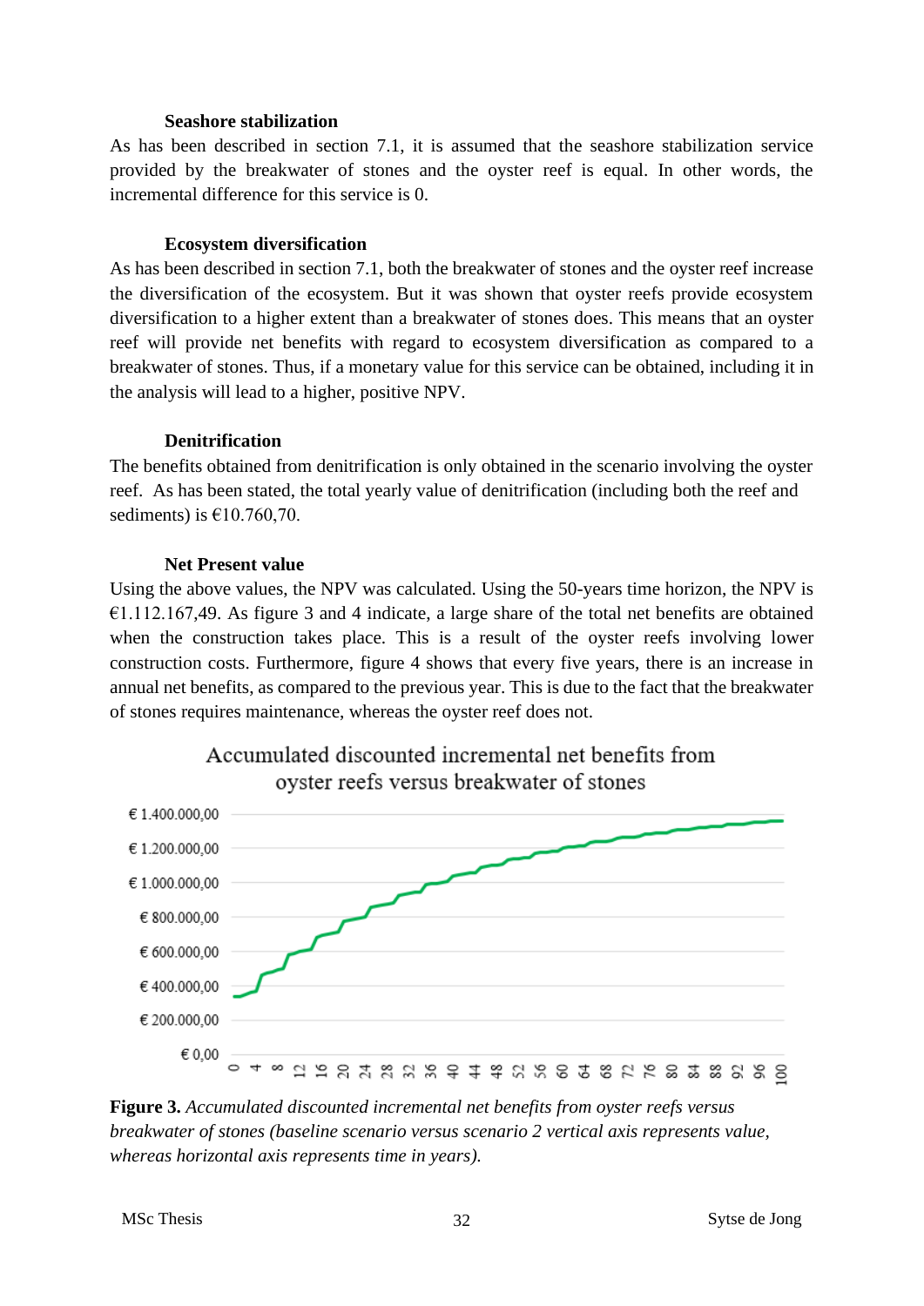### Seashore stabilization

As has been described in section 7.1, it is assumed that the seashore stabilization service provided by the breakwater of stones and the oyster reef is equal. In other words, the incremental difference for this service is 0.

### Ecosystem diversification

As has been described in section 7.1, both the breakwater of stones and the oyster reef increase the diversification of the ecosystem. But it was shown that oyster reefs provide ecosystem diversification to a higher extent than a breakwater of stones does. This means that an oyster reef will provide net benefits with regard to ecosystem diversification as compared to a breakwater of stones. Thus, if a monetary value for this service can be obtained, including it in the analysis will lead to a higher, positive NPV.

### Denitrification

The benefits obtained from denitrification is only obtained in the scenario involving the oyster reef. As has been stated, the total yearly value of denitrification (including both the reef and sediments) is €10.760,70.

### Net Present value

Using the above values, the NPV was calculated. Using the 50-years time horizon, the NPV is €1.112.167,49. As figure 3 and 4 indicate, a large share of the total net benefits are obtained when the construction takes place. This is a result of the oyster reefs involving lower construction costs. Furthermore, figure 4 shows that every five years, there is an increase in annual net benefits, as compared to the previous year. This is due to the fact that the breakwater of stones requires maintenance, whereas the oyster reef does not.

**Figure 3.** *Accumulated discounted incremental net benefits from oyster reefs versus breakwater of stones (baseline scenario versus scenario 2 vertical axis represents value, whereas horizontal axis represents time in years).*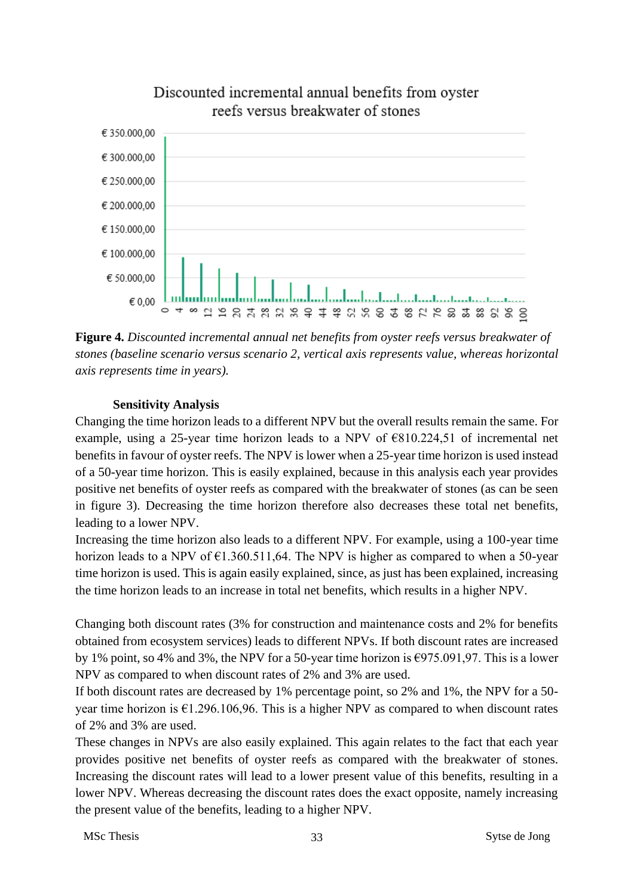**Figure 4.** *Discounted incremental annual net benefits from oyster reefs versus breakwater of stones (baseline scenario versus scenario 2, vertical axis represents value, whereas horizontal axis represents time in years).*

**Sensitivity Analysis**

Changing the time horizon leads to a different NPV but the overall results remain the same. For example, using a 25-year time horizon leads to a NPV of €810.224,51 of incremental net benefits in favour of oyster reefs. The NPV is lower when a 25-year time horizon is used instead of a 50-year time horizon. This is easily explained, because in this analysis each year provides positive net benefits of oyster reefs as compared with the breakwater of stones (as can be seen in figure 3). Decreasing the time horizon therefore also decreases these total net benefits, leading to a lower NPV.

Increasing the time horizon also leads to a different NPV. For example, using a 100-year time horizon leads to a NPV of €1.360.511,64. The NPV is higher as compared to when a 50-year time horizon is used. This is again easily explained, since, as just has been explained, increasing the time horizon leads to an increase in total net benefits, which results in a higher NPV.

Changing both discount rates (3% for construction and maintenance costs and 2% for benefits obtained from ecosystem services) leads to different NPVs. If both discount rates are increased by 1% point, so 4% and 3%, the NPV for a 50-year time horizon is €975.091,97. This is a lower NPV as compared to when discount rates of 2% and 3% are used.

If both discount rates are decreased by 1% percentage point, so 2% and 1%, the NPV for a 50-year time horizon is €1.296.106,96. This is a higher NPV as compared to when discount rates of 2% and 3% are used.

These changes in NPVs are also easily explained. This again relates to the fact that each year provides positive net benefits of oyster reefs as compared with the breakwater of stones. Increasing the discount rates will lead to a lower present value of this benefits, resulting in a lower NPV. Whereas decreasing the discount rates does the exact opposite, namely increasing the present value of the benefits, leading to a higher NPV.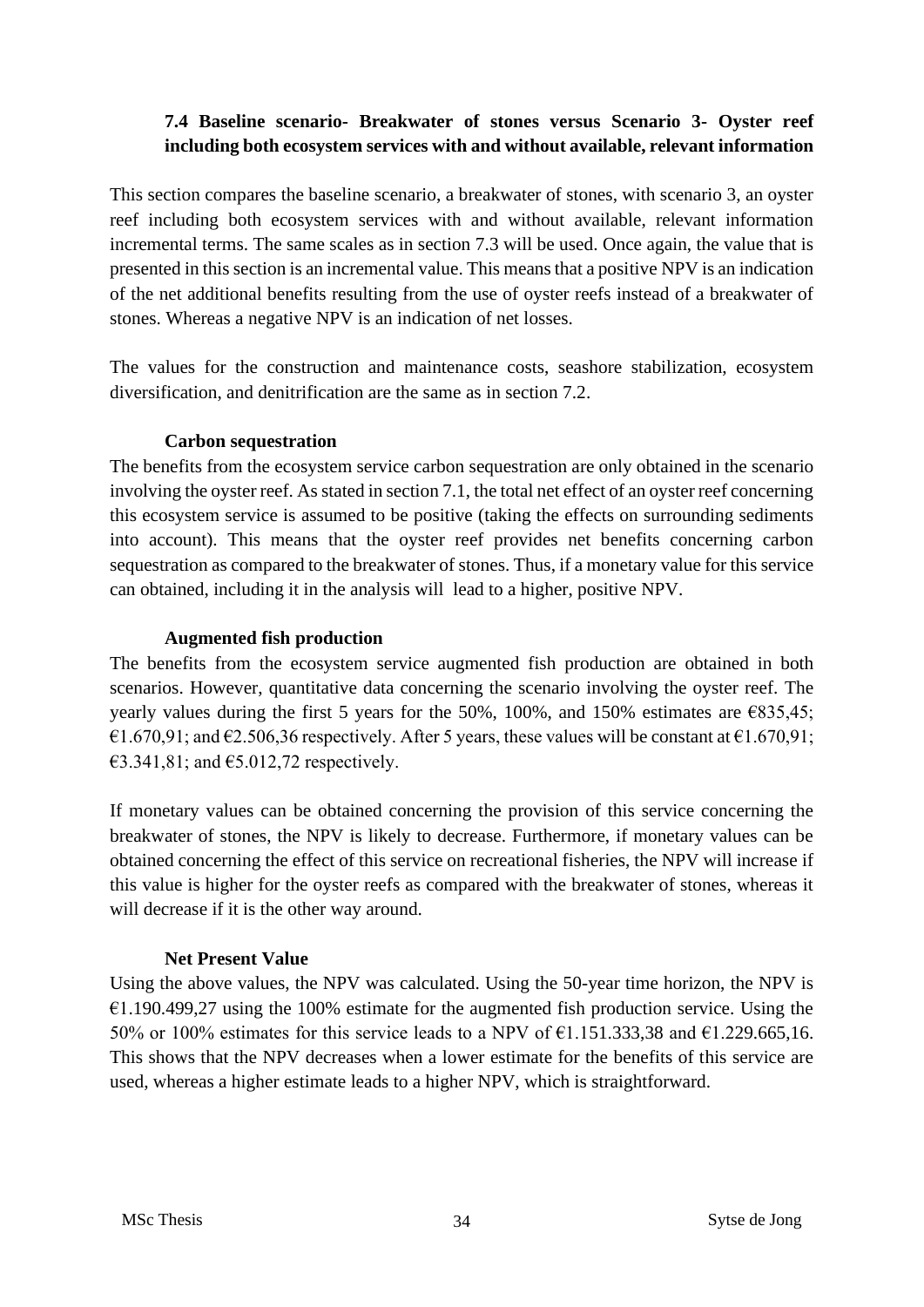### 7.4 Baseline scenario- Breakwater of stones versus Scenario 3- Oyster reef including both ecosystem services with and without available, relevant information

This section compares the baseline scenario, a breakwater of stones, with scenario 3, an oyster reef including both ecosystem services with and without available, relevant information incremental terms. The same scales as in section 7.3 will be used. Once again, the value that is presented in this section is an incremental value. This means that a positive NPV is an indication of the net additional benefits resulting from the use of oyster reefs instead of a breakwater of stones. Whereas a negative NPV is an indication of net losses.

The values for the construction and maintenance costs, seashore stabilization, ecosystem diversification, and denitrification are the same as in section 7.2.

**Carbon sequestration**

The benefits from the ecosystem service carbon sequestration are only obtained in the scenario involving the oyster reef. As stated in section 7.1, the total net effect of an oyster reef concerning this ecosystem service is assumed to be positive (taking the effects on surrounding sediments into account). This means that the oyster reef provides net benefits concerning carbon sequestration as compared to the breakwater of stones. Thus, if a monetary value for this service can obtained, including it in the analysis will lead to a higher, positive NPV.

**Augmented fish production**

The benefits from the ecosystem service augmented fish production are obtained in both scenarios. However, quantitative data concerning the scenario involving the oyster reef. The yearly values during the first 5 years for the 50%, 100%, and 150% estimates are €835,45; €1.670,91; and €2.506,36 respectively. After 5 years, these values will be constant at €1.670,91; €3.341,81; and €5.012,72 respectively.

If monetary values can be obtained concerning the provision of this service concerning the breakwater of stones, the NPV is likely to decrease. Furthermore, if monetary values can be obtained concerning the effect of this service on recreational fisheries, the NPV will increase if this value is higher for the oyster reefs as compared with the breakwater of stones, whereas it will decrease if it is the other way around.

**Net Present Value**

Using the above values, the NPV was calculated. Using the 50-year time horizon, the NPV is €1.190.499,27 using the 100% estimate for the augmented fish production service. Using the 50% or 100% estimates for this service leads to a NPV of €1.151.333,38 and €1.229.665,16. This shows that the NPV decreases when a lower estimate for the benefits of this service are used, whereas a higher estimate leads to a higher NPV, which is straightforward.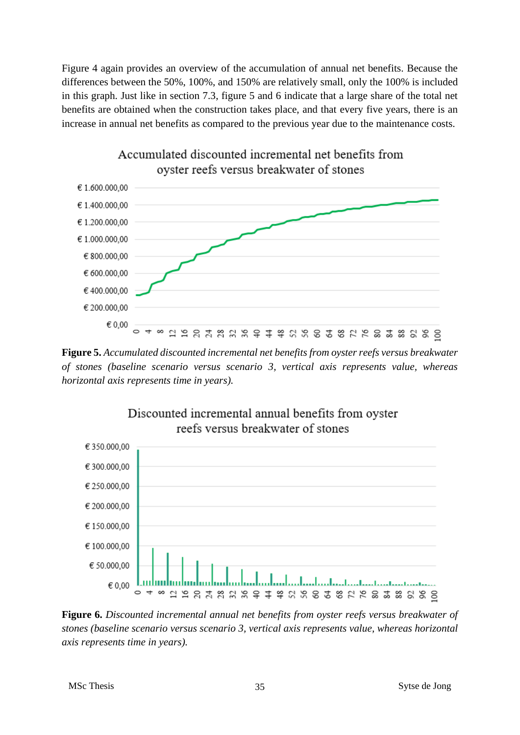Figure 4 again provides an overview of the accumulation of annual net benefits. Because the differences between the 50%, 100%, and 150% are relatively small, only the 100% is included in this graph. Just like in section 7.3, figure 5 and 6 indicate that a large share of the total net benefits are obtained when the construction takes place, and that every five years, there is an increase in annual net benefits as compared to the previous year due to the maintenance costs.

**Figure 5.** *Accumulated discounted incremental net benefits from oyster reefs versus breakwater of stones (baseline scenario versus scenario 3, vertical axis represents value, whereas horizontal axis represents time in years).*

**Figure 6.** *Discounted incremental annual net benefits from oyster reefs versus breakwater of stones (baseline scenario versus scenario 3, vertical axis represents value, whereas horizontal axis represents time in years).*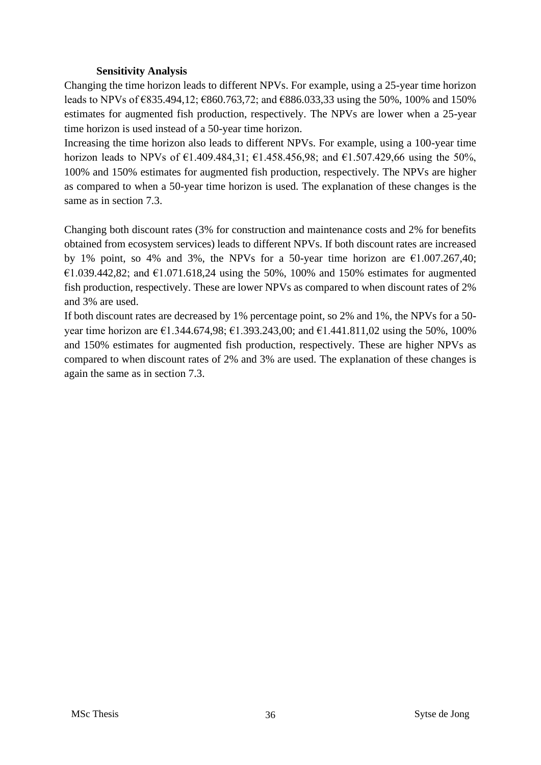### Sensitivity Analysis

Changing the time horizon leads to different NPVs. For example, using a 25-year time horizon leads to NPVs of €835.494,12; €860.763,72; and €886.033,33 using the 50%, 100% and 150% estimates for augmented fish production, respectively. The NPVs are lower when a 25-year time horizon is used instead of a 50-year time horizon.

Increasing the time horizon also leads to different NPVs. For example, using a 100-year time horizon leads to NPVs of €1.409.484,31; €1.458.456,98; and €1.507.429,66 using the 50%, 100% and 150% estimates for augmented fish production, respectively. The NPVs are higher as compared to when a 50-year time horizon is used. The explanation of these changes is the same as in section 7.3.

Changing both discount rates (3% for construction and maintenance costs and 2% for benefits obtained from ecosystem services) leads to different NPVs. If both discount rates are increased by 1% point, so 4% and 3%, the NPVs for a 50-year time horizon are €1.007.267,40; €1.039.442,82; and €1.071.618,24 using the 50%, 100% and 150% estimates for augmented fish production, respectively. These are lower NPVs as compared to when discount rates of 2% and 3% are used.

If both discount rates are decreased by 1% percentage point, so 2% and 1%, the NPVs for a 50-year time horizon are €1.344.674,98; €1.393.243,00; and €1.441.811,02 using the 50%, 100% and 150% estimates for augmented fish production, respectively. These are higher NPVs as compared to when discount rates of 2% and 3% are used. The explanation of these changes is again the same as in section 7.3.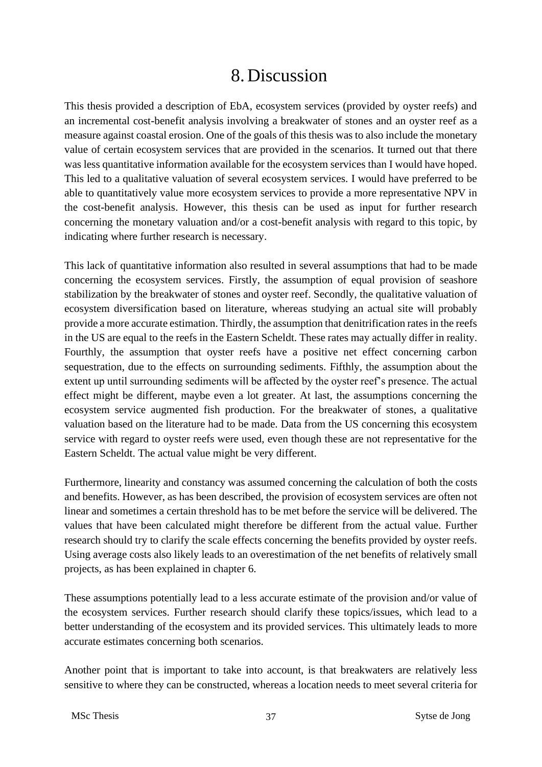# 8. Discussion

This thesis provided a description of EbA, ecosystem services (provided by oyster reefs) and an incremental cost-benefit analysis involving a breakwater of stones and an oyster reef as a measure against coastal erosion. One of the goals of this thesis was to also include the monetary value of certain ecosystem services that are provided in the scenarios. It turned out that there was less quantitative information available for the ecosystem services than I would have hoped. This led to a qualitative valuation of several ecosystem services. I would have preferred to be able to quantitatively value more ecosystem services to provide a more representative NPV in the cost-benefit analysis. However, this thesis can be used as input for further research concerning the monetary valuation and/or a cost-benefit analysis with regard to this topic, by indicating where further research is necessary.

This lack of quantitative information also resulted in several assumptions that had to be made concerning the ecosystem services. Firstly, the assumption of equal provision of seashore stabilization by the breakwater of stones and oyster reef. Secondly, the qualitative valuation of ecosystem diversification based on literature, whereas studying an actual site will probably provide a more accurate estimation. Thirdly, the assumption that denitrification rates in the reefs in the US are equal to the reefs in the Eastern Scheldt. These rates may actually differ in reality. Fourthly, the assumption that oyster reefs have a positive net effect concerning carbon sequestration, due to the effects on surrounding sediments. Fifthly, the assumption about the extent up until surrounding sediments will be affected by the oyster reef's presence. The actual effect might be different, maybe even a lot greater. At last, the assumptions concerning the ecosystem service augmented fish production. For the breakwater of stones, a qualitative valuation based on the literature had to be made. Data from the US concerning this ecosystem service with regard to oyster reefs were used, even though these are not representative for the Eastern Scheldt. The actual value might be very different.

Furthermore, linearity and constancy was assumed concerning the calculation of both the costs and benefits. However, as has been described, the provision of ecosystem services are often not linear and sometimes a certain threshold has to be met before the service will be delivered. The values that have been calculated might therefore be different from the actual value. Further research should try to clarify the scale effects concerning the benefits provided by oyster reefs. Using average costs also likely leads to an overestimation of the net benefits of relatively small projects, as has been explained in chapter 6.

These assumptions potentially lead to a less accurate estimate of the provision and/or value of the ecosystem services. Further research should clarify these topics/issues, which lead to a better understanding of the ecosystem and its provided services. This ultimately leads to more accurate estimates concerning both scenarios.

Another point that is important to take into account, is that breakwaters are relatively less sensitive to where they can be constructed, whereas a location needs to meet several criteria for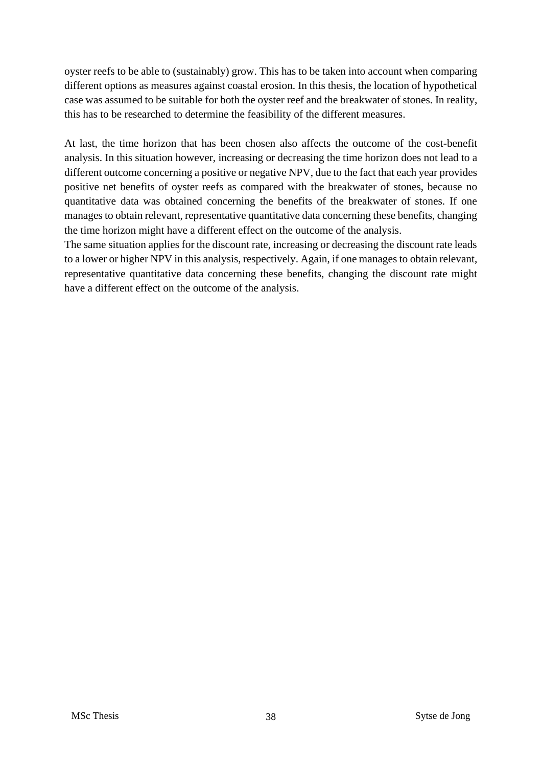oyster reefs to be able to (sustainably) grow. This has to be taken into account when comparing different options as measures against coastal erosion. In this thesis, the location of hypothetical case was assumed to be suitable for both the oyster reef and the breakwater of stones. In reality, this has to be researched to determine the feasibility of the different measures.

At last, the time horizon that has been chosen also affects the outcome of the cost-benefit analysis. In this situation however, increasing or decreasing the time horizon does not lead to a different outcome concerning a positive or negative NPV, due to the fact that each year provides positive net benefits of oyster reefs as compared with the breakwater of stones, because no quantitative data was obtained concerning the benefits of the breakwater of stones. If one manages to obtain relevant, representative quantitative data concerning these benefits, changing the time horizon might have a different effect on the outcome of the analysis.

The same situation applies for the discount rate, increasing or decreasing the discount rate leads to a lower or higher NPV in this analysis, respectively. Again, if one manages to obtain relevant, representative quantitative data concerning these benefits, changing the discount rate might have a different effect on the outcome of the analysis.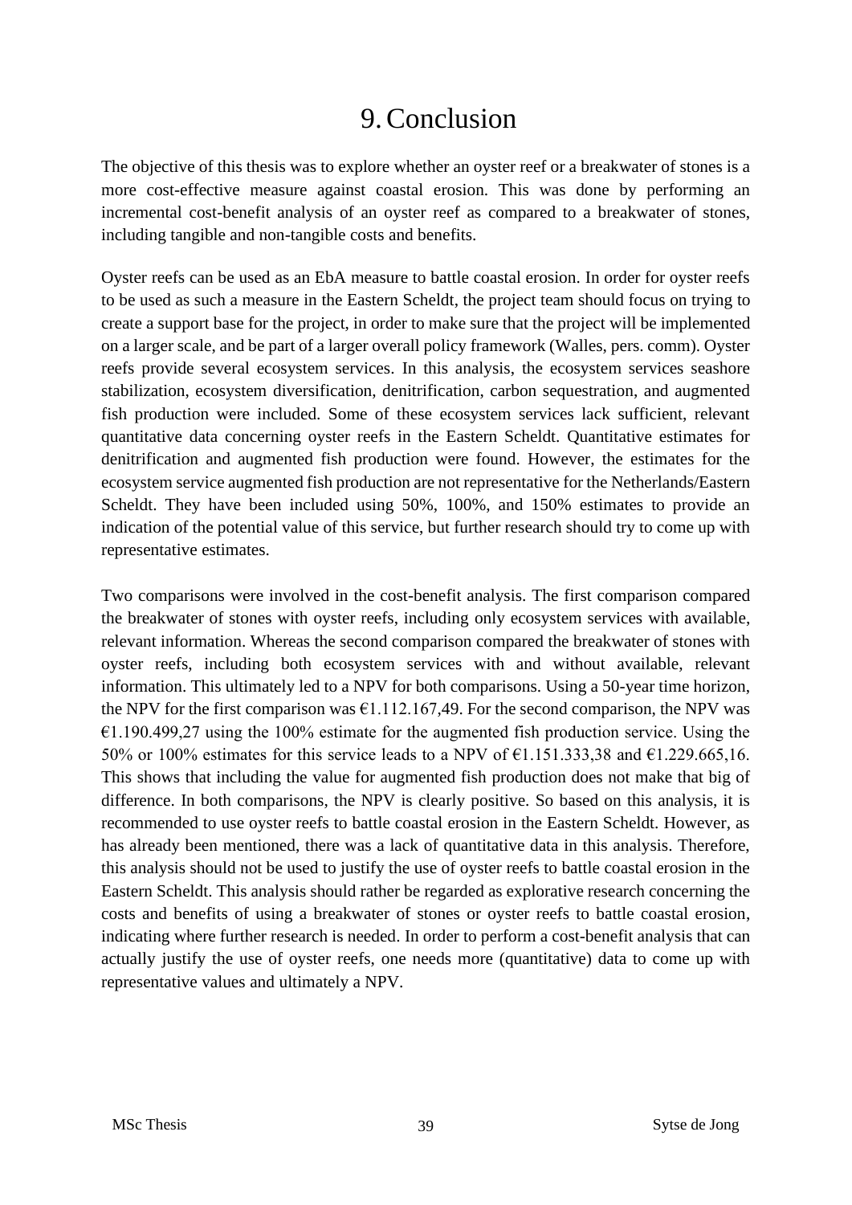# 9. Conclusion

The objective of this thesis was to explore whether an oyster reef or a breakwater of stones is a more cost-effective measure against coastal erosion. This was done by performing an incremental cost-benefit analysis of an oyster reef as compared to a breakwater of stones, including tangible and non-tangible costs and benefits.

Oyster reefs can be used as an EbA measure to battle coastal erosion. In order for oyster reefs to be used as such a measure in the Eastern Scheldt, the project team should focus on trying to create a support base for the project, in order to make sure that the project will be implemented on a larger scale, and be part of a larger overall policy framework (Walles, pers. comm). Oyster reefs provide several ecosystem services. In this analysis, the ecosystem services seashore stabilization, ecosystem diversification, denitrification, carbon sequestration, and augmented fish production were included. Some of these ecosystem services lack sufficient, relevant quantitative data concerning oyster reefs in the Eastern Scheldt. Quantitative estimates for denitrification and augmented fish production were found. However, the estimates for the ecosystem service augmented fish production are not representative for the Netherlands/Eastern Scheldt. They have been included using 50%, 100%, and 150% estimates to provide an indication of the potential value of this service, but further research should try to come up with representative estimates.

Two comparisons were involved in the cost-benefit analysis. The first comparison compared the breakwater of stones with oyster reefs, including only ecosystem services with available, relevant information. Whereas the second comparison compared the breakwater of stones with oyster reefs, including both ecosystem services with and without available, relevant information. This ultimately led to a NPV for both comparisons. Using a 50-year time horizon, the NPV for the first comparison was €1.112.167,49. For the second comparison, the NPV was €1.190.499,27 using the 100% estimate for the augmented fish production service. Using the 50% or 100% estimates for this service leads to a NPV of €1.151.333,38 and €1.229.665,16. This shows that including the value for augmented fish production does not make that big of difference. In both comparisons, the NPV is clearly positive. So based on this analysis, it is recommended to use oyster reefs to battle coastal erosion in the Eastern Scheldt. However, as has already been mentioned, there was a lack of quantitative data in this analysis. Therefore, this analysis should not be used to justify the use of oyster reefs to battle coastal erosion in the Eastern Scheldt. This analysis should rather be regarded as explorative research concerning the costs and benefits of using a breakwater of stones or oyster reefs to battle coastal erosion, indicating where further research is needed. In order to perform a cost-benefit analysis that can actually justify the use of oyster reefs, one needs more (quantitative) data to come up with representative values and ultimately a NPV.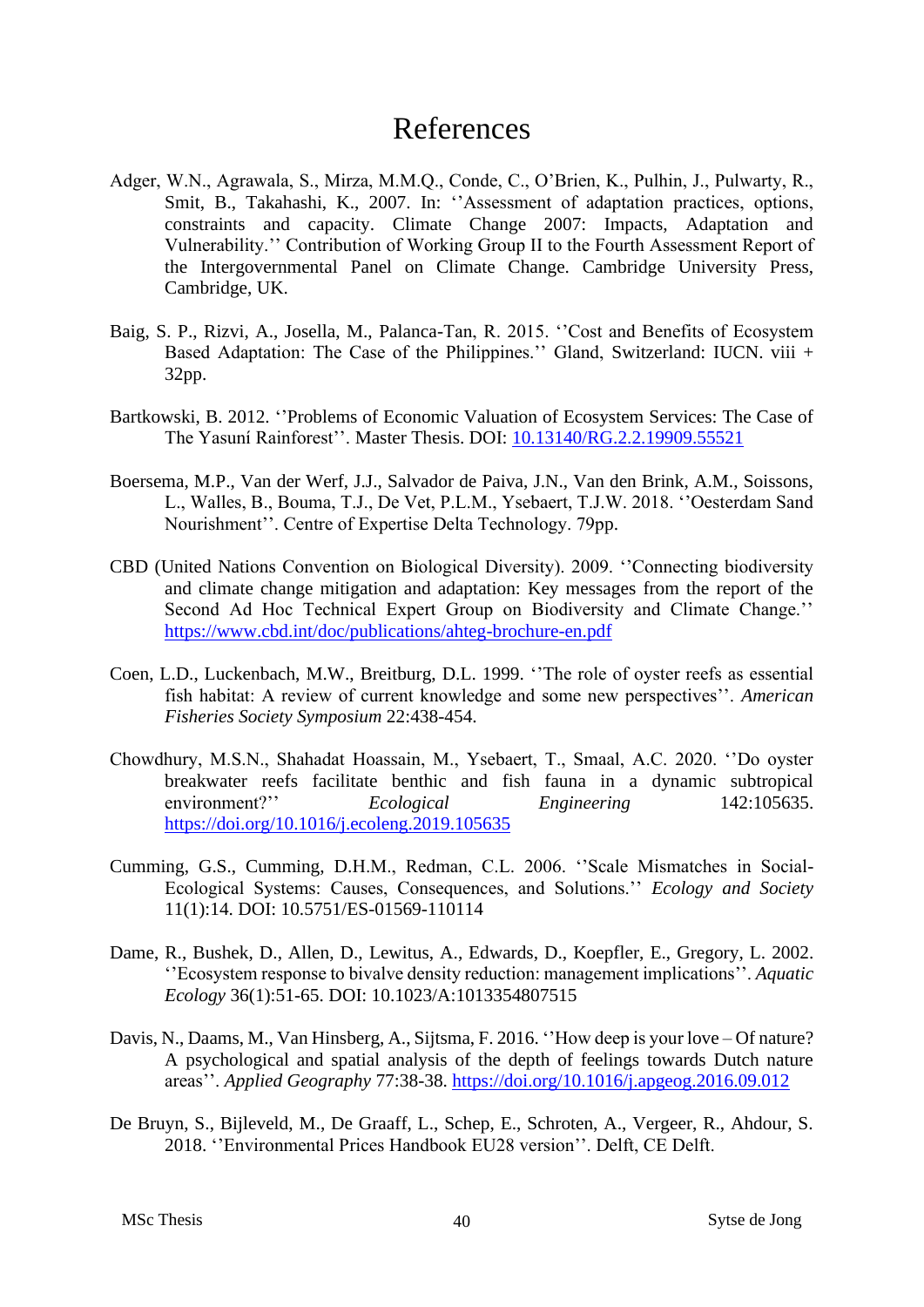# References

Adger, W.N., Agrawala, S., Mirza, M.M.Q., Conde, C., O'Brien, K., Pulhin, J., Pulwarty, R., Smit, B., Takahashi, K., 2007. In: ''Assessment of adaptation practices, options, constraints and capacity. Climate Change 2007: Impacts, Adaptation and Vulnerability.'' Contribution of Working Group II to the Fourth Assessment Report of the Intergovernmental Panel on Climate Change. Cambridge University Press, Cambridge, UK.

Baig, S. P., Rizvi, A., Josella, M., Palanca-Tan, R. 2015. ''Cost and Benefits of Ecosystem Based Adaptation: The Case of the Philippines.'' Gland, Switzerland: IUCN. viii + 32pp.

Bartkowski, B. 2012. ''Problems of Economic Valuation of Ecosystem Services: The Case of The Yasuní Rainforest''. Master Thesis. DOI: 10.13140/RG.2.2.19909.55521

Boersema, M.P., Van der Werf, J.J., Salvador de Paiva, J.N., Van den Brink, A.M., Soissons, L., Walles, B., Bouma, T.J., De Vet, P.L.M., Ysebaert, T.J.W. 2018. ''Oesterdam Sand Nourishment''. Centre of Expertise Delta Technology. 79pp.

CBD (United Nations Convention on Biological Diversity). 2009. ''Connecting biodiversity and climate change mitigation and adaptation: Key messages from the report of the Second Ad Hoc Technical Expert Group on Biodiversity and Climate Change.'' https://www.cbd.int/doc/publications/ahteg-brochure-en.pdf

Coen, L.D., Luckenbach, M.W., Breitburg, D.L. 1999. ''The role of oyster reefs as essential fish habitat: A review of current knowledge and some new perspectives''. *American Fisheries Society Symposium* 22:438-454.

Chowdhury, M.S.N., Shahadat Hoassain, M., Ysebaert, T., Smaal, A.C. 2020. ''Do oyster breakwater reefs facilitate benthic and fish fauna in a dynamic subtropical environment?'' *Ecological Engineering* 142:105635. https://doi.org/10.1016/j.ecoleng.2019.105635

Cumming, G.S., Cumming, D.H.M., Redman, C.L. 2006. ''Scale Mismatches in Social-Ecological Systems: Causes, Consequences, and Solutions.'' *Ecology and Society* 11(1):14. DOI: 10.5751/ES-01569-110114

Dame, R., Bushek, D., Allen, D., Lewitus, A., Edwards, D., Koepfler, E., Gregory, L. 2002. ''Ecosystem response to bivalve density reduction: management implications''. *Aquatic Ecology* 36(1):51-65. DOI: 10.1023/A:1013354807515

Davis, N., Daams, M., Van Hinsberg, A., Sijtsma, F. 2016. ''How deep is your love – Of nature? A psychological and spatial analysis of the depth of feelings towards Dutch nature areas''. *Applied Geography* 77:38-38. https://doi.org/10.1016/j.apgeog.2016.09.012

De Bruyn, S., Bijleveld, M., De Graaff, L., Schep, E., Schroten, A., Vergeer, R., Ahdour, S. 2018. ''Environmental Prices Handbook EU28 version''. Delft, CE Delft.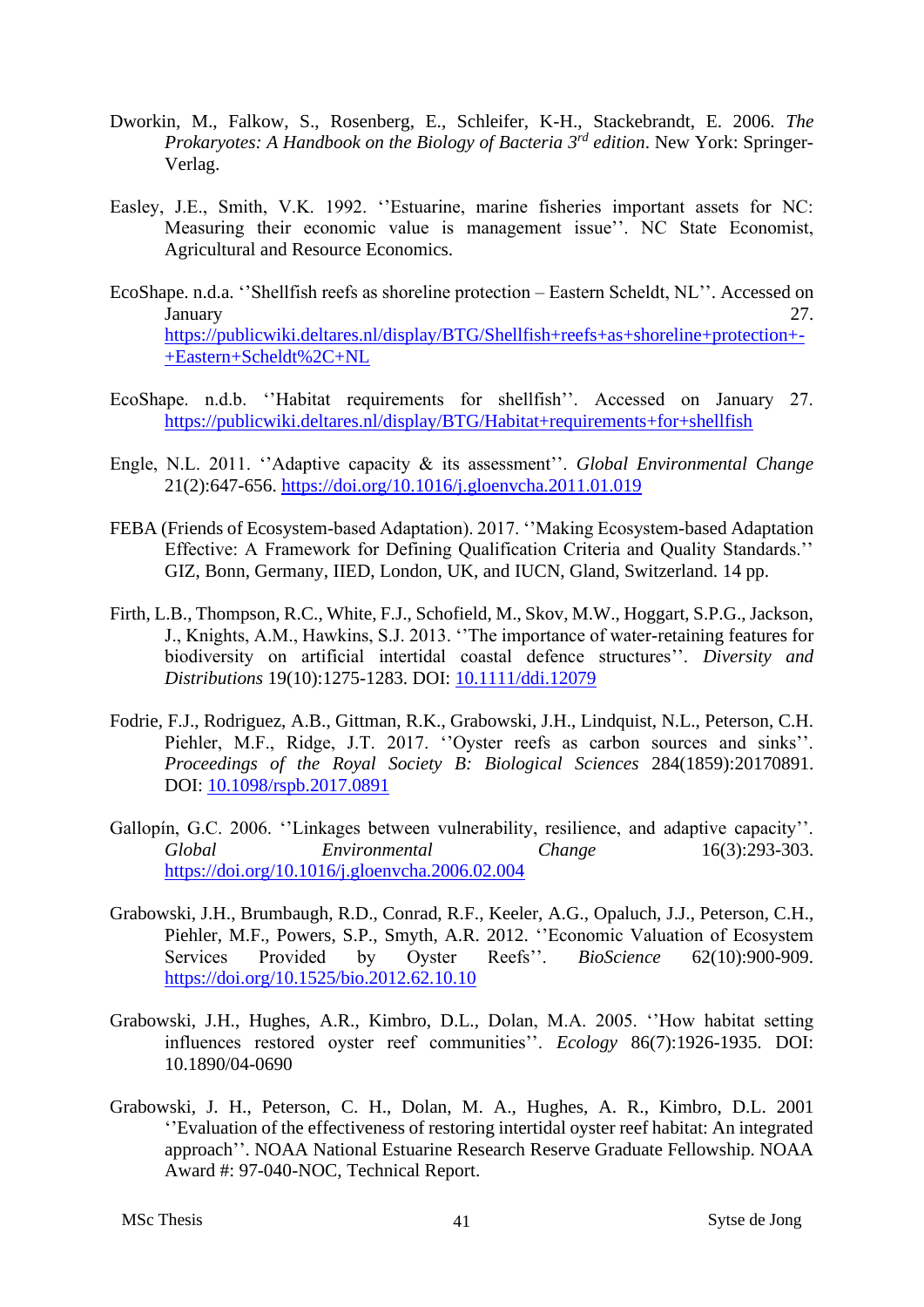Dworkin, M., Falkow, S., Rosenberg, E., Schleifer, K-H., Stackebrandt, E. 2006. *The Prokaryotes: A Handbook on the Biology of Bacteria 3rd edition*. New York: Springer-Verlag.

Easley, J.E., Smith, V.K. 1992. ''Estuarine, marine fisheries important assets for NC: Measuring their economic value is management issue''. NC State Economist, Agricultural and Resource Economics.

EcoShape. n.d.a. ''Shellfish reefs as shoreline protection – Eastern Scheldt, NL''. Accessed on January 27. https://publicwiki.deltares.nl/display/BTG/Shellfish+reefs+as+shoreline+protection+-+Eastern+Scheldt%2C+NL

EcoShape. n.d.b. ''Habitat requirements for shellfish''. Accessed on January 27. https://publicwiki.deltares.nl/display/BTG/Habitat+requirements+for+shellfish

Engle, N.L. 2011. ''Adaptive capacity & its assessment''. *Global Environmental Change* 21(2):647-656. https://doi.org/10.1016/j.gloenvcha.2011.01.019

FEBA (Friends of Ecosystem-based Adaptation). 2017. ''Making Ecosystem-based Adaptation Effective: A Framework for Defining Qualification Criteria and Quality Standards.'' GIZ, Bonn, Germany, IIED, London, UK, and IUCN, Gland, Switzerland. 14 pp.

Firth, L.B., Thompson, R.C., White, F.J., Schofield, M., Skov, M.W., Hoggart, S.P.G., Jackson, J., Knights, A.M., Hawkins, S.J. 2013. ''The importance of water-retaining features for biodiversity on artificial intertidal coastal defence structures''. *Diversity and Distributions* 19(10):1275-1283. DOI: 10.1111/ddi.12079

Fodrie, F.J., Rodriguez, A.B., Gittman, R.K., Grabowski, J.H., Lindquist, N.L., Peterson, C.H. Piehler, M.F., Ridge, J.T. 2017. ''Oyster reefs as carbon sources and sinks''. *Proceedings of the Royal Society B: Biological Sciences* 284(1859):20170891. DOI: 10.1098/rspb.2017.0891

Gallopín, G.C. 2006. ''Linkages between vulnerability, resilience, and adaptive capacity''. *Global Environmental Change* 16(3):293-303. https://doi.org/10.1016/j.gloenvcha.2006.02.004

Grabowski, J.H., Brumbaugh, R.D., Conrad, R.F., Keeler, A.G., Opaluch, J.J., Peterson, C.H., Piehler, M.F., Powers, S.P., Smyth, A.R. 2012. ''Economic Valuation of Ecosystem Services Provided by Oyster Reefs''. *BioScience* 62(10):900-909. https://doi.org/10.1525/bio.2012.62.10.10

Grabowski, J.H., Hughes, A.R., Kimbro, D.L., Dolan, M.A. 2005. ''How habitat setting influences restored oyster reef communities''. *Ecology* 86(7):1926-1935. DOI: 10.1890/04-0690

Grabowski, J. H., Peterson, C. H., Dolan, M. A., Hughes, A. R., Kimbro, D.L. 2001 ''Evaluation of the effectiveness of restoring intertidal oyster reef habitat: An integrated approach''. NOAA National Estuarine Research Reserve Graduate Fellowship. NOAA Award #: 97-040-NOC, Technical Report.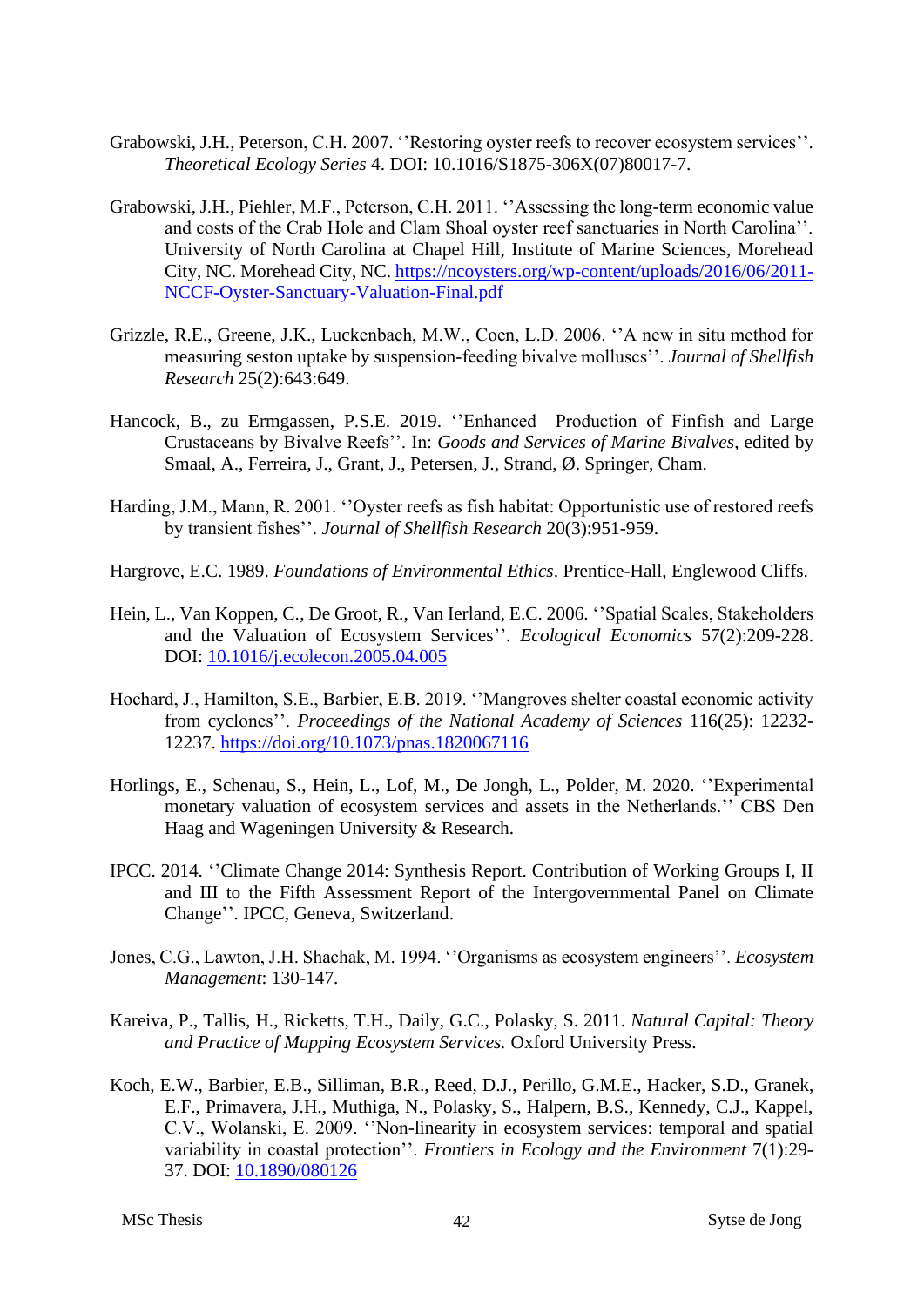Grabowski, J.H., Peterson, C.H. 2007. ''Restoring oyster reefs to recover ecosystem services''. *Theoretical Ecology Series* 4. DOI: 10.1016/S1875-306X(07)80017-7.

Grabowski, J.H., Piehler, M.F., Peterson, C.H. 2011. ''Assessing the long-term economic value and costs of the Crab Hole and Clam Shoal oyster reef sanctuaries in North Carolina''. University of North Carolina at Chapel Hill, Institute of Marine Sciences, Morehead City, NC. Morehead City, NC. https://ncoysters.org/wp-content/uploads/2016/06/2011-NCCF-Oyster-Sanctuary-Valuation-Final.pdf

Grizzle, R.E., Greene, J.K., Luckenbach, M.W., Coen, L.D. 2006. ''A new in situ method for measuring seston uptake by suspension-feeding bivalve molluscs''. *Journal of Shellfish Research* 25(2):643:649.

Hancock, B., zu Ermgassen, P.S.E. 2019. ''Enhanced Production of Finfish and Large Crustaceans by Bivalve Reefs''. In: *Goods and Services of Marine Bivalves*, edited by Smaal, A., Ferreira, J., Grant, J., Petersen, J., Strand, Ø. Springer, Cham.

Harding, J.M., Mann, R. 2001. ''Oyster reefs as fish habitat: Opportunistic use of restored reefs by transient fishes''. *Journal of Shellfish Research* 20(3):951-959.

Hargrove, E.C. 1989. *Foundations of Environmental Ethics*. Prentice-Hall, Englewood Cliffs.

Hein, L., Van Koppen, C., De Groot, R., Van Ierland, E.C. 2006. ''Spatial Scales, Stakeholders and the Valuation of Ecosystem Services''. *Ecological Economics* 57(2):209-228. DOI: 10.1016/j.ecolecon.2005.04.005

Hochard, J., Hamilton, S.E., Barbier, E.B. 2019. ''Mangroves shelter coastal economic activity from cyclones''. *Proceedings of the National Academy of Sciences* 116(25): 12232-12237. https://doi.org/10.1073/pnas.1820067116

Horlings, E., Schenau, S., Hein, L., Lof, M., De Jongh, L., Polder, M. 2020. ''Experimental monetary valuation of ecosystem services and assets in the Netherlands.'' CBS Den Haag and Wageningen University & Research.

IPCC. 2014. ''Climate Change 2014: Synthesis Report. Contribution of Working Groups I, II and III to the Fifth Assessment Report of the Intergovernmental Panel on Climate Change''. IPCC, Geneva, Switzerland.

Jones, C.G., Lawton, J.H. Shachak, M. 1994. ''Organisms as ecosystem engineers''. *Ecosystem Management*: 130-147.

Kareiva, P., Tallis, H., Ricketts, T.H., Daily, G.C., Polasky, S. 2011. *Natural Capital: Theory and Practice of Mapping Ecosystem Services.* Oxford University Press.

Koch, E.W., Barbier, E.B., Silliman, B.R., Reed, D.J., Perillo, G.M.E., Hacker, S.D., Granek, E.F., Primavera, J.H., Muthiga, N., Polasky, S., Halpern, B.S., Kennedy, C.J., Kappel, C.V., Wolanski, E. 2009. ''Non-linearity in ecosystem services: temporal and spatial variability in coastal protection''. *Frontiers in Ecology and the Environment* 7(1):29-37. DOI: 10.1890/080126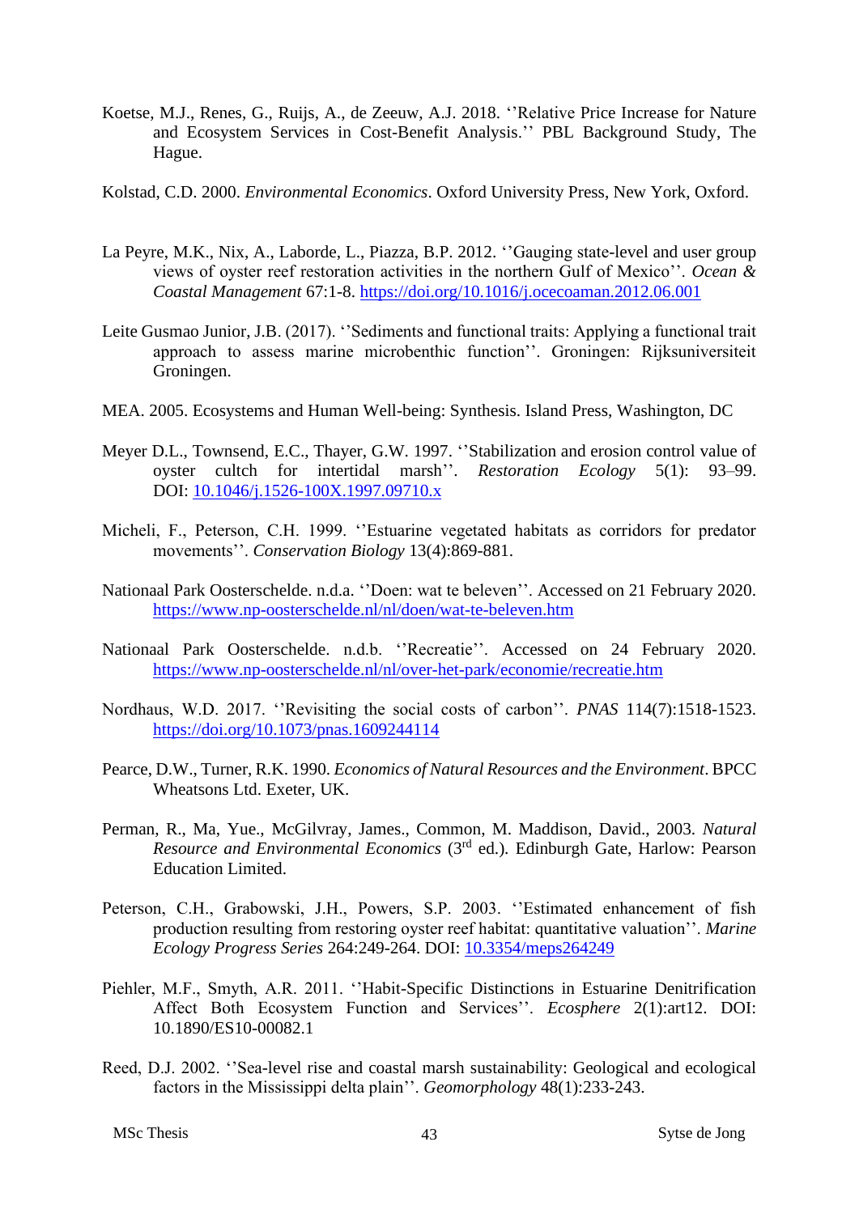Koetse, M.J., Renes, G., Ruijs, A., de Zeeuw, A.J. 2018. ''Relative Price Increase for Nature and Ecosystem Services in Cost-Benefit Analysis.'' PBL Background Study, The Hague.

Kolstad, C.D. 2000. *Environmental Economics*. Oxford University Press, New York, Oxford.

La Peyre, M.K., Nix, A., Laborde, L., Piazza, B.P. 2012. ''Gauging state-level and user group views of oyster reef restoration activities in the northern Gulf of Mexico''. *Ocean & Coastal Management* 67:1-8. https://doi.org/10.1016/j.ocecoaman.2012.06.001

Leite Gusmao Junior, J.B. (2017). ''Sediments and functional traits: Applying a functional trait approach to assess marine microbenthic function''. Groningen: Rijksuniversiteit Groningen.

MEA. 2005. Ecosystems and Human Well-being: Synthesis. Island Press, Washington, DC

Meyer D.L., Townsend, E.C., Thayer, G.W. 1997. ''Stabilization and erosion control value of oyster cultch for intertidal marsh''. *Restoration Ecology* 5(1): 93–99. DOI: 10.1046/j.1526-100X.1997.09710.x

Micheli, F., Peterson, C.H. 1999. ''Estuarine vegetated habitats as corridors for predator movements''. *Conservation Biology* 13(4):869-881.

Nationaal Park Oosterschelde. n.d.a. ''Doen: wat te beleven''. Accessed on 21 February 2020. https://www.np-oosterschelde.nl/nl/doen/wat-te-beleven.htm

Nationaal Park Oosterschelde. n.d.b. ''Recreatie''. Accessed on 24 February 2020. https://www.np-oosterschelde.nl/nl/over-het-park/economie/recreatie.htm

Nordhaus, W.D. 2017. ''Revisiting the social costs of carbon''. *PNAS* 114(7):1518-1523. https://doi.org/10.1073/pnas.1609244114

Pearce, D.W., Turner, R.K. 1990. *Economics of Natural Resources and the Environment*. BPCC Wheatsons Ltd. Exeter, UK.

Perman, R., Ma, Yue., McGilvray, James., Common, M. Maddison, David., 2003. *Natural Resource and Environmental Economics* (3rd ed.). Edinburgh Gate, Harlow: Pearson Education Limited.

Peterson, C.H., Grabowski, J.H., Powers, S.P. 2003. ''Estimated enhancement of fish production resulting from restoring oyster reef habitat: quantitative valuation''. *Marine Ecology Progress Series* 264:249-264. DOI: 10.3354/meps264249

Piehler, M.F., Smyth, A.R. 2011. ''Habit-Specific Distinctions in Estuarine Denitrification Affect Both Ecosystem Function and Services''. *Ecosphere* 2(1):art12. DOI: 10.1890/ES10-00082.1

Reed, D.J. 2002. ''Sea-level rise and coastal marsh sustainability: Geological and ecological factors in the Mississippi delta plain''. *Geomorphology* 48(1):233-243.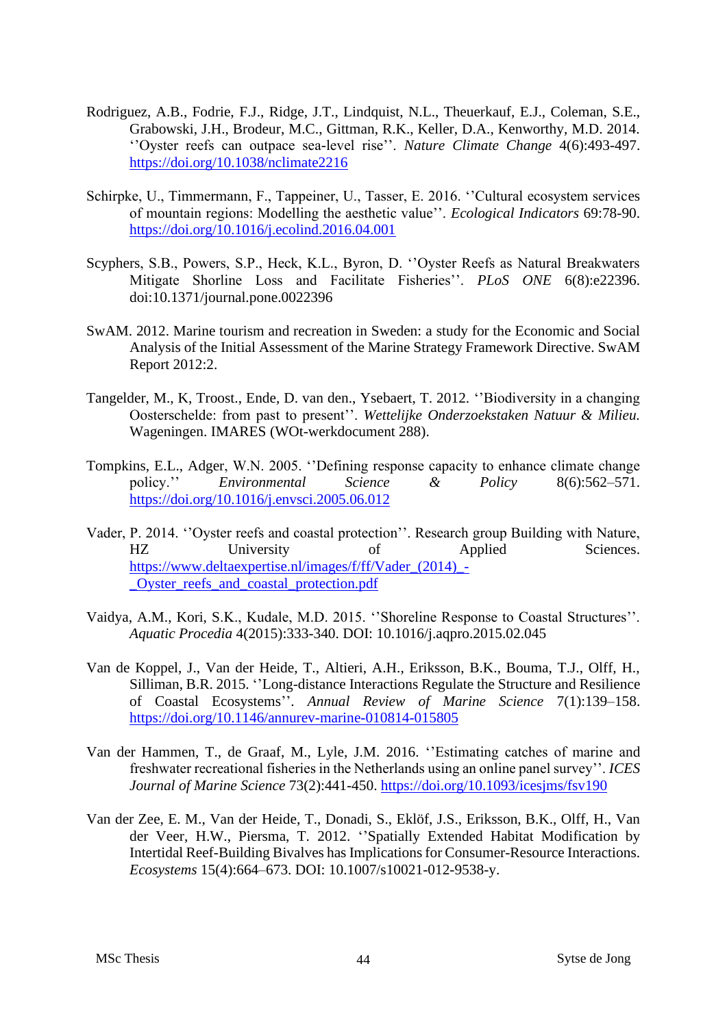Rodriguez, A.B., Fodrie, F.J., Ridge, J.T., Lindquist, N.L., Theuerkauf, E.J., Coleman, S.E., Grabowski, J.H., Brodeur, M.C., Gittman, R.K., Keller, D.A., Kenworthy, M.D. 2014. ''Oyster reefs can outpace sea-level rise''. *Nature Climate Change* 4(6):493-497. https://doi.org/10.1038/nclimate2216

Schirpke, U., Timmermann, F., Tappeiner, U., Tasser, E. 2016. ''Cultural ecosystem services of mountain regions: Modelling the aesthetic value''. *Ecological Indicators* 69:78-90. https://doi.org/10.1016/j.ecolind.2016.04.001

Scyphers, S.B., Powers, S.P., Heck, K.L., Byron, D. ''Oyster Reefs as Natural Breakwaters Mitigate Shorline Loss and Facilitate Fisheries''. *PLoS ONE* 6(8):e22396. doi:10.1371/journal.pone.0022396

SwAM. 2012. Marine tourism and recreation in Sweden: a study for the Economic and Social Analysis of the Initial Assessment of the Marine Strategy Framework Directive. SwAM Report 2012:2.

Tangelder, M., K, Troost., Ende, D. van den., Ysebaert, T. 2012. ''Biodiversity in a changing Oosterschelde: from past to present''. *Wettelijke Onderzoekstaken Natuur & Milieu.* Wageningen. IMARES (WOt-werkdocument 288).

Tompkins, E.L., Adger, W.N. 2005. ''Defining response capacity to enhance climate change policy.'' *Environmental Science & Policy* 8(6):562–571. https://doi.org/10.1016/j.envsci.2005.06.012

Vader, P. 2014. ''Oyster reefs and coastal protection''. Research group Building with Nature, HZ University of Applied Sciences. https://www.deltaexpertise.nl/images/f/ff/Vader_(2014)_-_Oyster_reefs_and_coastal_protection.pdf

Vaidya, A.M., Kori, S.K., Kudale, M.D. 2015. ''Shoreline Response to Coastal Structures''. *Aquatic Procedia* 4(2015):333-340. DOI: 10.1016/j.aqpro.2015.02.045

Van de Koppel, J., Van der Heide, T., Altieri, A.H., Eriksson, B.K., Bouma, T.J., Olff, H., Silliman, B.R. 2015. ''Long-distance Interactions Regulate the Structure and Resilience of Coastal Ecosystems''. *Annual Review of Marine Science* 7(1):139–158. https://doi.org/10.1146/annurev-marine-010814-015805

Van der Hammen, T., de Graaf, M., Lyle, J.M. 2016. ''Estimating catches of marine and freshwater recreational fisheries in the Netherlands using an online panel survey''. *ICES Journal of Marine Science* 73(2):441-450. https://doi.org/10.1093/icesjms/fsv190

Van der Zee, E. M., Van der Heide, T., Donadi, S., Eklöf, J.S., Eriksson, B.K., Olff, H., Van der Veer, H.W., Piersma, T. 2012. ''Spatially Extended Habitat Modification by Intertidal Reef-Building Bivalves has Implications for Consumer-Resource Interactions. *Ecosystems* 15(4):664–673. DOI: 10.1007/s10021-012-9538-y.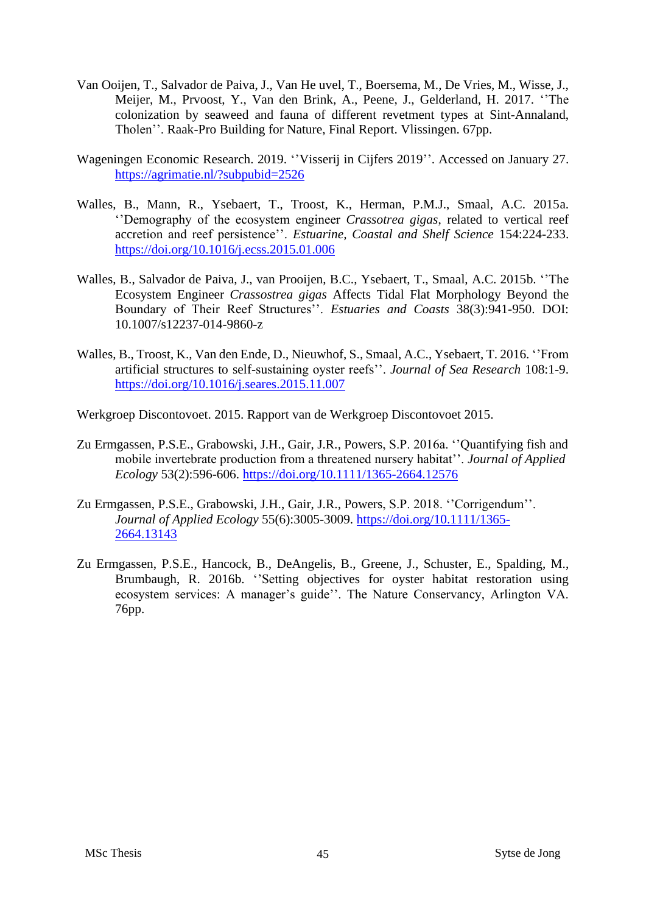Van Ooijen, T., Salvador de Paiva, J., Van He uvel, T., Boersema, M., De Vries, M., Wisse, J., Meijer, M., Prvoost, Y., Van den Brink, A., Peene, J., Gelderland, H. 2017. ''The colonization by seaweed and fauna of different revetment types at Sint-Annaland, Tholen''. Raak-Pro Building for Nature, Final Report. Vlissingen. 67pp.

Wageningen Economic Research. 2019. ''Visserij in Cijfers 2019''. Accessed on January 27. https://agrimatie.nl/?subpubid=2526

Walles, B., Mann, R., Ysebaert, T., Troost, K., Herman, P.M.J., Smaal, A.C. 2015a. ''Demography of the ecosystem engineer *Crassotrea gigas*, related to vertical reef accretion and reef persistence''. *Estuarine, Coastal and Shelf Science* 154:224-233. https://doi.org/10.1016/j.ecss.2015.01.006

Walles, B., Salvador de Paiva, J., van Prooijen, B.C., Ysebaert, T., Smaal, A.C. 2015b. ''The Ecosystem Engineer *Crassostrea gigas* Affects Tidal Flat Morphology Beyond the Boundary of Their Reef Structures''. *Estuaries and Coasts* 38(3):941-950. DOI: 10.1007/s12237-014-9860-z

Walles, B., Troost, K., Van den Ende, D., Nieuwhof, S., Smaal, A.C., Ysebaert, T. 2016. ''From artificial structures to self-sustaining oyster reefs''. *Journal of Sea Research* 108:1-9. https://doi.org/10.1016/j.seares.2015.11.007

Werkgroep Discontovoet. 2015. Rapport van de Werkgroep Discontovoet 2015.

Zu Ermgassen, P.S.E., Grabowski, J.H., Gair, J.R., Powers, S.P. 2016a. ''Quantifying fish and mobile invertebrate production from a threatened nursery habitat''. *Journal of Applied Ecology* 53(2):596-606. https://doi.org/10.1111/1365-2664.12576

Zu Ermgassen, P.S.E., Grabowski, J.H., Gair, J.R., Powers, S.P. 2018. ''Corrigendum''. *Journal of Applied Ecology* 55(6):3005-3009. https://doi.org/10.1111/1365-2664.13143

Zu Ermgassen, P.S.E., Hancock, B., DeAngelis, B., Greene, J., Schuster, E., Spalding, M., Brumbaugh, R. 2016b. ''Setting objectives for oyster habitat restoration using ecosystem services: A manager's guide''. The Nature Conservancy, Arlington VA. 76pp.